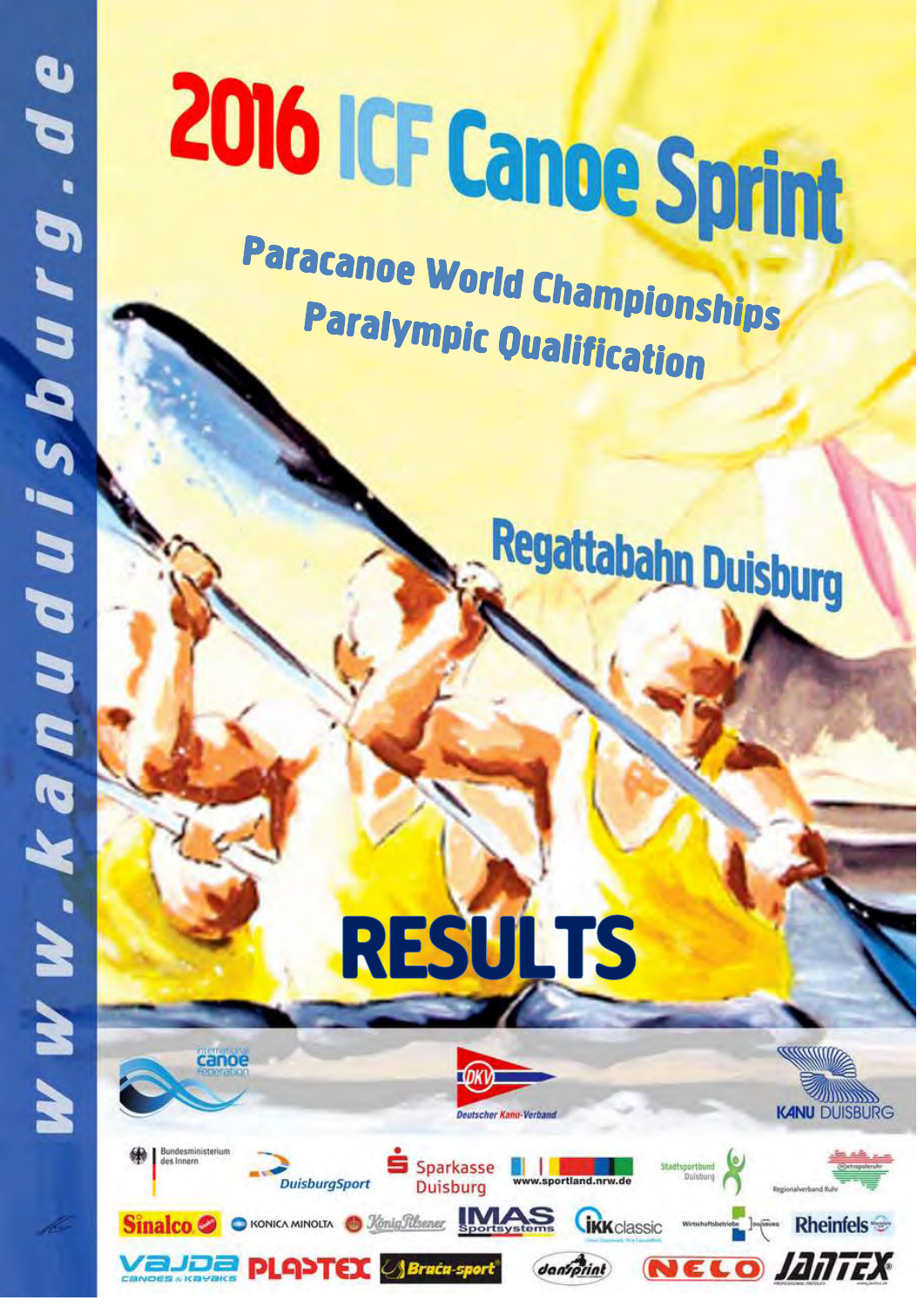# 2016 ICF Canoe Sprint

## Paracanoe World Championships
## Paralympic Qualification

Regattabahn Duisburg

# RESULTS

www.kanuduisburg.de

International Canoe Federation

Deutscher Kanu-Verband

KANU DUISBURG

Bundesministerium des Innern

DuisburgSport

Sparkasse Duisburg

www.sportland.nrw.de

Stadtsportbund Duisburg

Metropoleruhr Regionalverband Ruhr

Sinalco

KONICA MINOLTA

König Pilsener

IMAS Sportsystems

IKK classic

Wirtschaftsbetriebe Duisburg

Rheinfels

VAJDA CANOES & KAYAKS

PLASTEX

Braća-sport

dansprint

NELO

JANTEX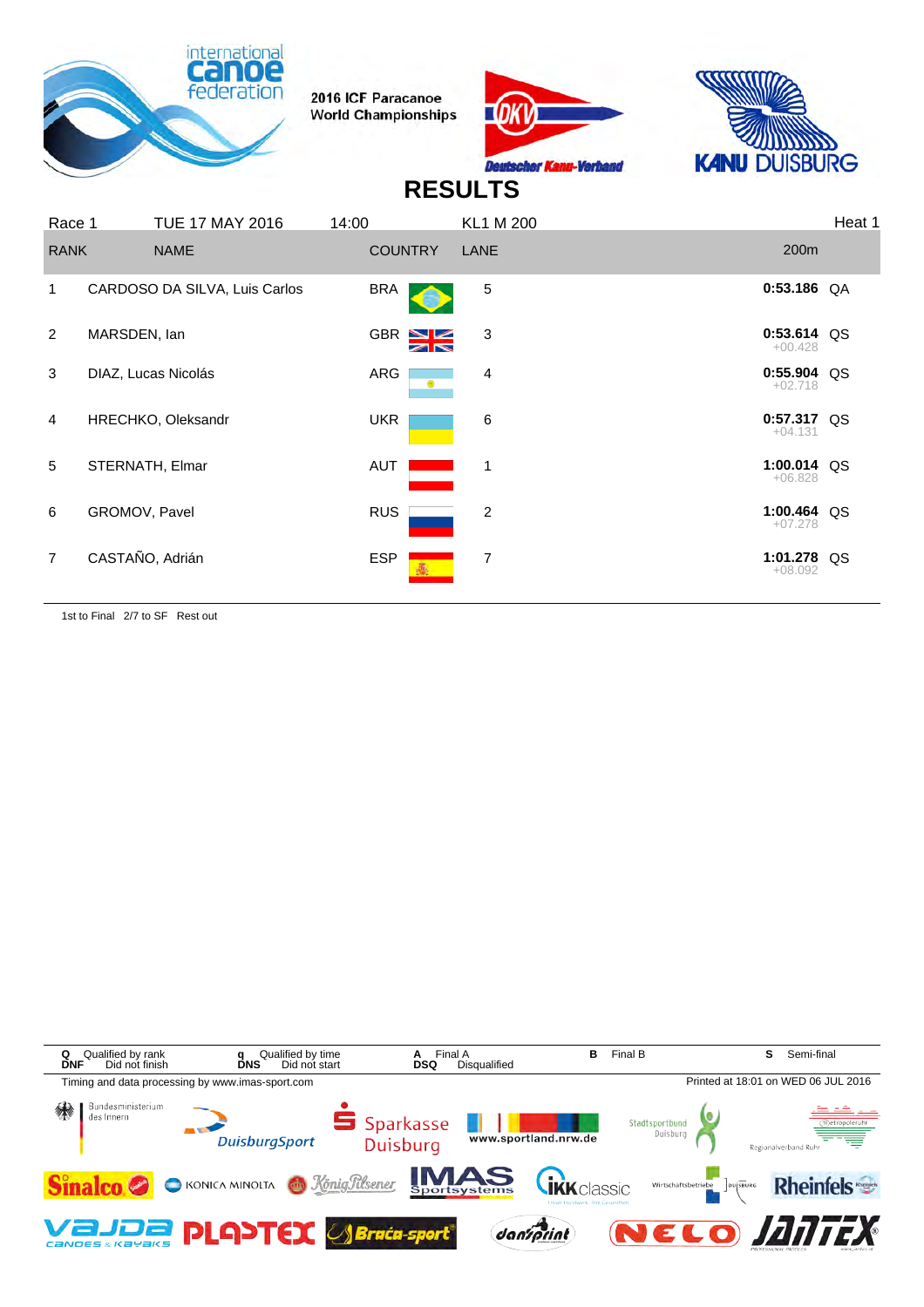2016 ICF Paracanoe World Championships

# RESULTS

| Race 1 | TUE 17 MAY 2016 | 14:00 | KL1 M 200 | | Heat 1 | |
|---|---|---|---|---|---|---|
| **RANK** | **NAME** | **COUNTRY** | **LANE** | **200m** | | |
| 1 | CARDOSO DA SILVA, Luis Carlos | BRA | 5 | **0:53.186** | | QA |
| 2 | MARSDEN, Ian | GBR | 3 | **0:53.614** | +00.428 | QS |
| 3 | DIAZ, Lucas Nicolás | ARG | 4 | **0:55.904** | +02.718 | QS |
| 4 | HRECHKO, Oleksandr | UKR | 6 | **0:57.317** | +04.131 | QS |
| 5 | STERNATH, Elmar | AUT | 1 | **1:00.014** | +06.828 | QS |
| 6 | GROMOV, Pavel | RUS | 2 | **1:00.464** | +07.278 | QS |
| 7 | CASTAÑO, Adrián | ESP | 7 | **1:01.278** | +08.092 | QS |

1st to Final 2/7 to SF Rest out

**Q** Qualified by rank **q** Qualified by time **A** Final A **B** Final B **S** Semi-final
**DNF** Did not finish **DNS** Did not start **DSQ** Disqualified

Timing and data processing by www.imas-sport.com

Printed at 18:01 on WED 06 JUL 2016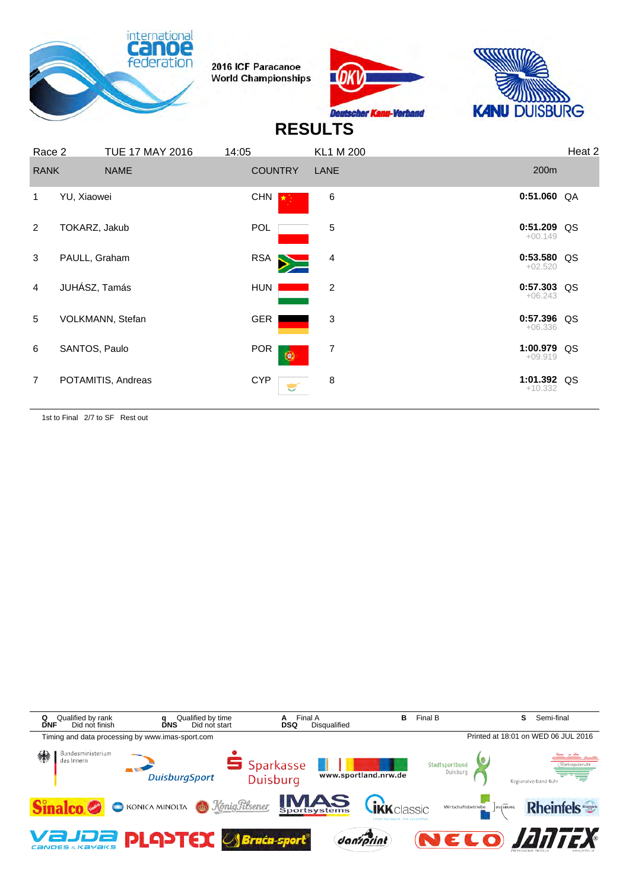2016 ICF Paracanoe World Championships

# RESULTS

| Race 2 | TUE 17 MAY 2016 | 14:05 | KL1 M 200 | | Heat 2 |
|---|---|---|---|---|---|
| **RANK** | **NAME** | **COUNTRY** | **LANE** | **200m** | |
| 1 | YU, Xiaowei | CHN | 6 | **0:51.060** | QA |
| 2 | TOKARZ, Jakub | POL | 5 | **0:51.209** +00.149 | QS |
| 3 | PAULL, Graham | RSA | 4 | **0:53.580** +02.520 | QS |
| 4 | JUHÁSZ, Tamás | HUN | 2 | **0:57.303** +06.243 | QS |
| 5 | VOLKMANN, Stefan | GER | 3 | **0:57.396** +06.336 | QS |
| 6 | SANTOS, Paulo | POR | 7 | **1:00.979** +09.919 | QS |
| 7 | POTAMITIS, Andreas | CYP | 8 | **1:01.392** +10.332 | QS |

1st to Final 2/7 to SF Rest out

**Q** Qualified by rank **q** Qualified by time **A** Final A **B** Final B **S** Semi-final
**DNF** Did not finish **DNS** Did not start **DSQ** Disqualified

Timing and data processing by www.imas-sport.com

Printed at 18:01 on WED 06 JUL 2016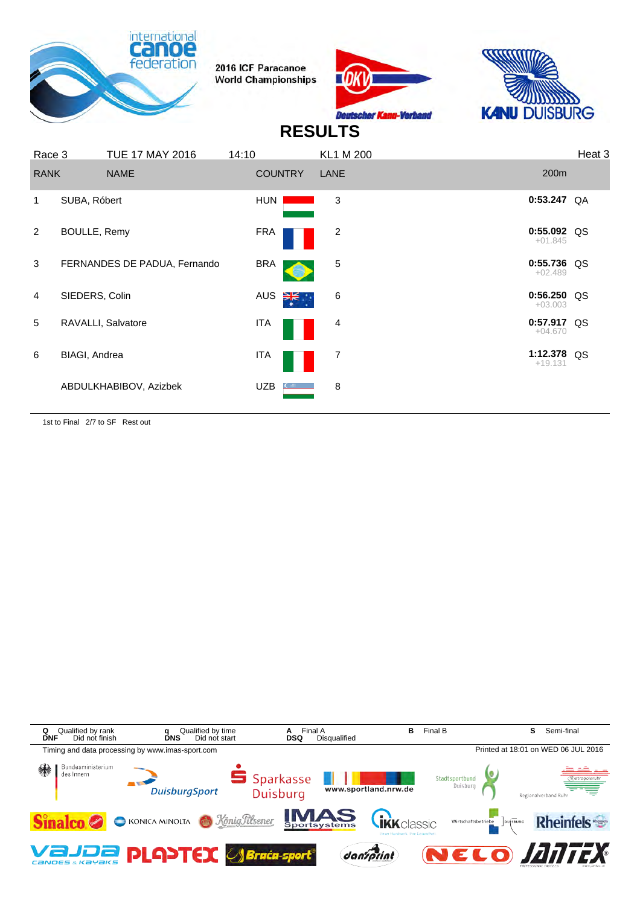2016 ICF Paracanoe World Championships

# RESULTS

| Race 3 | TUE 17 MAY 2016 | 14:10 | KL1 M 200 | Heat 3 | |
|---|---|---|---|---|---|
| **RANK** | **NAME** | **COUNTRY** | **LANE** | **200m** | |
| 1 | SUBA, Róbert | HUN | 3 | **0:53.247** | QA |
| 2 | BOULLE, Remy | FRA | 2 | **0:55.092** +01.845 | QS |
| 3 | FERNANDES DE PADUA, Fernando | BRA | 5 | **0:55.736** +02.489 | QS |
| 4 | SIEDERS, Colin | AUS | 6 | **0:56.250** +03.003 | QS |
| 5 | RAVALLI, Salvatore | ITA | 4 | **0:57.917** +04.670 | QS |
| 6 | BIAGI, Andrea | ITA | 7 | **1:12.378** +19.131 | QS |
| | ABDULKHABIBOV, Azizbek | UZB | 8 | | |

1st to Final 2/7 to SF Rest out

**Q** Qualified by rank **q** Qualified by time **A** Final A **B** Final B **S** Semi-final
**DNF** Did not finish **DNS** Did not start **DSQ** Disqualified

Timing and data processing by www.imas-sport.com

Printed at 18:01 on WED 06 JUL 2016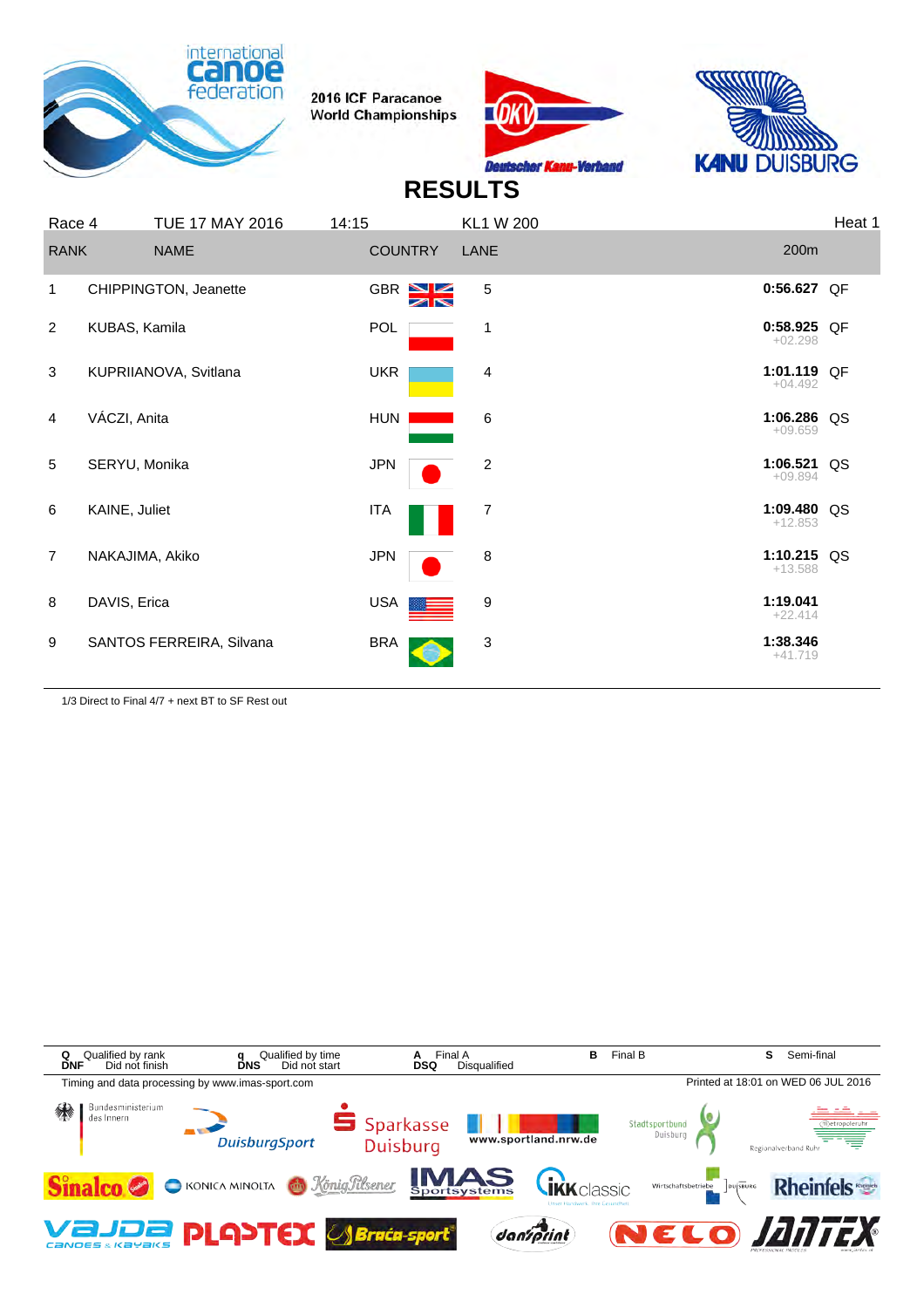2016 ICF Paracanoe World Championships

# RESULTS

| Race 4 | TUE 17 MAY 2016 | 14:15 | KL1 W 200 | | Heat 1 |
|---|---|---|---|---|---|
| **RANK** | **NAME** | **COUNTRY** | **LANE** | **200m** | |
| 1 | CHIPPINGTON, Jeanette | GBR | 5 | **0:56.627** | QF |
| 2 | KUBAS, Kamila | POL | 1 | **0:58.925** +02.298 | QF |
| 3 | KUPRIIANOVA, Svitlana | UKR | 4 | **1:01.119** +04.492 | QF |
| 4 | VÁCZI, Anita | HUN | 6 | **1:06.286** +09.659 | QS |
| 5 | SERYU, Monika | JPN | 2 | **1:06.521** +09.894 | QS |
| 6 | KAINE, Juliet | ITA | 7 | **1:09.480** +12.853 | QS |
| 7 | NAKAJIMA, Akiko | JPN | 8 | **1:10.215** +13.588 | QS |
| 8 | DAVIS, Erica | USA | 9 | **1:19.041** +22.414 | |
| 9 | SANTOS FERREIRA, Silvana | BRA | 3 | **1:38.346** +41.719 | |

1/3 Direct to Final 4/7 + next BT to SF Rest out

**Q** Qualified by rank **q** Qualified by time **A** Final A **B** Final B **S** Semi-final
**DNF** Did not finish **DNS** Did not start **DSQ** Disqualified

Timing and data processing by www.imas-sport.com

Printed at 18:01 on WED 06 JUL 2016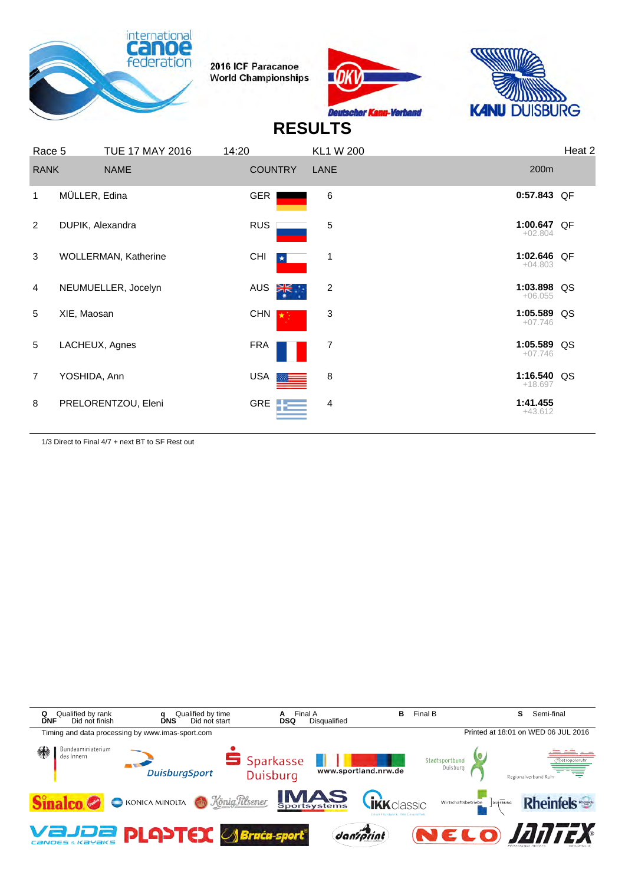2016 ICF Paracanoe World Championships

# RESULTS

| Race 5 | TUE 17 MAY 2016 | 14:20 | KL1 W 200 | | Heat 2 |
|---|---|---|---|---|---|
| **RANK** | **NAME** | **COUNTRY** | **LANE** | **200m** | |
| 1 | MÜLLER, Edina | GER | 6 | **0:57.843** | QF |
| 2 | DUPIK, Alexandra | RUS | 5 | **1:00.647** +02.804 | QF |
| 3 | WOLLERMAN, Katherine | CHI | 1 | **1:02.646** +04.803 | QF |
| 4 | NEUMUELLER, Jocelyn | AUS | 2 | **1:03.898** +06.055 | QS |
| 5 | XIE, Maosan | CHN | 3 | **1:05.589** +07.746 | QS |
| 5 | LACHEUX, Agnes | FRA | 7 | **1:05.589** +07.746 | QS |
| 7 | YOSHIDA, Ann | USA | 8 | **1:16.540** +18.697 | QS |
| 8 | PRELORENTZOU, Eleni | GRE | 4 | **1:41.455** +43.612 | |

1/3 Direct to Final 4/7 + next BT to SF Rest out

**Q** Qualified by rank **q** Qualified by time **A** Final A **B** Final B **S** Semi-final
**DNF** Did not finish **DNS** Did not start **DSQ** Disqualified

Timing and data processing by www.imas-sport.com

Printed at 18:01 on WED 06 JUL 2016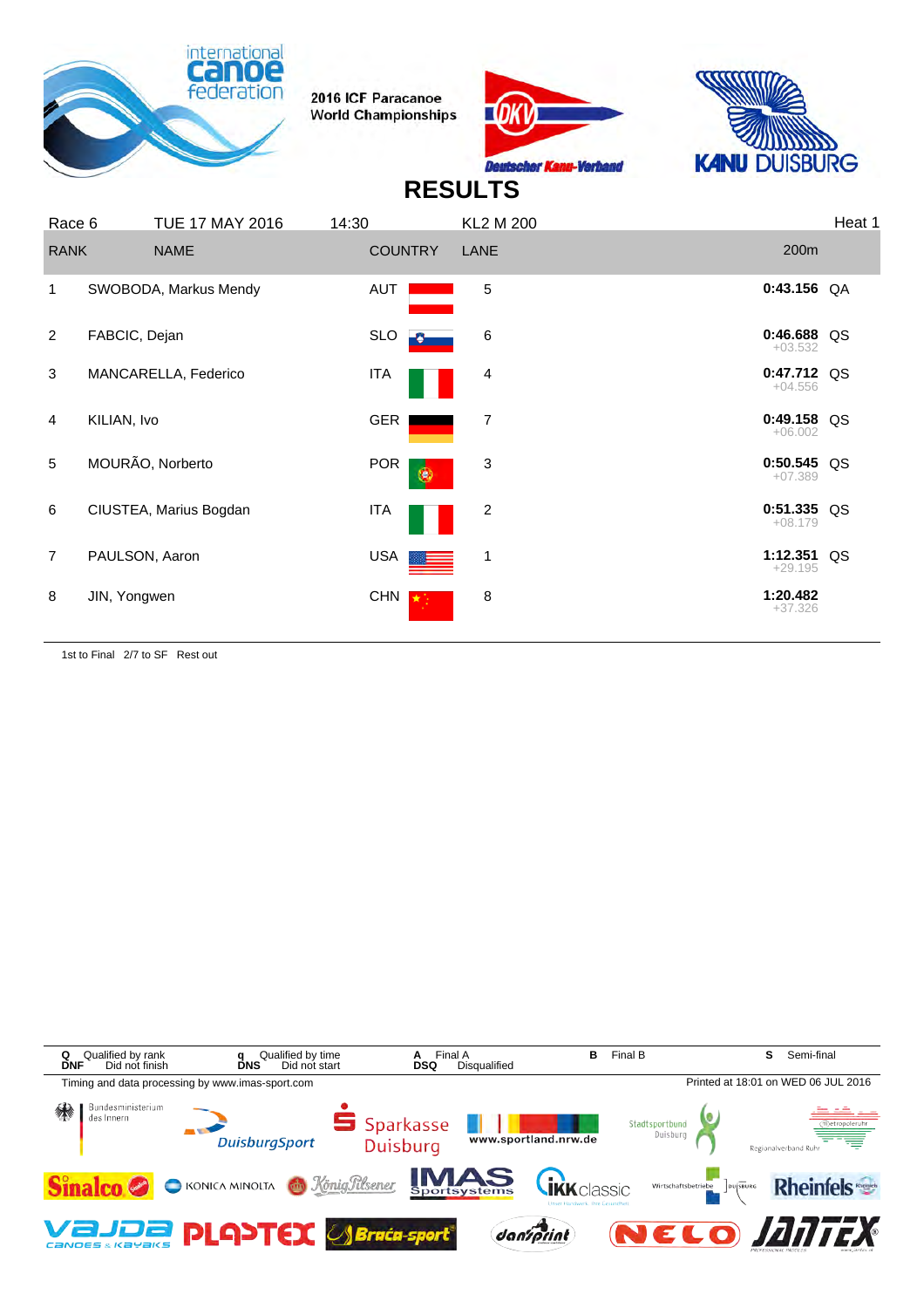2016 ICF Paracanoe World Championships

# RESULTS

Race 6 | TUE 17 MAY 2016 | 14:30 | KL2 M 200 | Heat 1

| RANK | NAME | COUNTRY | LANE | 200m | |
|---|---|---|---|---|---|
| 1 | SWOBODA, Markus Mendy | AUT | 5 | 0:43.156 | QA |
| 2 | FABCIC, Dejan | SLO | 6 | 0:46.688 +03.532 | QS |
| 3 | MANCARELLA, Federico | ITA | 4 | 0:47.712 +04.556 | QS |
| 4 | KILIAN, Ivo | GER | 7 | 0:49.158 +06.002 | QS |
| 5 | MOURÃO, Norberto | POR | 3 | 0:50.545 +07.389 | QS |
| 6 | CIUSTEA, Marius Bogdan | ITA | 2 | 0:51.335 +08.179 | QS |
| 7 | PAULSON, Aaron | USA | 1 | 1:12.351 +29.195 | QS |
| 8 | JIN, Yongwen | CHN | 8 | 1:20.482 +37.326 | |

1st to Final 2/7 to SF Rest out

| | | | | | | | | | |
|---|---|---|---|---|---|---|---|---|---|
| Q | Qualified by rank | q | Qualified by time | A | Final A | B | Final B | S | Semi-final |
| DNF | Did not finish | DNS | Did not start | DSQ | Disqualified | | | | |

Timing and data processing by www.imas-sport.com

Printed at 18:01 on WED 06 JUL 2016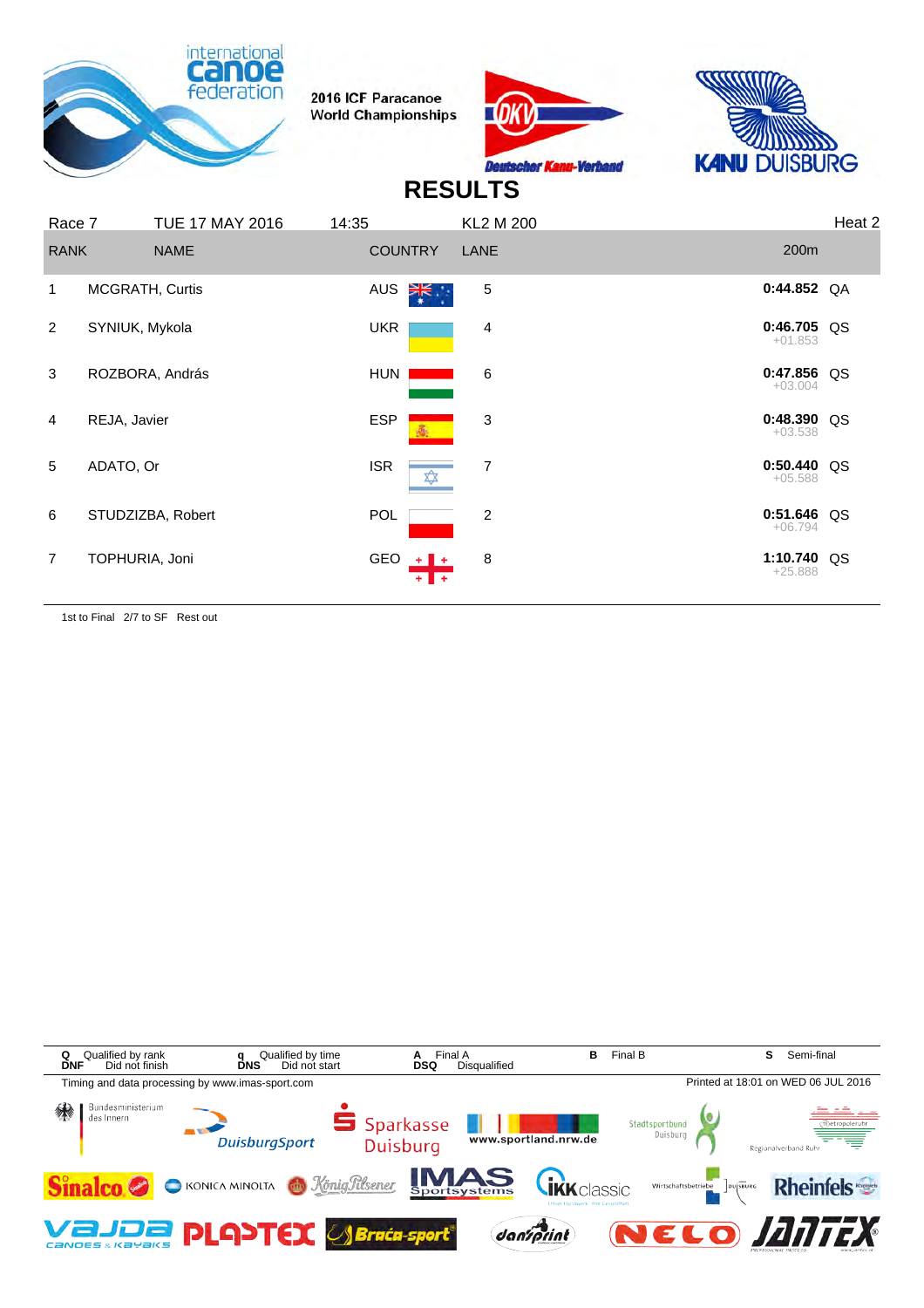2016 ICF Paracanoe World Championships

# RESULTS

| Race 7 | TUE 17 MAY 2016 | 14:35 | KL2 M 200 | | Heat 2 |
|---|---|---|---|---|---|
| RANK | NAME | COUNTRY | LANE | 200m | |
| 1 | MCGRATH, Curtis | AUS | 5 | 0:44.852 | QA |
| 2 | SYNIUK, Mykola | UKR | 4 | 0:46.705 +01.853 | QS |
| 3 | ROZBORA, András | HUN | 6 | 0:47.856 +03.004 | QS |
| 4 | REJA, Javier | ESP | 3 | 0:48.390 +03.538 | QS |
| 5 | ADATO, Or | ISR | 7 | 0:50.440 +05.588 | QS |
| 6 | STUDZIZBA, Robert | POL | 2 | 0:51.646 +06.794 | QS |
| 7 | TOPHURIA, Joni | GEO | 8 | 1:10.740 +25.888 | QS |

1st to Final 2/7 to SF Rest out

| | | | | | | | | | |
|---|---|---|---|---|---|---|---|---|---|
| **Q** | Qualified by rank | **q** | Qualified by time | **A** | Final A | **B** | Final B | **S** | Semi-final |
| **DNF** | Did not finish | **DNS** | Did not start | **DSQ** | Disqualified | | | | |

Timing and data processing by www.imas-sport.com

Printed at 18:01 on WED 06 JUL 2016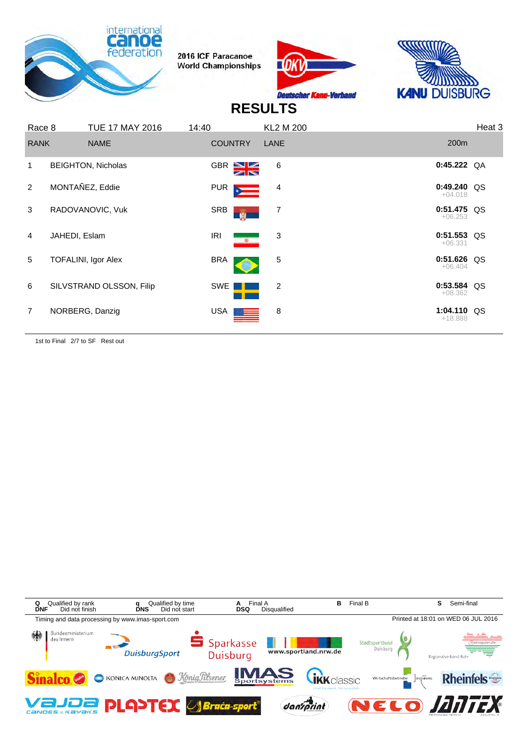2016 ICF Paracanoe World Championships

# RESULTS

| Race 8 | TUE 17 MAY 2016 | 14:40 | KL2 M 200 | | Heat 3 |
|---|---|---|---|---|---|
| **RANK** | **NAME** | **COUNTRY** | **LANE** | **200m** | |
| 1 | BEIGHTON, Nicholas | GBR | 6 | **0:45.222** | QA |
| 2 | MONTAÑEZ, Eddie | PUR | 4 | **0:49.240** +04.018 | QS |
| 3 | RADOVANOVIC, Vuk | SRB | 7 | **0:51.475** +06.253 | QS |
| 4 | JAHEDI, Eslam | IRI | 3 | **0:51.553** +06.331 | QS |
| 5 | TOFALINI, Igor Alex | BRA | 5 | **0:51.626** +06.404 | QS |
| 6 | SILVSTRAND OLSSON, Filip | SWE | 2 | **0:53.584** +08.362 | QS |
| 7 | NORBERG, Danzig | USA | 8 | **1:04.110** +18.888 | QS |

1st to Final 2/7 to SF Rest out

**Q** Qualified by rank **q** Qualified by time **A** Final A **B** Final B **S** Semi-final
**DNF** Did not finish **DNS** Did not start **DSQ** Disqualified

Timing and data processing by www.imas-sport.com

Printed at 18:01 on WED 06 JUL 2016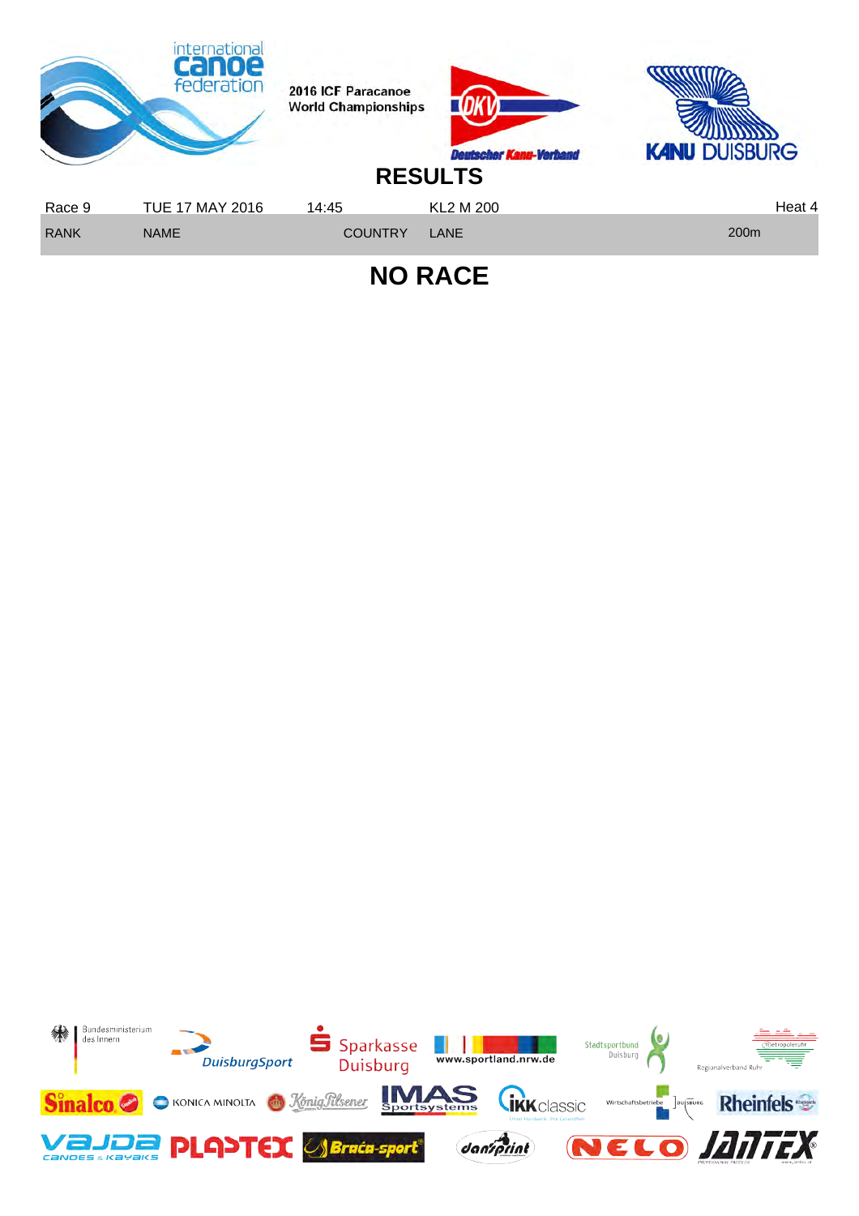2016 ICF Paracanoe World Championships

# RESULTS

| Race 9 | TUE 17 MAY 2016 | 14:45 | KL2 M 200 | Heat 4 |
|---|---|---|---|---|
| RANK | NAME | COUNTRY | LANE | 200m |

## NO RACE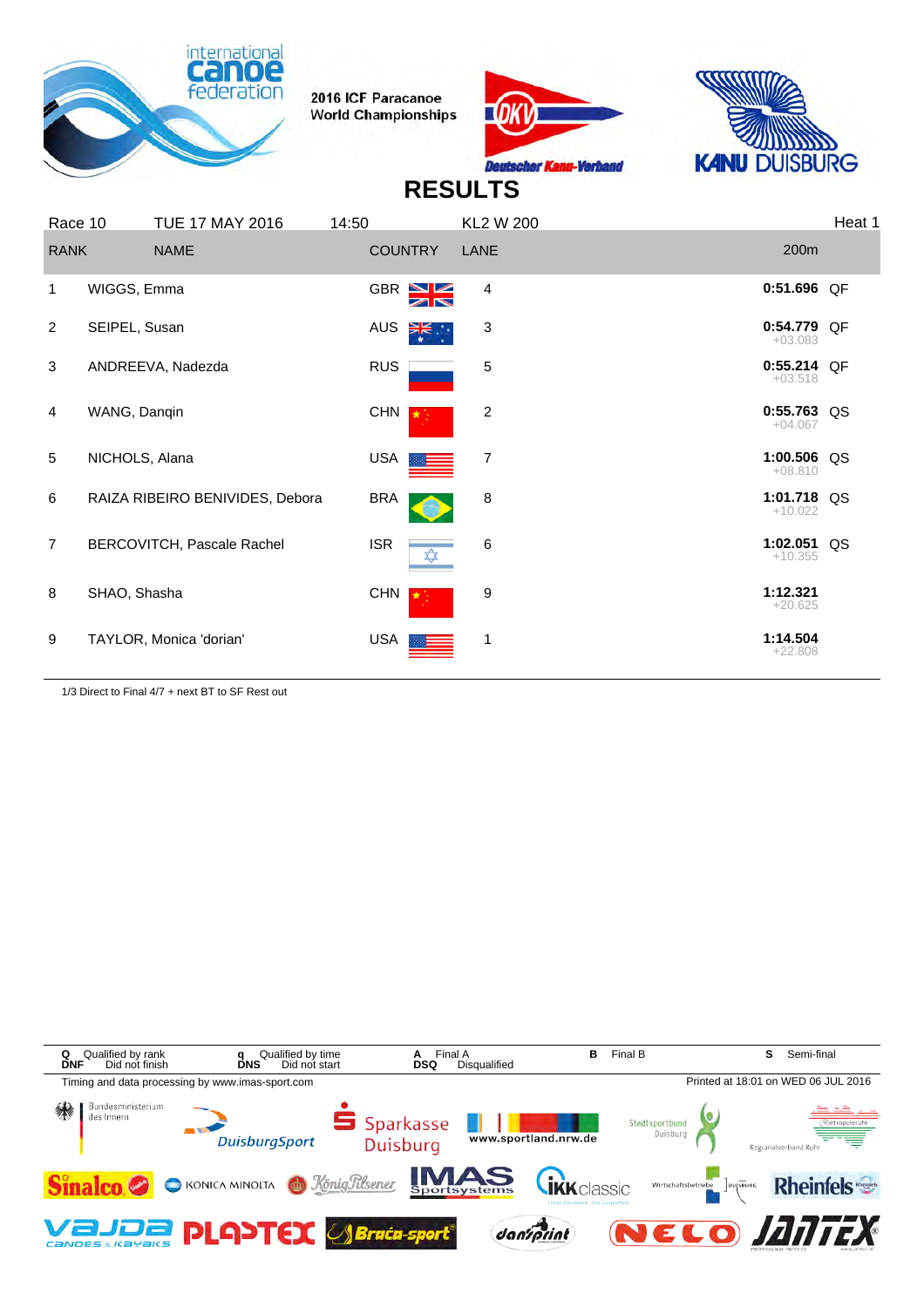2016 ICF Paracanoe World Championships

# RESULTS

| Race 10 | TUE 17 MAY 2016 | 14:50 | KL2 W 200 | | Heat 1 |
|---|---|---|---|---|---|
| **RANK** | **NAME** | **COUNTRY** | **LANE** | **200m** | |
| 1 | WIGGS, Emma | GBR | 4 | **0:51.696** | QF |
| 2 | SEIPEL, Susan | AUS | 3 | **0:54.779** +03.083 | QF |
| 3 | ANDREEVA, Nadezda | RUS | 5 | **0:55.214** +03.518 | QF |
| 4 | WANG, Danqin | CHN | 2 | **0:55.763** +04.067 | QS |
| 5 | NICHOLS, Alana | USA | 7 | **1:00.506** +08.810 | QS |
| 6 | RAIZA RIBEIRO BENIVIDES, Debora | BRA | 8 | **1:01.718** +10.022 | QS |
| 7 | BERCOVITCH, Pascale Rachel | ISR | 6 | **1:02.051** +10.355 | QS |
| 8 | SHAO, Shasha | CHN | 9 | **1:12.321** +20.625 | |
| 9 | TAYLOR, Monica 'dorian' | USA | 1 | **1:14.504** +22.808 | |

1/3 Direct to Final 4/7 + next BT to SF Rest out

| | | | | | | | |
|---|---|---|---|---|---|---|---|
| **Q** | Qualified by rank | **q** | Qualified by time | **A** | Final A | **B** | Final B |
| **DNF** | Did not finish | **DNS** | Did not start | **DSQ** | Disqualified | **S** | Semi-final |

Timing and data processing by www.imas-sport.com

Printed at 18:01 on WED 06 JUL 2016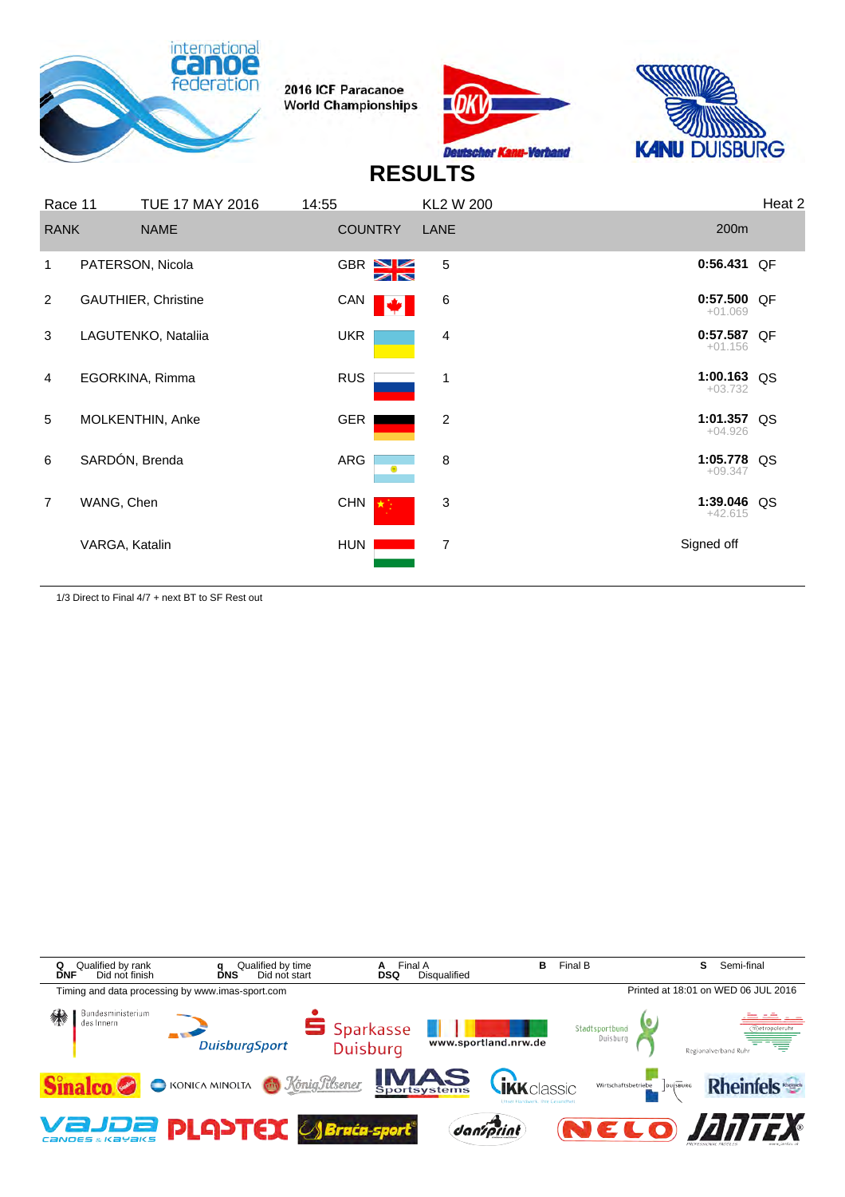2016 ICF Paracanoe World Championships

# RESULTS

| Race 11 | TUE 17 MAY 2016 | 14:55 | KL2 W 200 | | Heat 2 |
|---|---|---|---|---|---|
| RANK | NAME | COUNTRY | LANE | 200m | |
| 1 | PATERSON, Nicola | GBR | 5 | 0:56.431 | QF |
| 2 | GAUTHIER, Christine | CAN | 6 | 0:57.500 +01.069 | QF |
| 3 | LAGUTENKO, Nataliia | UKR | 4 | 0:57.587 +01.156 | QF |
| 4 | EGORKINA, Rimma | RUS | 1 | 1:00.163 +03.732 | QS |
| 5 | MOLKENTHIN, Anke | GER | 2 | 1:01.357 +04.926 | QS |
| 6 | SARDÓN, Brenda | ARG | 8 | 1:05.778 +09.347 | QS |
| 7 | WANG, Chen | CHN | 3 | 1:39.046 +42.615 | QS |
| | VARGA, Katalin | HUN | 7 | Signed off | |

1/3 Direct to Final 4/7 + next BT to SF Rest out

**Q** Qualified by rank **q** Qualified by time **A** Final A **B** Final B **S** Semi-final
**DNF** Did not finish **DNS** Did not start **DSQ** Disqualified

Timing and data processing by www.imas-sport.com

Printed at 18:01 on WED 06 JUL 2016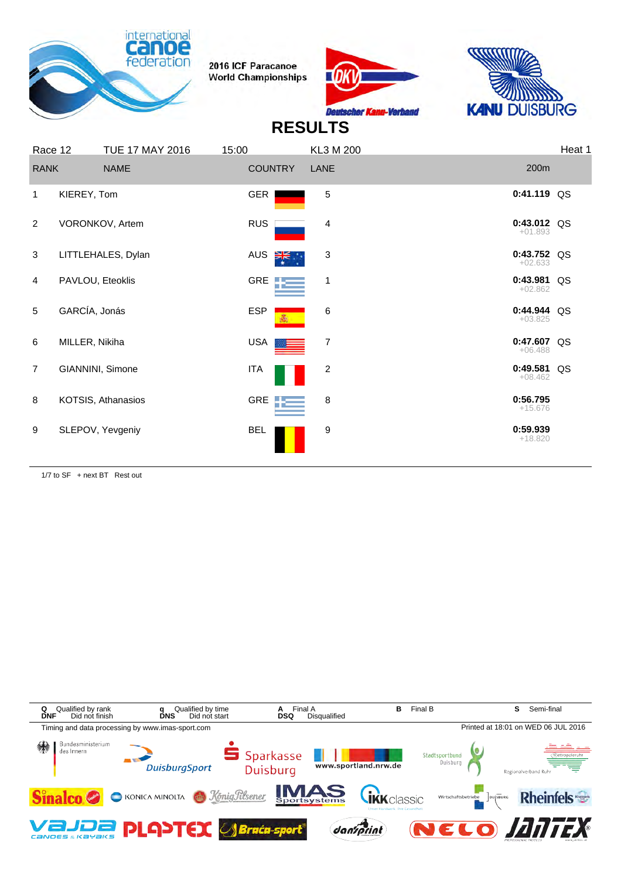2016 ICF Paracanoe World Championships

# RESULTS

Race 12 | TUE 17 MAY 2016 | 15:00 | KL3 M 200 | Heat 1

| RANK | NAME | COUNTRY | LANE | 200m | |
|---|---|---|---|---|---|
| 1 | KIEREY, Tom | GER | 5 | 0:41.119 | QS |
| 2 | VORONKOV, Artem | RUS | 4 | 0:43.012 +01.893 | QS |
| 3 | LITTLEHALES, Dylan | AUS | 3 | 0:43.752 +02.633 | QS |
| 4 | PAVLOU, Eteoklis | GRE | 1 | 0:43.981 +02.862 | QS |
| 5 | GARCÍA, Jonás | ESP | 6 | 0:44.944 +03.825 | QS |
| 6 | MILLER, Nikiha | USA | 7 | 0:47.607 +06.488 | QS |
| 7 | GIANNINI, Simone | ITA | 2 | 0:49.581 +08.462 | QS |
| 8 | KOTSIS, Athanasios | GRE | 8 | 0:56.795 +15.676 | |
| 9 | SLEPOV, Yevgeniy | BEL | 9 | 0:59.939 +18.820 | |

1/7 to SF + next BT Rest out

Q Qualified by rank | q Qualified by time | A Final A | B Final B | S Semi-final
DNF Did not finish | DNS Did not start | DSQ Disqualified

Timing and data processing by www.imas-sport.com

Printed at 18:01 on WED 06 JUL 2016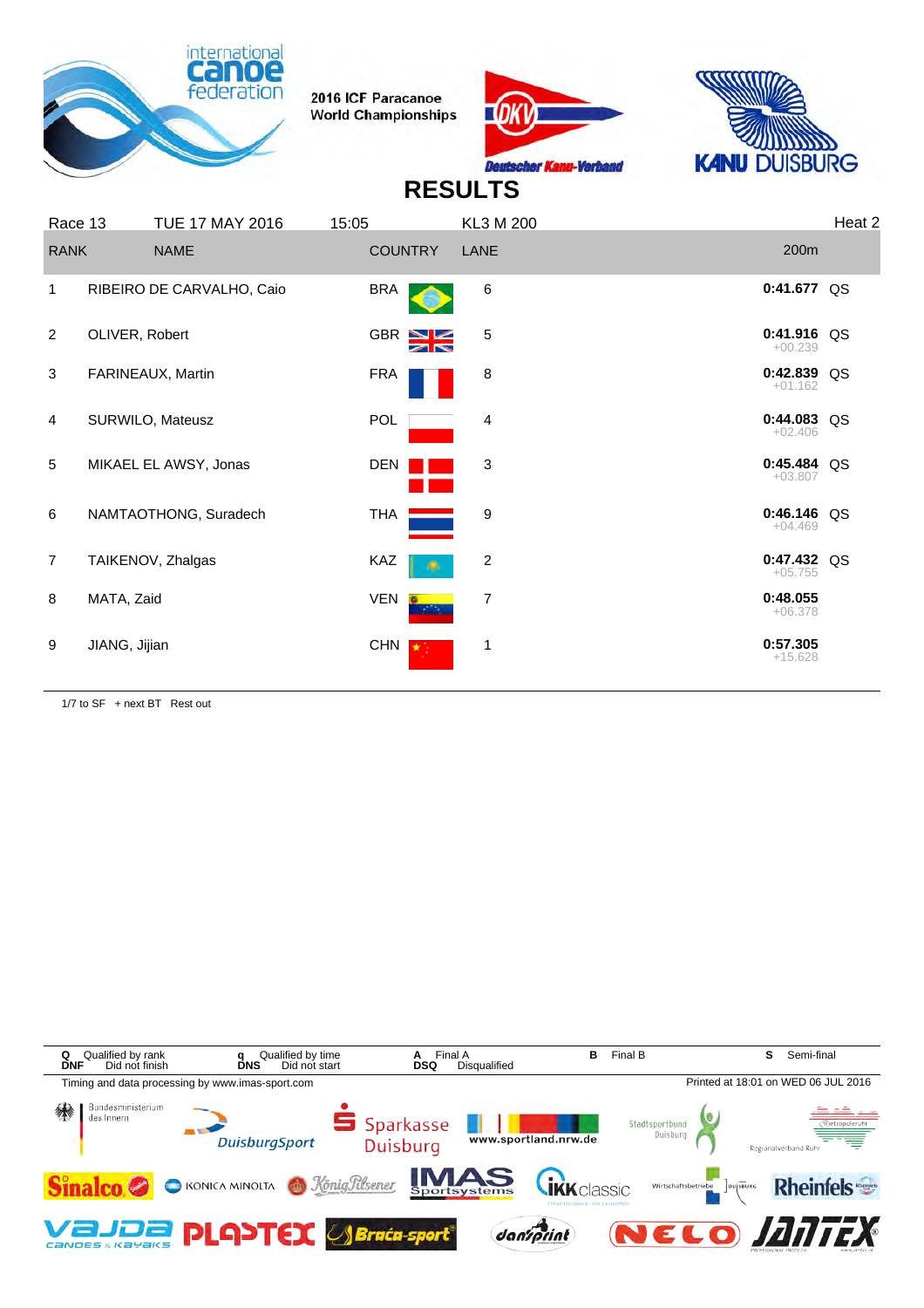2016 ICF Paracanoe World Championships

# RESULTS

| Race 13 | TUE 17 MAY 2016 | 15:05 | KL3 M 200 | | Heat 2 |
|---|---|---|---|---|---|
| **RANK** | **NAME** | **COUNTRY** | **LANE** | **200m** | |
| 1 | RIBEIRO DE CARVALHO, Caio | BRA | 6 | **0:41.677** | QS |
| 2 | OLIVER, Robert | GBR | 5 | **0:41.916** +00.239 | QS |
| 3 | FARINEAUX, Martin | FRA | 8 | **0:42.839** +01.162 | QS |
| 4 | SURWILO, Mateusz | POL | 4 | **0:44.083** +02.406 | QS |
| 5 | MIKAEL EL AWSY, Jonas | DEN | 3 | **0:45.484** +03.807 | QS |
| 6 | NAMTAOTHONG, Suradech | THA | 9 | **0:46.146** +04.469 | QS |
| 7 | TAIKENOV, Zhalgas | KAZ | 2 | **0:47.432** +05.755 | QS |
| 8 | MATA, Zaid | VEN | 7 | **0:48.055** +06.378 | |
| 9 | JIANG, Jijian | CHN | 1 | **0:57.305** +15.628 | |

1/7 to SF + next BT Rest out

| | | | | | | | |
|---|---|---|---|---|---|---|---|
| **Q** Qualified by rank | **q** Qualified by time | **A** Final A | **B** Final B | **S** Semi-final | | | |
| **DNF** Did not finish | **DNS** Did not start | **DSQ** Disqualified | | | | | |

Timing and data processing by www.imas-sport.com

Printed at 18:01 on WED 06 JUL 2016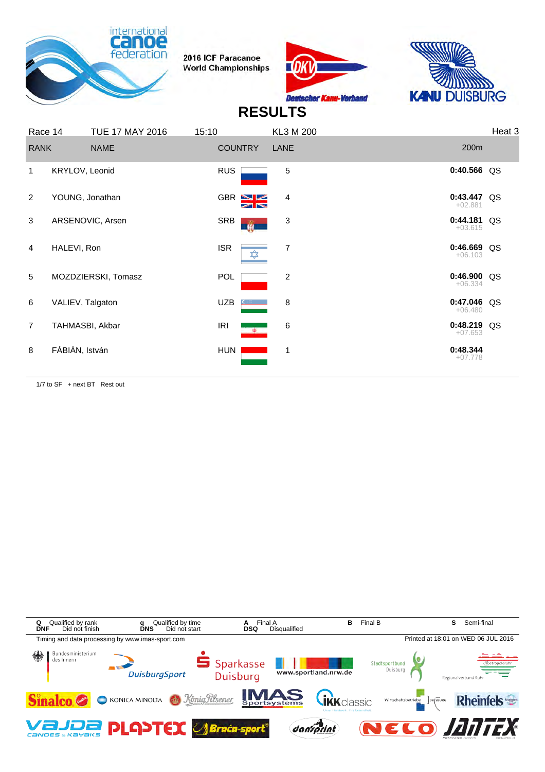2016 ICF Paracanoe World Championships

# RESULTS

| Race 14 | TUE 17 MAY 2016 | 15:10 | KL3 M 200 | Heat 3 | |
|---|---|---|---|---|---|
| **RANK** | **NAME** | **COUNTRY** | **LANE** | **200m** | |
| 1 | KRYLOV, Leonid | RUS | 5 | **0:40.566** | QS |
| 2 | YOUNG, Jonathan | GBR | 4 | **0:43.447** +02.881 | QS |
| 3 | ARSENOVIC, Arsen | SRB | 3 | **0:44.181** +03.615 | QS |
| 4 | HALEVI, Ron | ISR | 7 | **0:46.669** +06.103 | QS |
| 5 | MOZDZIERSKI, Tomasz | POL | 2 | **0:46.900** +06.334 | QS |
| 6 | VALIEV, Talgaton | UZB | 8 | **0:47.046** +06.480 | QS |
| 7 | TAHMASBI, Akbar | IRI | 6 | **0:48.219** +07.653 | QS |
| 8 | FÁBIÁN, István | HUN | 1 | **0:48.344** +07.778 | |

1/7 to SF + next BT Rest out

| | | | | | | | | | |
|---|---|---|---|---|---|---|---|---|---|
| **Q** | Qualified by rank | **q** | Qualified by time | **A** | Final A | **B** | Final B | **S** | Semi-final |
| **DNF** | Did not finish | **DNS** | Did not start | **DSQ** | Disqualified | | | | |

Timing and data processing by www.imas-sport.com

Printed at 18:01 on WED 06 JUL 2016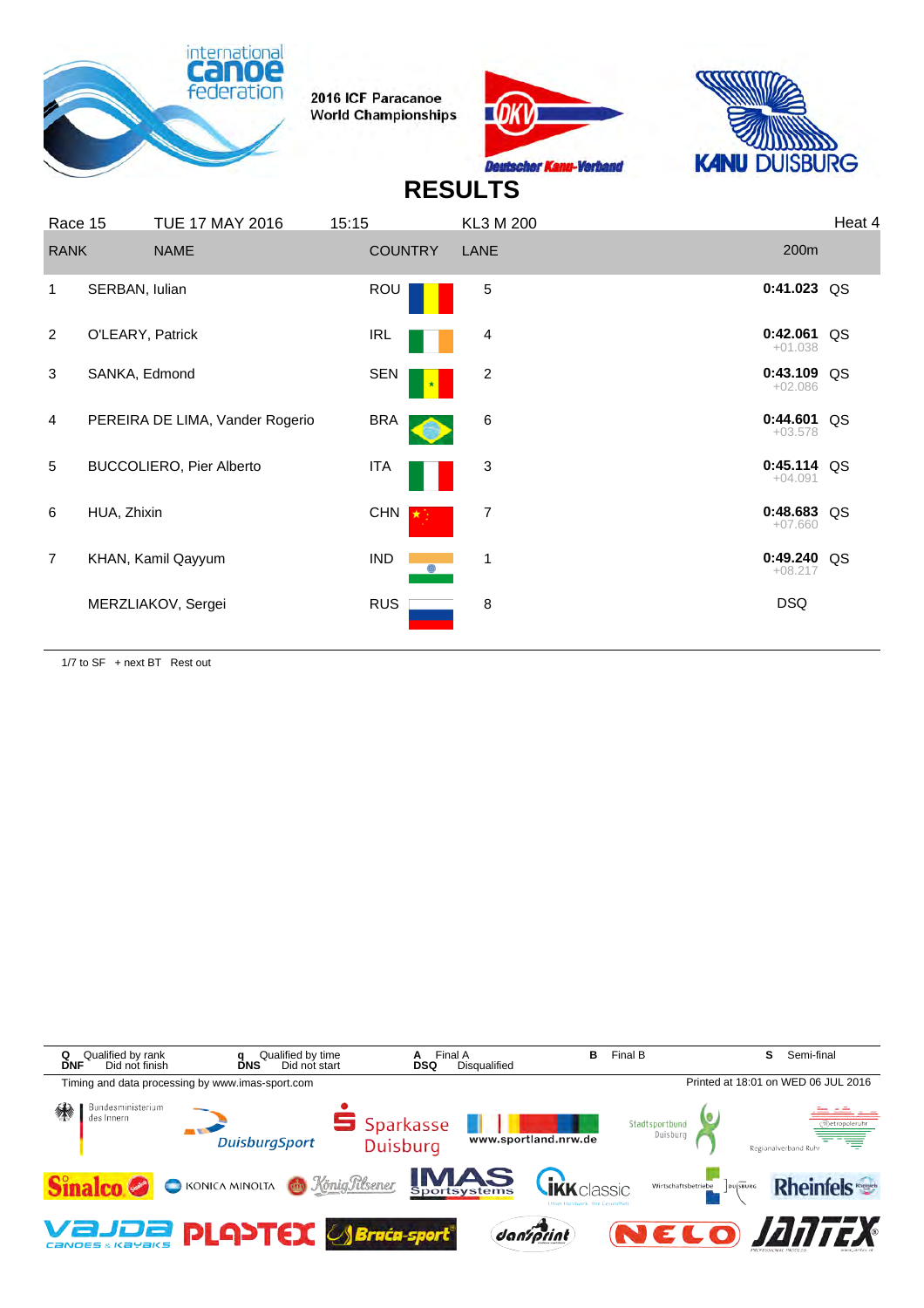2016 ICF Paracanoe World Championships

# RESULTS

| Race 15 | TUE 17 MAY 2016 | 15:15 | KL3 M 200 | | Heat 4 |
|---|---|---|---|---|---|
| **RANK** | **NAME** | **COUNTRY** | **LANE** | **200m** | |
| 1 | SERBAN, Iulian | ROU | 5 | **0:41.023** | QS |
| 2 | O'LEARY, Patrick | IRL | 4 | **0:42.061** +01.038 | QS |
| 3 | SANKA, Edmond | SEN | 2 | **0:43.109** +02.086 | QS |
| 4 | PEREIRA DE LIMA, Vander Rogerio | BRA | 6 | **0:44.601** +03.578 | QS |
| 5 | BUCCOLIERO, Pier Alberto | ITA | 3 | **0:45.114** +04.091 | QS |
| 6 | HUA, Zhixin | CHN | 7 | **0:48.683** +07.660 | QS |
| 7 | KHAN, Kamil Qayyum | IND | 1 | **0:49.240** +08.217 | QS |
| | MERZLIAKOV, Sergei | RUS | 8 | DSQ | |

1/7 to SF + next BT Rest out

**Q** Qualified by rank **DNF** Did not finish **q** Qualified by time **DNS** Did not start **A** Final A **DSQ** Disqualified **B** Final B **S** Semi-final

Timing and data processing by www.imas-sport.com

Printed at 18:01 on WED 06 JUL 2016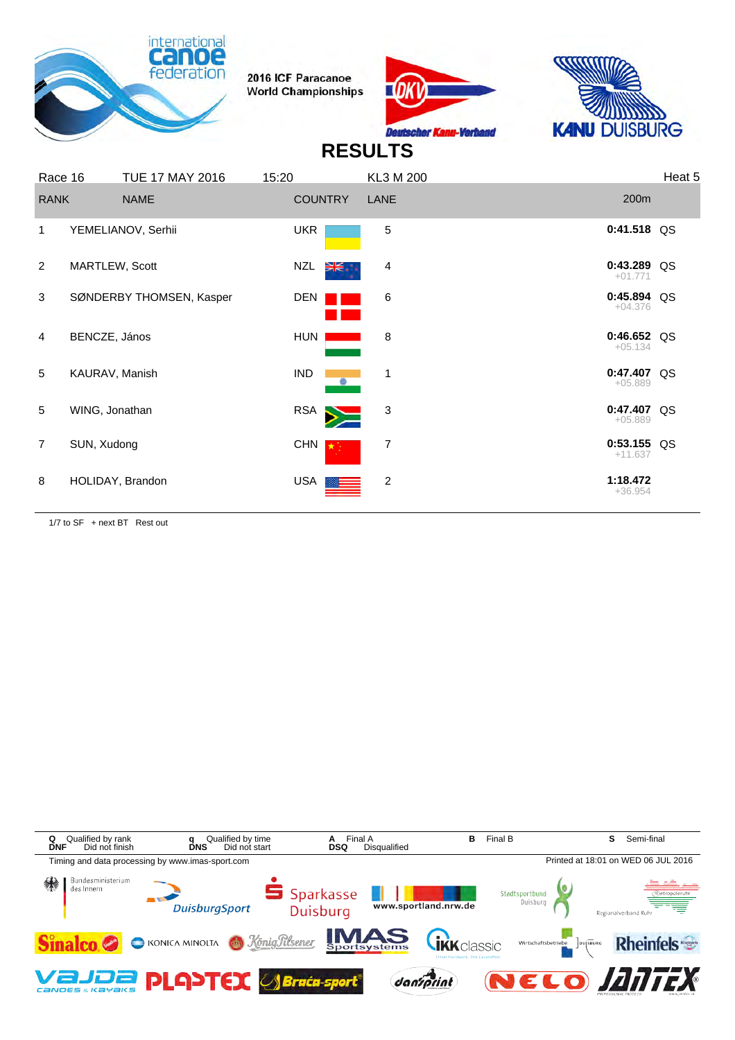2016 ICF Paracanoe World Championships

# RESULTS

| Race 16 | TUE 17 MAY 2016 | 15:20 | KL3 M 200 | | Heat 5 |
|---|---|---|---|---|---|
| **RANK** | **NAME** | **COUNTRY** | **LANE** | **200m** | |
| 1 | YEMELIANOV, Serhii | UKR | 5 | **0:41.518** | QS |
| 2 | MARTLEW, Scott | NZL | 4 | **0:43.289** +01.771 | QS |
| 3 | SØNDERBY THOMSEN, Kasper | DEN | 6 | **0:45.894** +04.376 | QS |
| 4 | BENCZE, János | HUN | 8 | **0:46.652** +05.134 | QS |
| 5 | KAURAV, Manish | IND | 1 | **0:47.407** +05.889 | QS |
| 5 | WING, Jonathan | RSA | 3 | **0:47.407** +05.889 | QS |
| 7 | SUN, Xudong | CHN | 7 | **0:53.155** +11.637 | QS |
| 8 | HOLIDAY, Brandon | USA | 2 | **1:18.472** +36.954 | |

1/7 to SF + next BT Rest out

**Q** Qualified by rank **q** Qualified by time **A** Final A **B** Final B **S** Semi-final
**DNF** Did not finish **DNS** Did not start **DSQ** Disqualified

Timing and data processing by www.imas-sport.com

Printed at 18:01 on WED 06 JUL 2016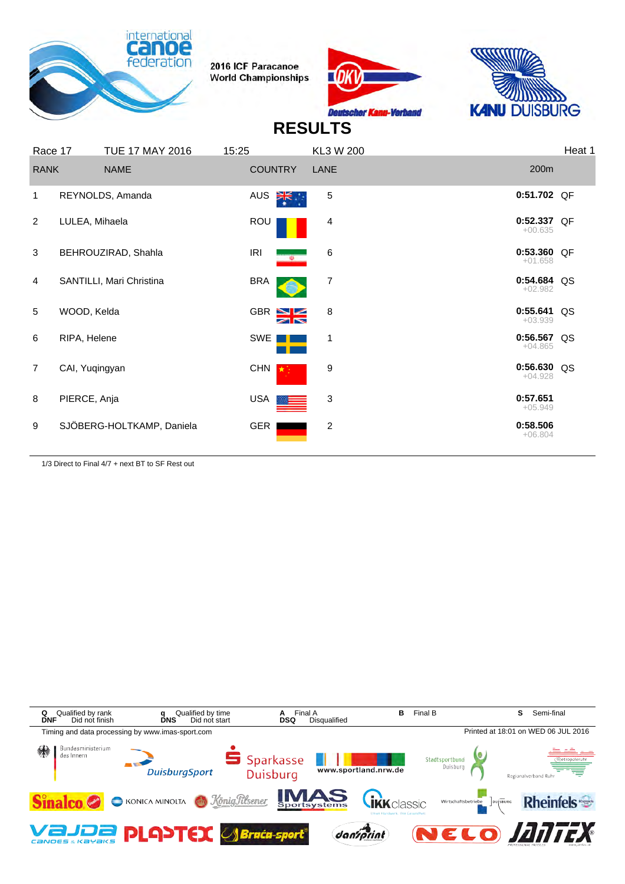2016 ICF Paracanoe World Championships

# RESULTS

| Race 17 | TUE 17 MAY 2016 | 15:25 | KL3 W 200 | | Heat 1 |
|---|---|---|---|---|---|
| **RANK** | **NAME** | **COUNTRY** | **LANE** | **200m** | |
| 1 | REYNOLDS, Amanda | AUS | 5 | **0:51.702** | QF |
| 2 | LULEA, Mihaela | ROU | 4 | **0:52.337** +00.635 | QF |
| 3 | BEHROUZIRAD, Shahla | IRI | 6 | **0:53.360** +01.658 | QF |
| 4 | SANTILLI, Mari Christina | BRA | 7 | **0:54.684** +02.982 | QS |
| 5 | WOOD, Kelda | GBR | 8 | **0:55.641** +03.939 | QS |
| 6 | RIPA, Helene | SWE | 1 | **0:56.567** +04.865 | QS |
| 7 | CAI, Yuqingyan | CHN | 9 | **0:56.630** +04.928 | QS |
| 8 | PIERCE, Anja | USA | 3 | **0:57.651** +05.949 | |
| 9 | SJÖBERG-HOLTKAMP, Daniela | GER | 2 | **0:58.506** +06.804 | |

1/3 Direct to Final 4/7 + next BT to SF Rest out

| | | | | |
|---|---|---|---|---|
| **Q** Qualified by rank | **q** Qualified by time | **A** Final A | **B** Final B | **S** Semi-final |
| **DNF** Did not finish | **DNS** Did not start | **DSQ** Disqualified | | |

Timing and data processing by www.imas-sport.com

Printed at 18:01 on WED 06 JUL 2016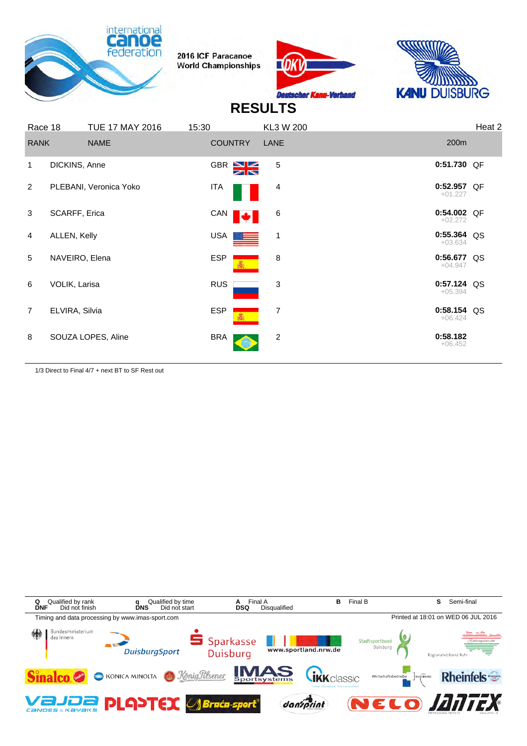2016 ICF Paracanoe World Championships

# RESULTS

Race 18 | TUE 17 MAY 2016 | 15:30 | KL3 W 200 | Heat 2

| RANK | NAME | COUNTRY | LANE | 200m | |
|---|---|---|---|---|---|
| 1 | DICKINS, Anne | GBR | 5 | 0:51.730 | QF |
| 2 | PLEBANI, Veronica Yoko | ITA | 4 | 0:52.957 +01.227 | QF |
| 3 | SCARFF, Erica | CAN | 6 | 0:54.002 +02.272 | QF |
| 4 | ALLEN, Kelly | USA | 1 | 0:55.364 +03.634 | QS |
| 5 | NAVEIRO, Elena | ESP | 8 | 0:56.677 +04.947 | QS |
| 6 | VOLIK, Larisa | RUS | 3 | 0:57.124 +05.394 | QS |
| 7 | ELVIRA, Silvia | ESP | 7 | 0:58.154 +06.424 | QS |
| 8 | SOUZA LOPES, Aline | BRA | 2 | 0:58.182 +06.452 | |

1/3 Direct to Final 4/7 + next BT to SF Rest out

Q Qualified by rank | q Qualified by time | A Final A | B Final B | S Semi-final
DNF Did not finish | DNS Did not start | DSQ Disqualified

Timing and data processing by www.imas-sport.com

Printed at 18:01 on WED 06 JUL 2016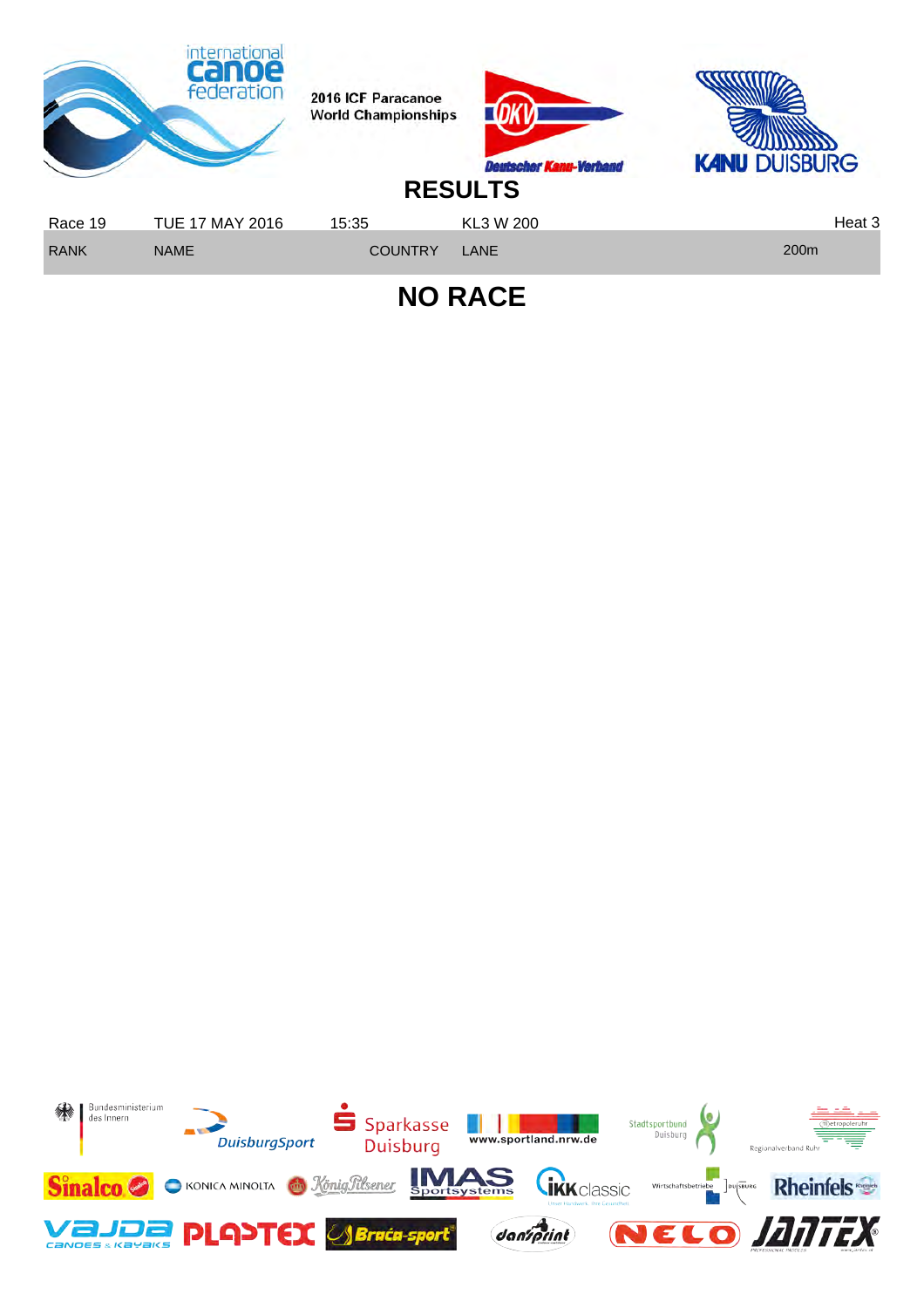2016 ICF Paracanoe World Championships

# RESULTS

| Race 19 | TUE 17 MAY 2016 | 15:35 | KL3 W 200 | Heat 3 |
|---|---|---|---|---|
| RANK | NAME | COUNTRY | LANE | 200m |

## NO RACE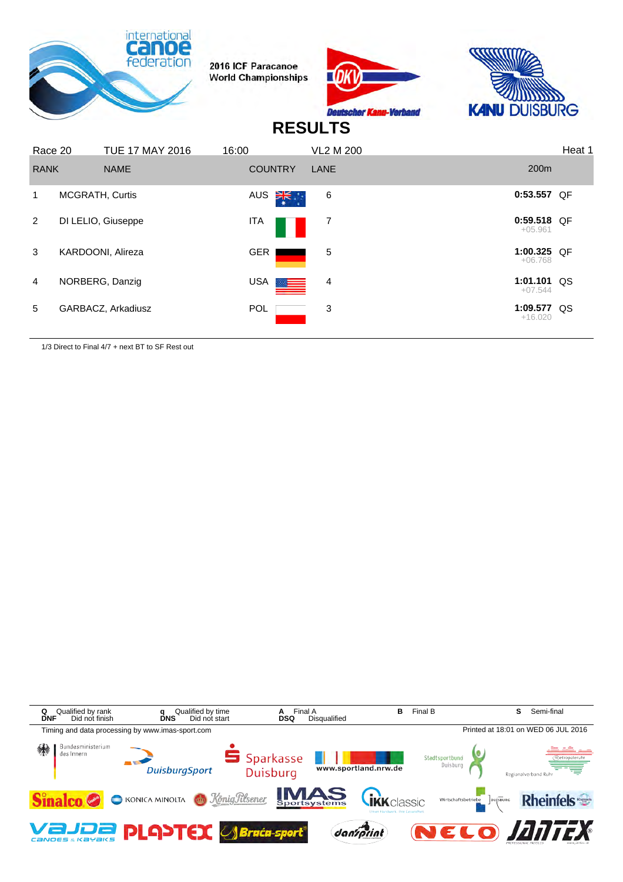2016 ICF Paracanoe World Championships

# RESULTS

| Race 20 | TUE 17 MAY 2016 | 16:00 | VL2 M 200 | | Heat 1 |
|---|---|---|---|---|---|
| RANK | NAME | COUNTRY | LANE | 200m | |
| 1 | MCGRATH, Curtis | AUS | 6 | 0:53.557 | QF |
| 2 | DI LELIO, Giuseppe | ITA | 7 | 0:59.518 +05.961 | QF |
| 3 | KARDOONI, Alireza | GER | 5 | 1:00.325 +06.768 | QF |
| 4 | NORBERG, Danzig | USA | 4 | 1:01.101 +07.544 | QS |
| 5 | GARBACZ, Arkadiusz | POL | 3 | 1:09.577 +16.020 | QS |

1/3 Direct to Final 4/7 + next BT to SF Rest out

**Q** Qualified by rank **q** Qualified by time **A** Final A **B** Final B **S** Semi-final
**DNF** Did not finish **DNS** Did not start **DSQ** Disqualified

Timing and data processing by www.imas-sport.com

Printed at 18:01 on WED 06 JUL 2016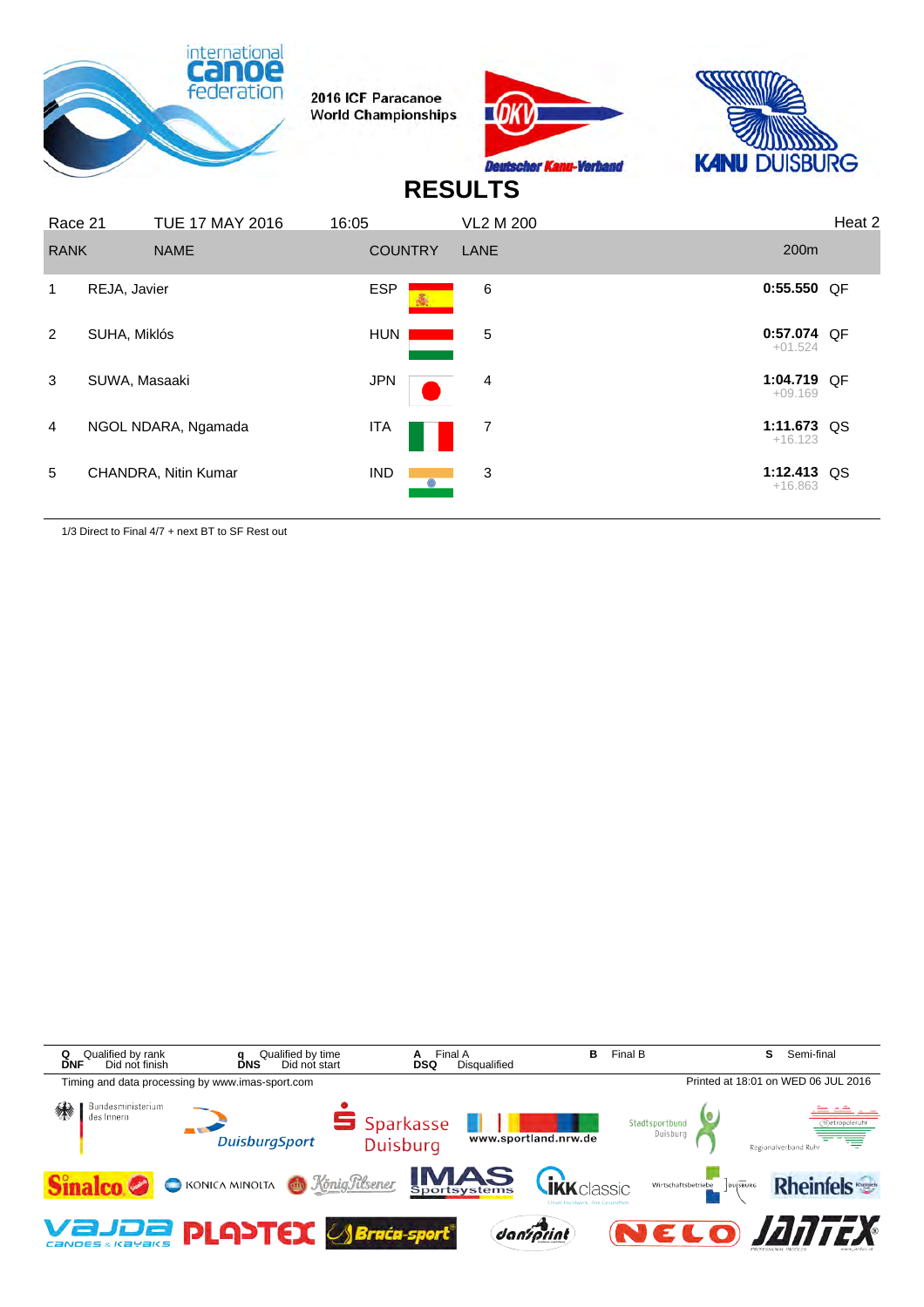2016 ICF Paracanoe World Championships

# RESULTS

| Race 21 | TUE 17 MAY 2016 | 16:05 | VL2 M 200 | | Heat 2 |
|---|---|---|---|---|---|
| **RANK** | **NAME** | **COUNTRY** | **LANE** | **200m** | |
| 1 | REJA, Javier | ESP | 6 | **0:55.550** | QF |
| 2 | SUHA, Miklós | HUN | 5 | **0:57.074** +01.524 | QF |
| 3 | SUWA, Masaaki | JPN | 4 | **1:04.719** +09.169 | QF |
| 4 | NGOL NDARA, Ngamada | ITA | 7 | **1:11.673** +16.123 | QS |
| 5 | CHANDRA, Nitin Kumar | IND | 3 | **1:12.413** +16.863 | QS |

1/3 Direct to Final 4/7 + next BT to SF Rest out

**Q** Qualified by rank **q** Qualified by time **A** Final A **B** Final B **S** Semi-final
**DNF** Did not finish **DNS** Did not start **DSQ** Disqualified

Timing and data processing by www.imas-sport.com

Printed at 18:01 on WED 06 JUL 2016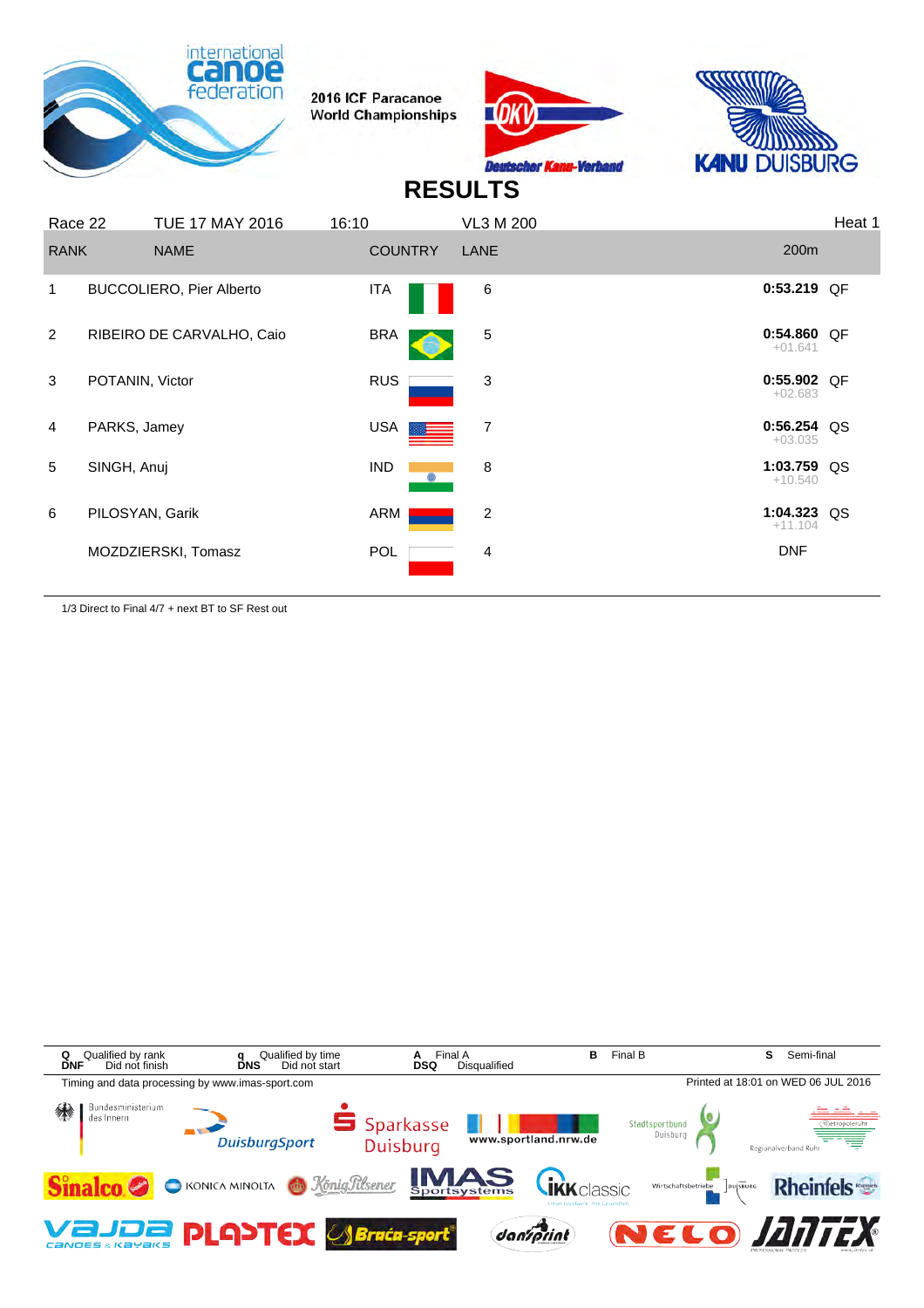2016 ICF Paracanoe World Championships

# RESULTS

| Race 22 | TUE 17 MAY 2016 | 16:10 | VL3 M 200 | | Heat 1 |
|---|---|---|---|---|---|
| **RANK** | **NAME** | **COUNTRY** | **LANE** | **200m** | |
| 1 | BUCCOLIERO, Pier Alberto | ITA | 6 | **0:53.219** | QF |
| 2 | RIBEIRO DE CARVALHO, Caio | BRA | 5 | **0:54.860** +01.641 | QF |
| 3 | POTANIN, Victor | RUS | 3 | **0:55.902** +02.683 | QF |
| 4 | PARKS, Jamey | USA | 7 | **0:56.254** +03.035 | QS |
| 5 | SINGH, Anuj | IND | 8 | **1:03.759** +10.540 | QS |
| 6 | PILOSYAN, Garik | ARM | 2 | **1:04.323** +11.104 | QS |
| | MOZDZIERSKI, Tomasz | POL | 4 | DNF | |

1/3 Direct to Final 4/7 + next BT to SF Rest out

**Q** Qualified by rank **q** Qualified by time **A** Final A **B** Final B **S** Semi-final
**DNF** Did not finish **DNS** Did not start **DSQ** Disqualified

Timing and data processing by www.imas-sport.com

Printed at 18:01 on WED 06 JUL 2016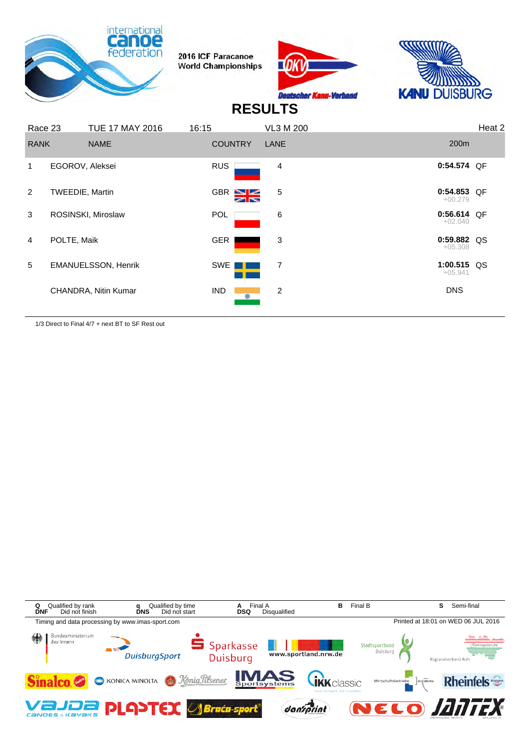2016 ICF Paracanoe World Championships

# RESULTS

| Race 23 | TUE 17 MAY 2016 | 16:15 | VL3 M 200 | | Heat 2 |
|---|---|---|---|---|---|
| **RANK** | **NAME** | **COUNTRY** | **LANE** | **200m** | |
| 1 | EGOROV, Aleksei | RUS | 4 | **0:54.574** | QF |
| 2 | TWEEDIE, Martin | GBR | 5 | **0:54.853** +00.279 | QF |
| 3 | ROSINSKI, Miroslaw | POL | 6 | **0:56.614** +02.040 | QF |
| 4 | POLTE, Maik | GER | 3 | **0:59.882** +05.308 | QS |
| 5 | EMANUELSSON, Henrik | SWE | 7 | **1:00.515** +05.941 | QS |
| | CHANDRA, Nitin Kumar | IND | 2 | DNS | |

1/3 Direct to Final 4/7 + next BT to SF Rest out

**Q** Qualified by rank **q** Qualified by time **A** Final A **B** Final B **S** Semi-final
**DNF** Did not finish **DNS** Did not start **DSQ** Disqualified

Timing and data processing by www.imas-sport.com

Printed at 18:01 on WED 06 JUL 2016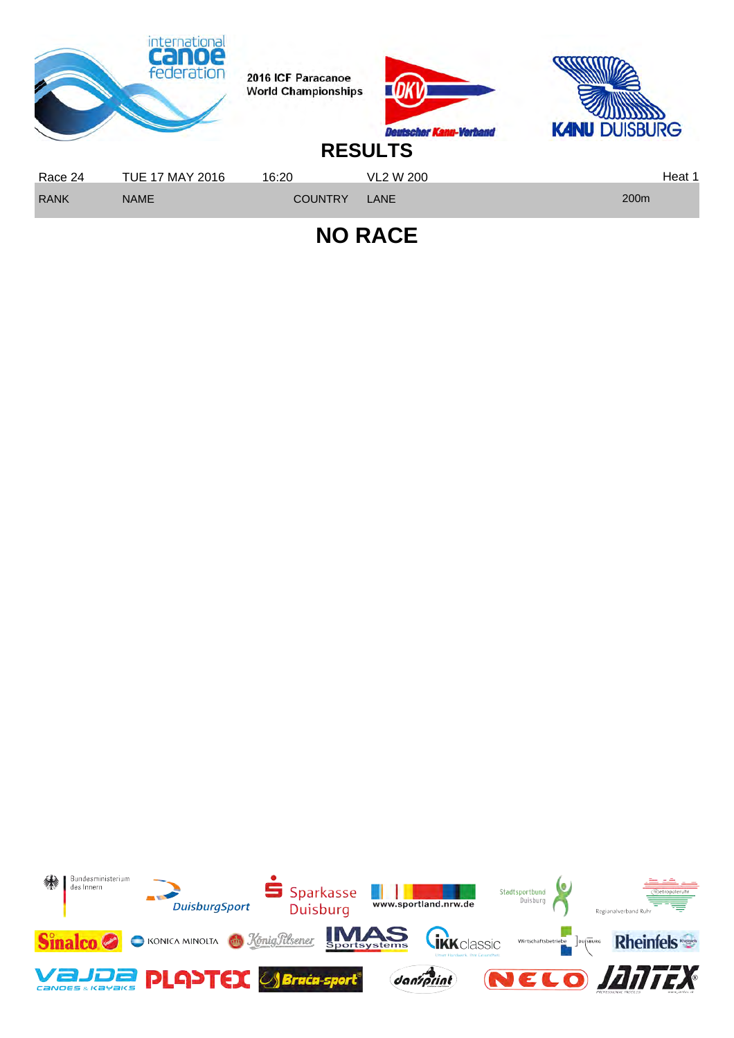2016 ICF Paracanoe World Championships

# RESULTS

| Race 24 | TUE 17 MAY 2016 | 16:20 | VL2 W 200 | Heat 1 |
|---|---|---|---|---|
| RANK | NAME | COUNTRY | LANE | 200m |

## NO RACE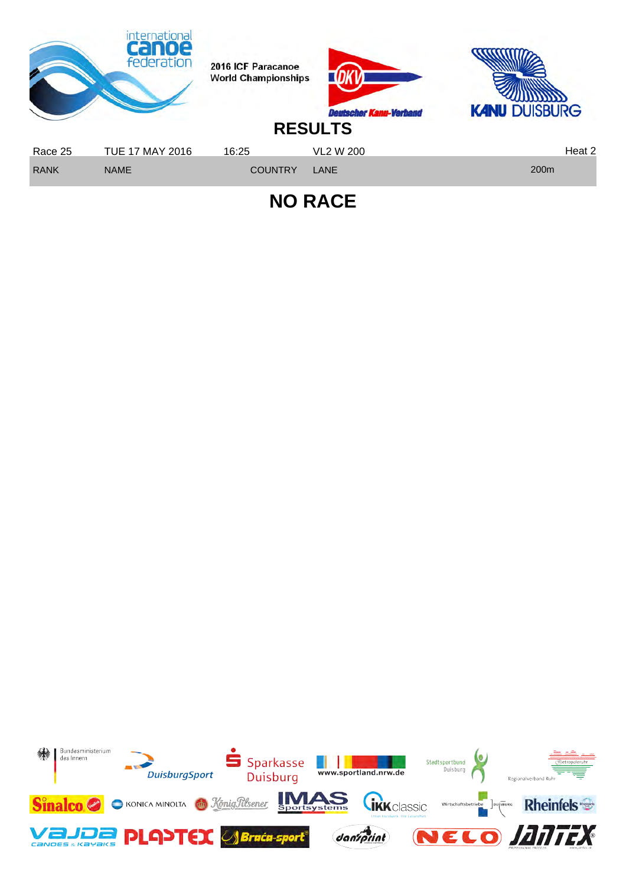2016 ICF Paracanoe World Championships

# RESULTS

| Race 25 | TUE 17 MAY 2016 | 16:25 | VL2 W 200 | | Heat 2 |
|---|---|---|---|---|---|
| RANK | NAME | COUNTRY | LANE | | 200m |

## NO RACE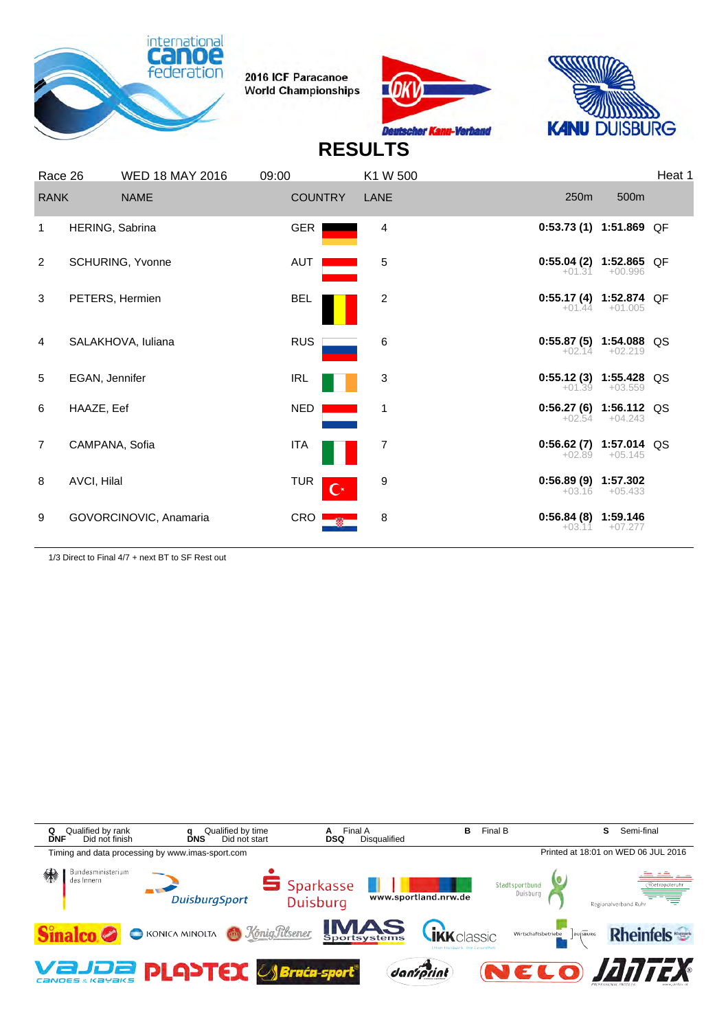2016 ICF Paracanoe World Championships

# RESULTS

Race 26 | WED 18 MAY 2016 | 09:00 | K1 W 500 | Heat 1

| RANK | NAME | COUNTRY | LANE | 250m | 500m | |
|---|---|---|---|---|---|---|
| 1 | HERING, Sabrina | GER | 4 | **0:53.73 (1)** | **1:51.869** | QF |
| 2 | SCHURING, Yvonne | AUT | 5 | **0:55.04 (2)** +01.31 | **1:52.865** +00.996 | QF |
| 3 | PETERS, Hermien | BEL | 2 | **0:55.17 (4)** +01.44 | **1:52.874** +01.005 | QF |
| 4 | SALAKHOVA, Iuliana | RUS | 6 | **0:55.87 (5)** +02.14 | **1:54.088** +02.219 | QS |
| 5 | EGAN, Jennifer | IRL | 3 | **0:55.12 (3)** +01.39 | **1:55.428** +03.559 | QS |
| 6 | HAAZE, Eef | NED | 1 | **0:56.27 (6)** +02.54 | **1:56.112** +04.243 | QS |
| 7 | CAMPANA, Sofia | ITA | 7 | **0:56.62 (7)** +02.89 | **1:57.014** +05.145 | QS |
| 8 | AVCI, Hilal | TUR | 9 | **0:56.89 (9)** +03.16 | **1:57.302** +05.433 | |
| 9 | GOVORCINOVIC, Anamaria | CRO | 8 | **0:56.84 (8)** +03.11 | **1:59.146** +07.277 | |

1/3 Direct to Final 4/7 + next BT to SF Rest out

**Q** Qualified by rank **q** Qualified by time **A** Final A **B** Final B **S** Semi-final
**DNF** Did not finish **DNS** Did not start **DSQ** Disqualified

Timing and data processing by www.imas-sport.com

Printed at 18:01 on WED 06 JUL 2016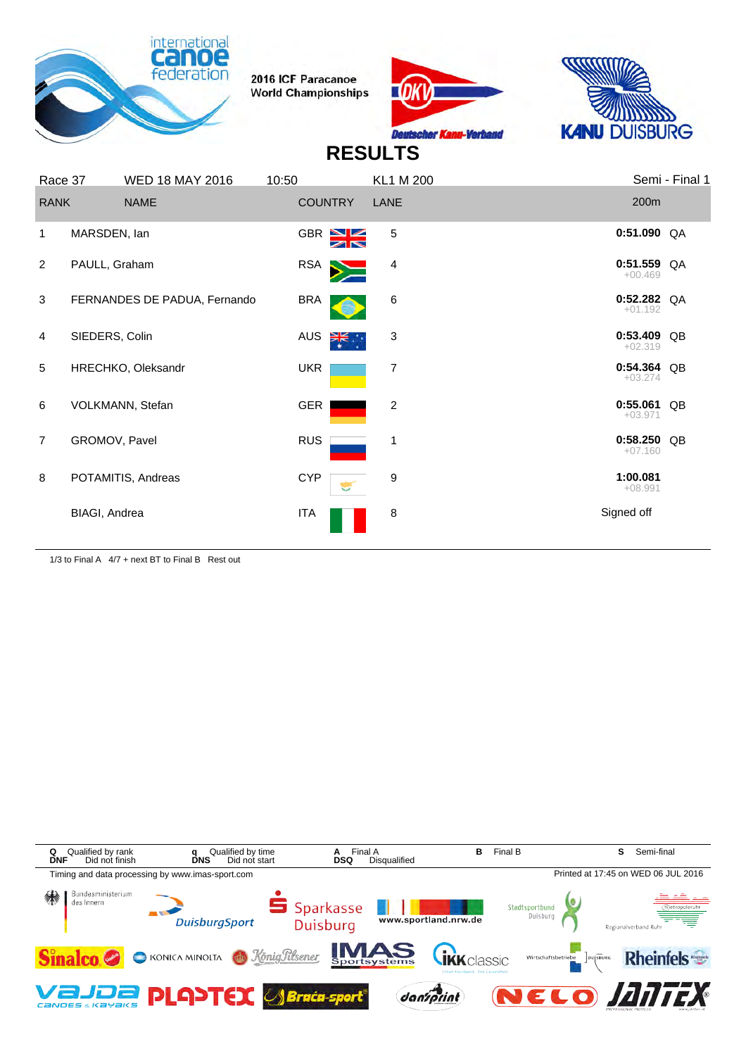2016 ICF Paracanoe World Championships

# RESULTS

| Race 37 | WED 18 MAY 2016 | 10:50 | KL1 M 200 | Semi - Final 1 | |
|---|---|---|---|---|---|
| **RANK** | **NAME** | **COUNTRY** | **LANE** | **200m** | |
| 1 | MARSDEN, Ian | GBR | 5 | **0:51.090** | QA |
| 2 | PAULL, Graham | RSA | 4 | **0:51.559** +00.469 | QA |
| 3 | FERNANDES DE PADUA, Fernando | BRA | 6 | **0:52.282** +01.192 | QA |
| 4 | SIEDERS, Colin | AUS | 3 | **0:53.409** +02.319 | QB |
| 5 | HRECHKO, Oleksandr | UKR | 7 | **0:54.364** +03.274 | QB |
| 6 | VOLKMANN, Stefan | GER | 2 | **0:55.061** +03.971 | QB |
| 7 | GROMOV, Pavel | RUS | 1 | **0:58.250** +07.160 | QB |
| 8 | POTAMITIS, Andreas | CYP | 9 | **1:00.081** +08.991 | |
| | BIAGI, Andrea | ITA | 8 | Signed off | |

1/3 to Final A 4/7 + next BT to Final B Rest out

| | | | | | | | |
|---|---|---|---|---|---|---|---|
| **Q** Qualified by rank | **q** Qualified by time | **A** Final A | **B** Final B | **S** Semi-final | | | |
| **DNF** Did not finish | **DNS** Did not start | **DSQ** Disqualified | | | | | |

Timing and data processing by www.imas-sport.com

Printed at 17:45 on WED 06 JUL 2016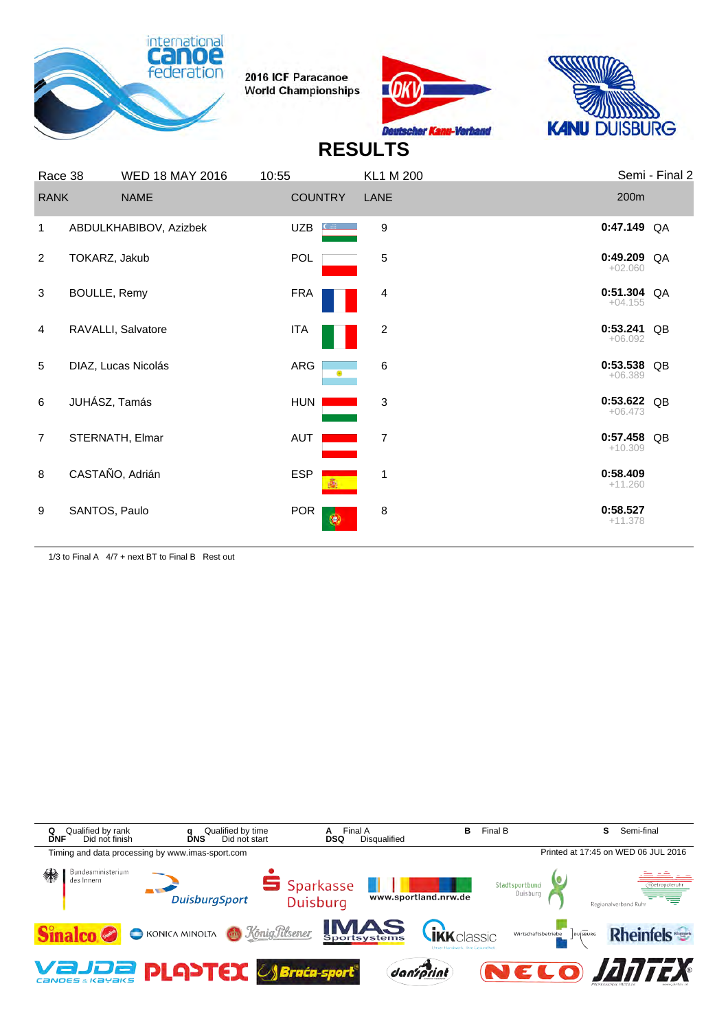2016 ICF Paracanoe World Championships

# RESULTS

| Race 38 | WED 18 MAY 2016 | 10:55 | KL1 M 200 | Semi - Final 2 | |
|---|---|---|---|---|---|
| **RANK** | **NAME** | **COUNTRY** | **LANE** | **200m** | |
| 1 | ABDULKHABIBOV, Azizbek | UZB | 9 | **0:47.149** | QA |
| 2 | TOKARZ, Jakub | POL | 5 | **0:49.209** +02.060 | QA |
| 3 | BOULLE, Remy | FRA | 4 | **0:51.304** +04.155 | QA |
| 4 | RAVALLI, Salvatore | ITA | 2 | **0:53.241** +06.092 | QB |
| 5 | DIAZ, Lucas Nicolás | ARG | 6 | **0:53.538** +06.389 | QB |
| 6 | JUHÁSZ, Tamás | HUN | 3 | **0:53.622** +06.473 | QB |
| 7 | STERNATH, Elmar | AUT | 7 | **0:57.458** +10.309 | QB |
| 8 | CASTAÑO, Adrián | ESP | 1 | **0:58.409** +11.260 | |
| 9 | SANTOS, Paulo | POR | 8 | **0:58.527** +11.378 | |

1/3 to Final A 4/7 + next BT to Final B Rest out

**Q** Qualified by rank **q** Qualified by time **A** Final A **B** Final B **S** Semi-final
**DNF** Did not finish **DNS** Did not start **DSQ** Disqualified

Timing and data processing by www.imas-sport.com

Printed at 17:45 on WED 06 JUL 2016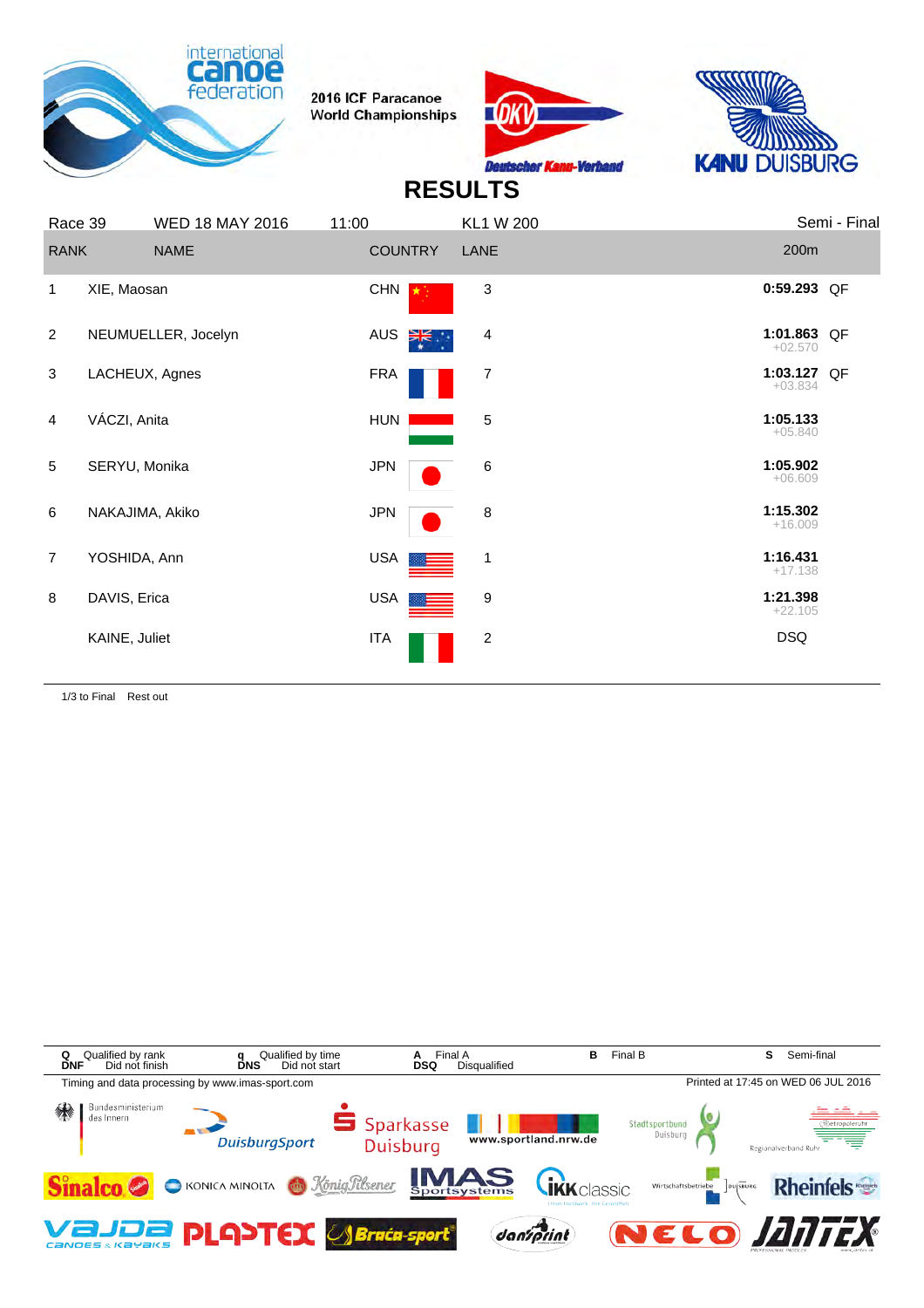2016 ICF Paracanoe World Championships

# RESULTS

| Race 39 | WED 18 MAY 2016 | 11:00 | KL1 W 200 | Semi - Final | |
|---|---|---|---|---|---|
| **RANK** | **NAME** | **COUNTRY** | **LANE** | **200m** | |
| 1 | XIE, Maosan | CHN | 3 | **0:59.293** | QF |
| 2 | NEUMUELLER, Jocelyn | AUS | 4 | **1:01.863** +02.570 | QF |
| 3 | LACHEUX, Agnes | FRA | 7 | **1:03.127** +03.834 | QF |
| 4 | VÁCZI, Anita | HUN | 5 | **1:05.133** +05.840 | |
| 5 | SERYU, Monika | JPN | 6 | **1:05.902** +06.609 | |
| 6 | NAKAJIMA, Akiko | JPN | 8 | **1:15.302** +16.009 | |
| 7 | YOSHIDA, Ann | USA | 1 | **1:16.431** +17.138 | |
| 8 | DAVIS, Erica | USA | 9 | **1:21.398** +22.105 | |
| | KAINE, Juliet | ITA | 2 | DSQ | |

1/3 to Final Rest out

| | | | | |
|---|---|---|---|---|
| **Q** Qualified by rank | **q** Qualified by time | **A** Final A | **B** Final B | **S** Semi-final |
| **DNF** Did not finish | **DNS** Did not start | **DSQ** Disqualified | | |

Timing and data processing by www.imas-sport.com

Printed at 17:45 on WED 06 JUL 2016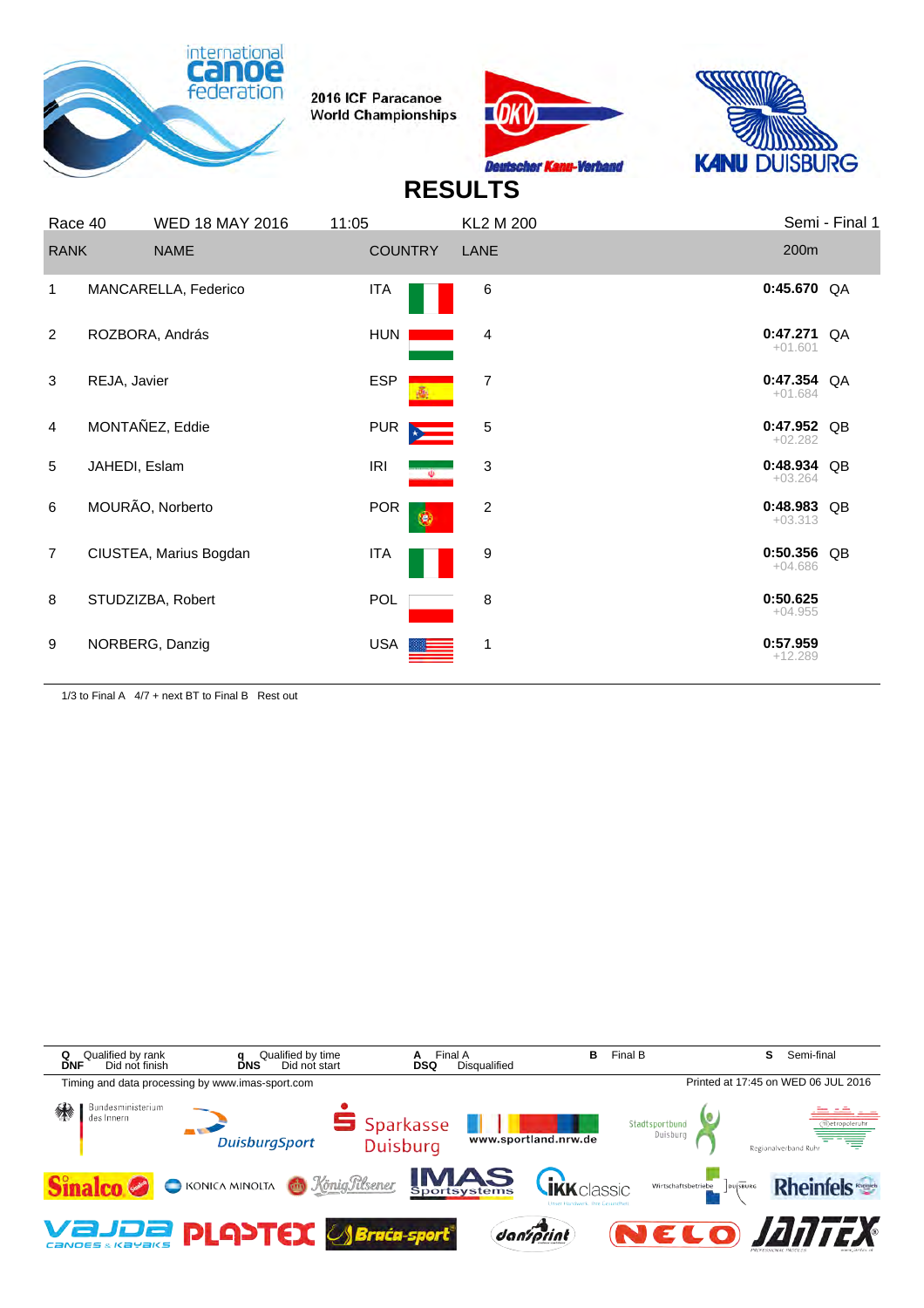2016 ICF Paracanoe World Championships

# RESULTS

| Race 40 | WED 18 MAY 2016 | 11:05 | KL2 M 200 | | Semi - Final 1 |
|---|---|---|---|---|---|
| **RANK** | **NAME** | **COUNTRY** | **LANE** | **200m** | |
| 1 | MANCARELLA, Federico | ITA | 6 | **0:45.670** | QA |
| 2 | ROZBORA, András | HUN | 4 | **0:47.271** +01.601 | QA |
| 3 | REJA, Javier | ESP | 7 | **0:47.354** +01.684 | QA |
| 4 | MONTAÑEZ, Eddie | PUR | 5 | **0:47.952** +02.282 | QB |
| 5 | JAHEDI, Eslam | IRI | 3 | **0:48.934** +03.264 | QB |
| 6 | MOURÃO, Norberto | POR | 2 | **0:48.983** +03.313 | QB |
| 7 | CIUSTEA, Marius Bogdan | ITA | 9 | **0:50.356** +04.686 | QB |
| 8 | STUDZIZBA, Robert | POL | 8 | **0:50.625** +04.955 | |
| 9 | NORBERG, Danzig | USA | 1 | **0:57.959** +12.289 | |

1/3 to Final A   4/7 + next BT to Final B   Rest out

**Q** Qualified by rank   **q** Qualified by time   **A** Final A   **B** Final B   **S** Semi-final
**DNF** Did not finish   **DNS** Did not start   **DSQ** Disqualified

Timing and data processing by www.imas-sport.com   Printed at 17:45 on WED 06 JUL 2016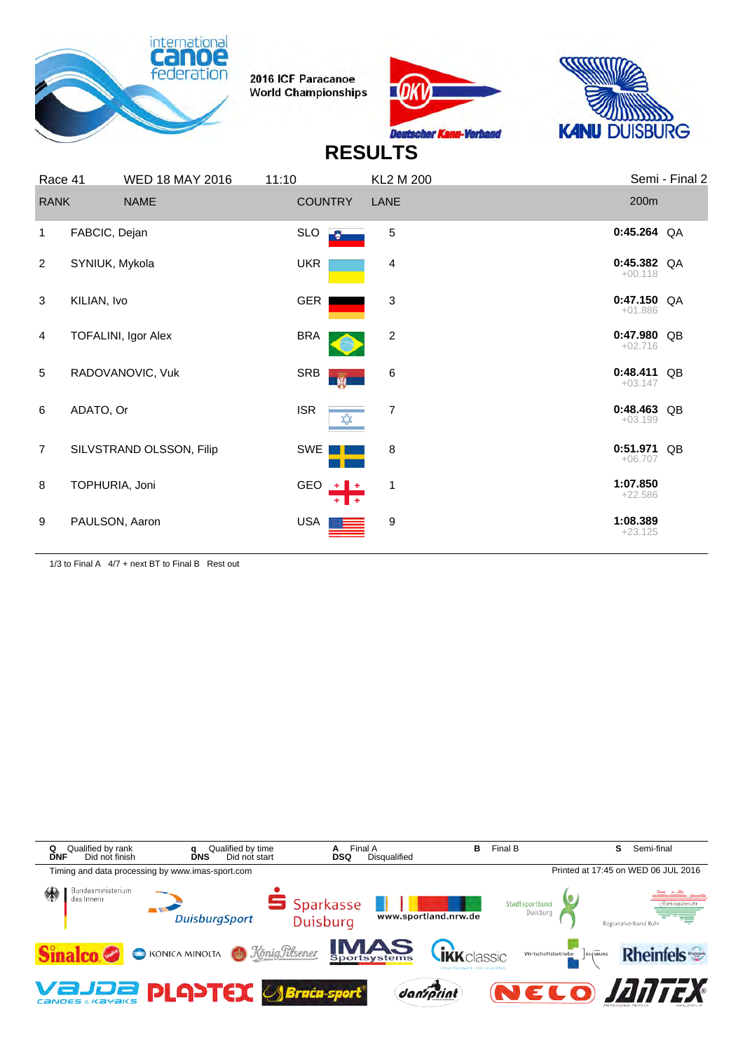2016 ICF Paracanoe World Championships

# RESULTS

| Race 41 | WED 18 MAY 2016 | 11:10 | KL2 M 200 | | Semi - Final 2 |
|---|---|---|---|---|---|
| RANK | NAME | COUNTRY | LANE | 200m | |
| 1 | FABCIC, Dejan | SLO | 5 | 0:45.264 | QA |
| 2 | SYNIUK, Mykola | UKR | 4 | 0:45.382 +00.118 | QA |
| 3 | KILIAN, Ivo | GER | 3 | 0:47.150 +01.886 | QA |
| 4 | TOFALINI, Igor Alex | BRA | 2 | 0:47.980 +02.716 | QB |
| 5 | RADOVANOVIC, Vuk | SRB | 6 | 0:48.411 +03.147 | QB |
| 6 | ADATO, Or | ISR | 7 | 0:48.463 +03.199 | QB |
| 7 | SILVSTRAND OLSSON, Filip | SWE | 8 | 0:51.971 +06.707 | QB |
| 8 | TOPHURIA, Joni | GEO | 1 | 1:07.850 +22.586 | |
| 9 | PAULSON, Aaron | USA | 9 | 1:08.389 +23.125 | |

1/3 to Final A 4/7 + next BT to Final B Rest out

Q Qualified by rank   q Qualified by time   A Final A   B Final B   S Semi-final
DNF Did not finish   DNS Did not start   DSQ Disqualified

Timing and data processing by www.imas-sport.com

Printed at 17:45 on WED 06 JUL 2016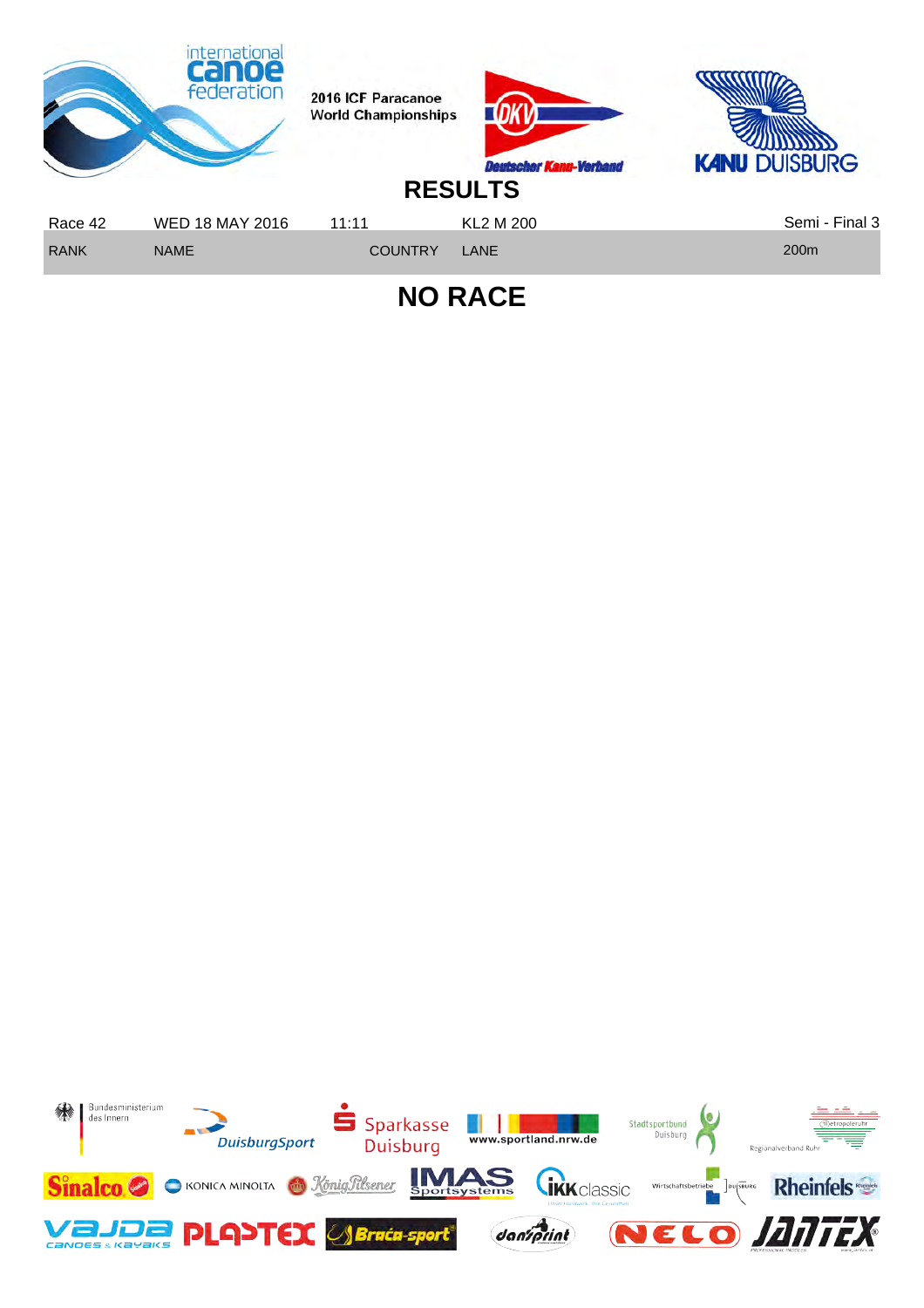2016 ICF Paracanoe World Championships

# RESULTS

| Race 42 | WED 18 MAY 2016 | 11:11 | KL2 M 200 | Semi - Final 3 |
|---|---|---|---|---|
| RANK | NAME | COUNTRY | LANE | 200m |

## NO RACE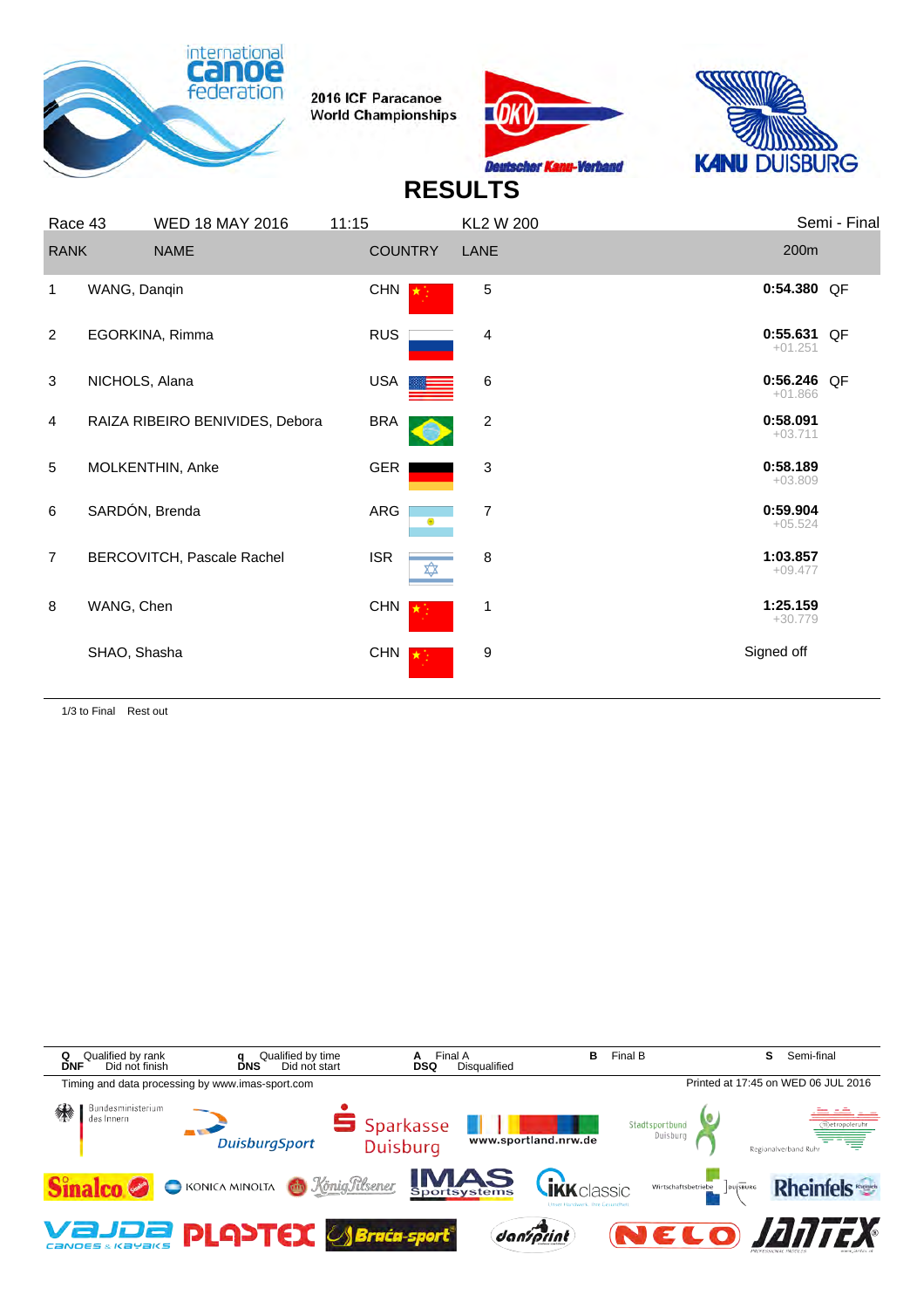2016 ICF Paracanoe World Championships

# RESULTS

| Race 43 | WED 18 MAY 2016 | 11:15 | KL2 W 200 | | Semi - Final | |
|---|---|---|---|---|---|---|
| **RANK** | **NAME** | **COUNTRY** | **LANE** | | **200m** | |
| 1 | WANG, Danqin | CHN | 5 | | **0:54.380** | QF |
| 2 | EGORKINA, Rimma | RUS | 4 | | **0:55.631** +01.251 | QF |
| 3 | NICHOLS, Alana | USA | 6 | | **0:56.246** +01.866 | QF |
| 4 | RAIZA RIBEIRO BENIVIDES, Debora | BRA | 2 | | **0:58.091** +03.711 | |
| 5 | MOLKENTHIN, Anke | GER | 3 | | **0:58.189** +03.809 | |
| 6 | SARDÓN, Brenda | ARG | 7 | | **0:59.904** +05.524 | |
| 7 | BERCOVITCH, Pascale Rachel | ISR | 8 | | **1:03.857** +09.477 | |
| 8 | WANG, Chen | CHN | 1 | | **1:25.159** +30.779 | |
| | SHAO, Shasha | CHN | 9 | | Signed off | |

1/3 to Final Rest out

| | | | | |
|---|---|---|---|---|
| **Q** Qualified by rank | **q** Qualified by time | **A** Final A | **B** Final B | **S** Semi-final |
| **DNF** Did not finish | **DNS** Did not start | **DSQ** Disqualified | | |

Timing and data processing by www.imas-sport.com

Printed at 17:45 on WED 06 JUL 2016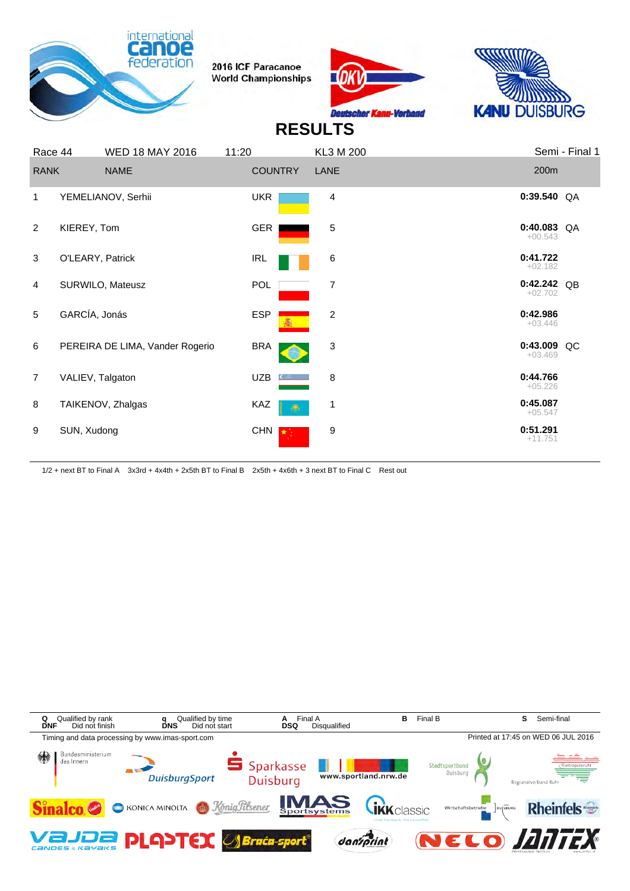2016 ICF Paracanoe World Championships

# RESULTS

| Race 44 | WED 18 MAY 2016 | 11:20 | KL3 M 200 | | Semi - Final 1 |
|---|---|---|---|---|---|
| **RANK** | **NAME** | **COUNTRY** | **LANE** | **200m** | |
| 1 | YEMELIANOV, Serhii | UKR | 4 | **0:39.540** | QA |
| 2 | KIEREY, Tom | GER | 5 | **0:40.083** +00.543 | QA |
| 3 | O'LEARY, Patrick | IRL | 6 | **0:41.722** +02.182 | |
| 4 | SURWILO, Mateusz | POL | 7 | **0:42.242** +02.702 | QB |
| 5 | GARCÍA, Jonás | ESP | 2 | **0:42.986** +03.446 | |
| 6 | PEREIRA DE LIMA, Vander Rogerio | BRA | 3 | **0:43.009** +03.469 | QC |
| 7 | VALIEV, Talgaton | UZB | 8 | **0:44.766** +05.226 | |
| 8 | TAIKENOV, Zhalgas | KAZ | 1 | **0:45.087** +05.547 | |
| 9 | SUN, Xudong | CHN | 9 | **0:51.291** +11.751 | |

1/2 + next BT to Final A 3x3rd + 4x4th + 2x5th BT to Final B 2x5th + 4x6th + 3 next BT to Final C Rest out

**Q** Qualified by rank **q** Qualified by time **A** Final A **B** Final B **S** Semi-final
**DNF** Did not finish **DNS** Did not start **DSQ** Disqualified

Timing and data processing by www.imas-sport.com

Printed at 17:45 on WED 06 JUL 2016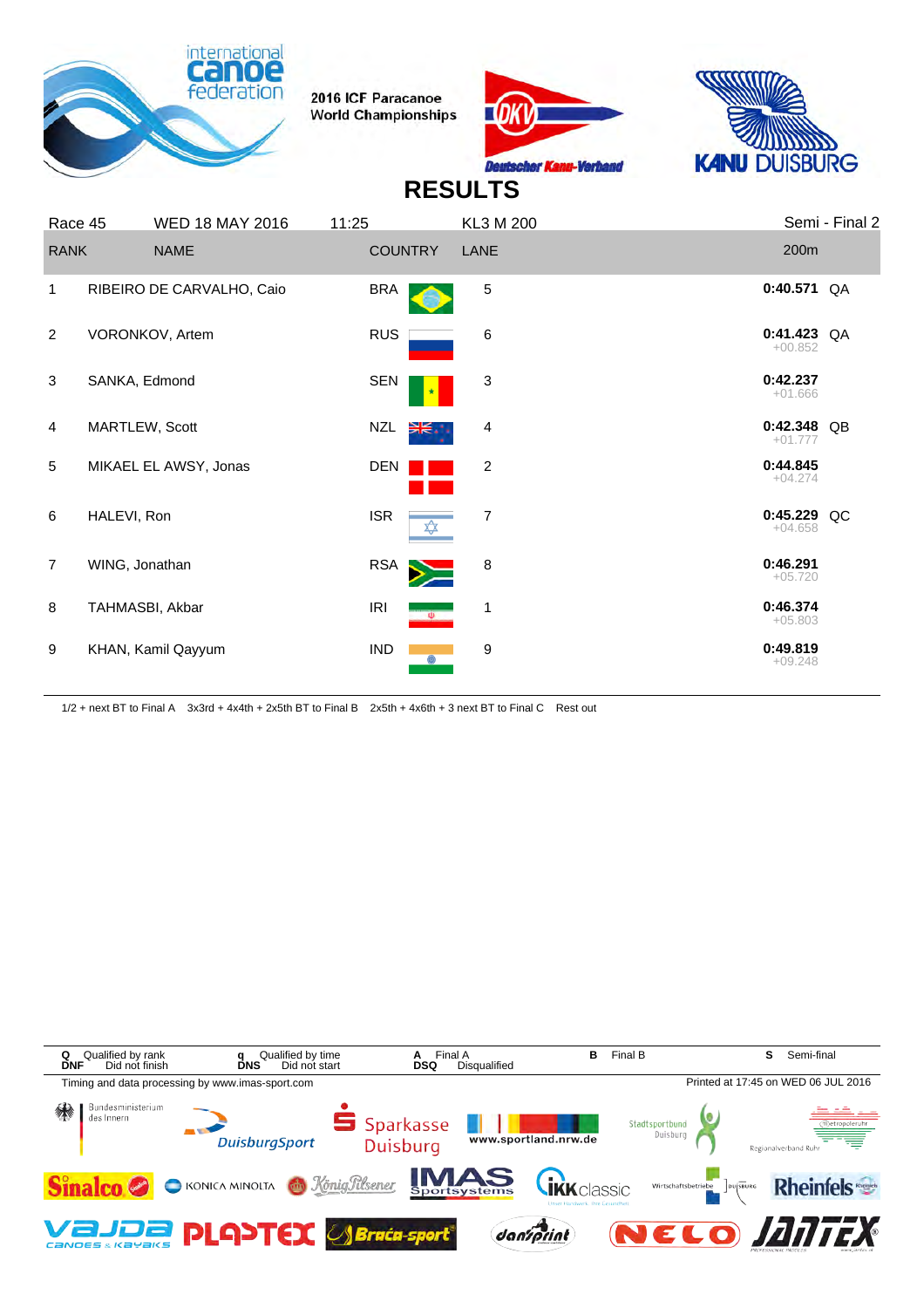2016 ICF Paracanoe World Championships

# RESULTS

| Race 45 | WED 18 MAY 2016 | 11:25 | KL3 M 200 | Semi - Final 2 | |
|---|---|---|---|---|---|
| **RANK** | **NAME** | **COUNTRY** | **LANE** | **200m** | |
| 1 | RIBEIRO DE CARVALHO, Caio | BRA | 5 | 0:40.571 | QA |
| 2 | VORONKOV, Artem | RUS | 6 | 0:41.423 +00.852 | QA |
| 3 | SANKA, Edmond | SEN | 3 | 0:42.237 +01.666 | |
| 4 | MARTLEW, Scott | NZL | 4 | 0:42.348 +01.777 | QB |
| 5 | MIKAEL EL AWSY, Jonas | DEN | 2 | 0:44.845 +04.274 | |
| 6 | HALEVI, Ron | ISR | 7 | 0:45.229 +04.658 | QC |
| 7 | WING, Jonathan | RSA | 8 | 0:46.291 +05.720 | |
| 8 | TAHMASBI, Akbar | IRI | 1 | 0:46.374 +05.803 | |
| 9 | KHAN, Kamil Qayyum | IND | 9 | 0:49.819 +09.248 | |

1/2 + next BT to Final A   3x3rd + 4x4th + 2x5th BT to Final B   2x5th + 4x6th + 3 next BT to Final C   Rest out

**Q** Qualified by rank   **q** Qualified by time   **A** Final A   **B** Final B   **S** Semi-final
**DNF** Did not finish   **DNS** Did not start   **DSQ** Disqualified

Timing and data processing by www.imas-sport.com

Printed at 17:45 on WED 06 JUL 2016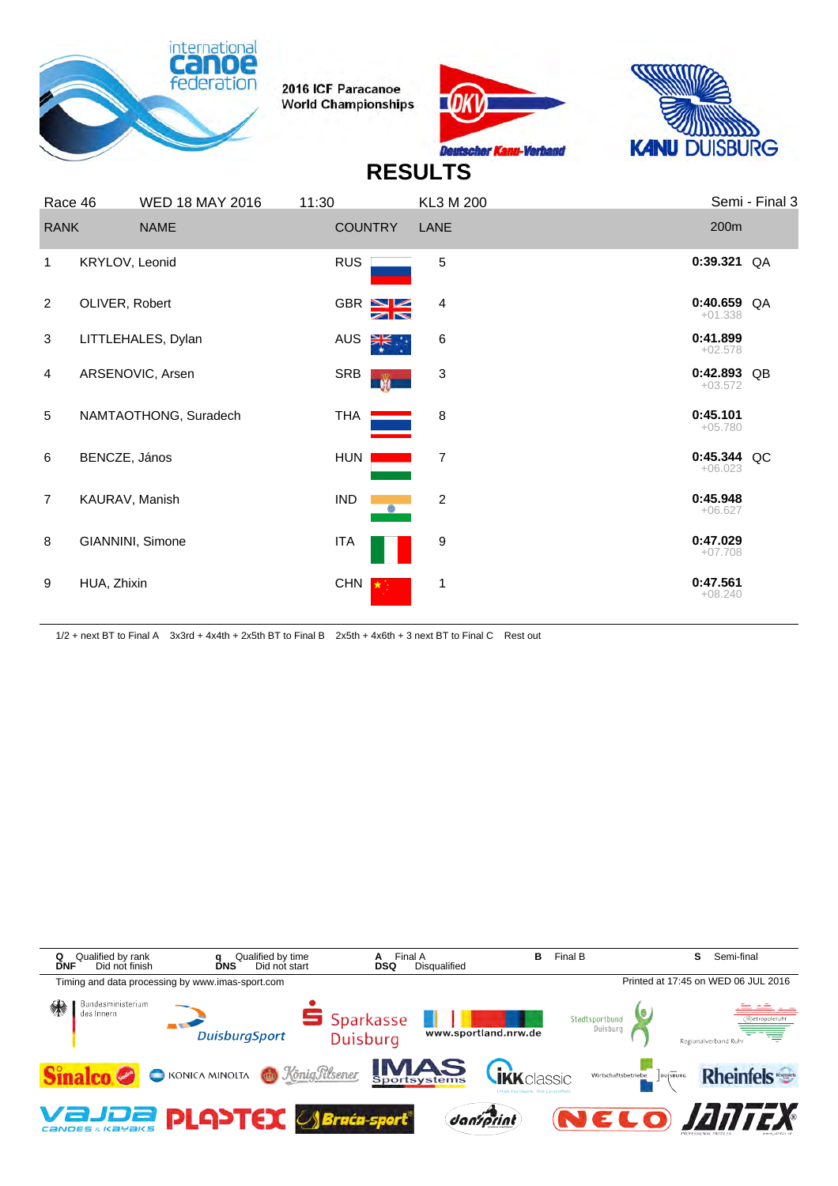2016 ICF Paracanoe World Championships

# RESULTS

| Race 46 | WED 18 MAY 2016 | 11:30 | KL3 M 200 | | Semi - Final 3 |
|---|---|---|---|---|---|
| **RANK** | **NAME** | **COUNTRY** | **LANE** | **200m** | |
| 1 | KRYLOV, Leonid | RUS | 5 | **0:39.321** | QA |
| 2 | OLIVER, Robert | GBR | 4 | **0:40.659** +01.338 | QA |
| 3 | LITTLEHALES, Dylan | AUS | 6 | **0:41.899** +02.578 | |
| 4 | ARSENOVIC, Arsen | SRB | 3 | **0:42.893** +03.572 | QB |
| 5 | NAMTAOTHONG, Suradech | THA | 8 | **0:45.101** +05.780 | |
| 6 | BENCZE, János | HUN | 7 | **0:45.344** +06.023 | QC |
| 7 | KAURAV, Manish | IND | 2 | **0:45.948** +06.627 | |
| 8 | GIANNINI, Simone | ITA | 9 | **0:47.029** +07.708 | |
| 9 | HUA, Zhixin | CHN | 1 | **0:47.561** +08.240 | |

1/2 + next BT to Final A   3x3rd + 4x4th + 2x5th BT to Final B   2x5th + 4x6th + 3 next BT to Final C   Rest out

**Q** Qualified by rank   **q** Qualified by time   **A** Final A   **B** Final B   **S** Semi-final
**DNF** Did not finish   **DNS** Did not start   **DSQ** Disqualified

Timing and data processing by www.imas-sport.com

Printed at 17:45 on WED 06 JUL 2016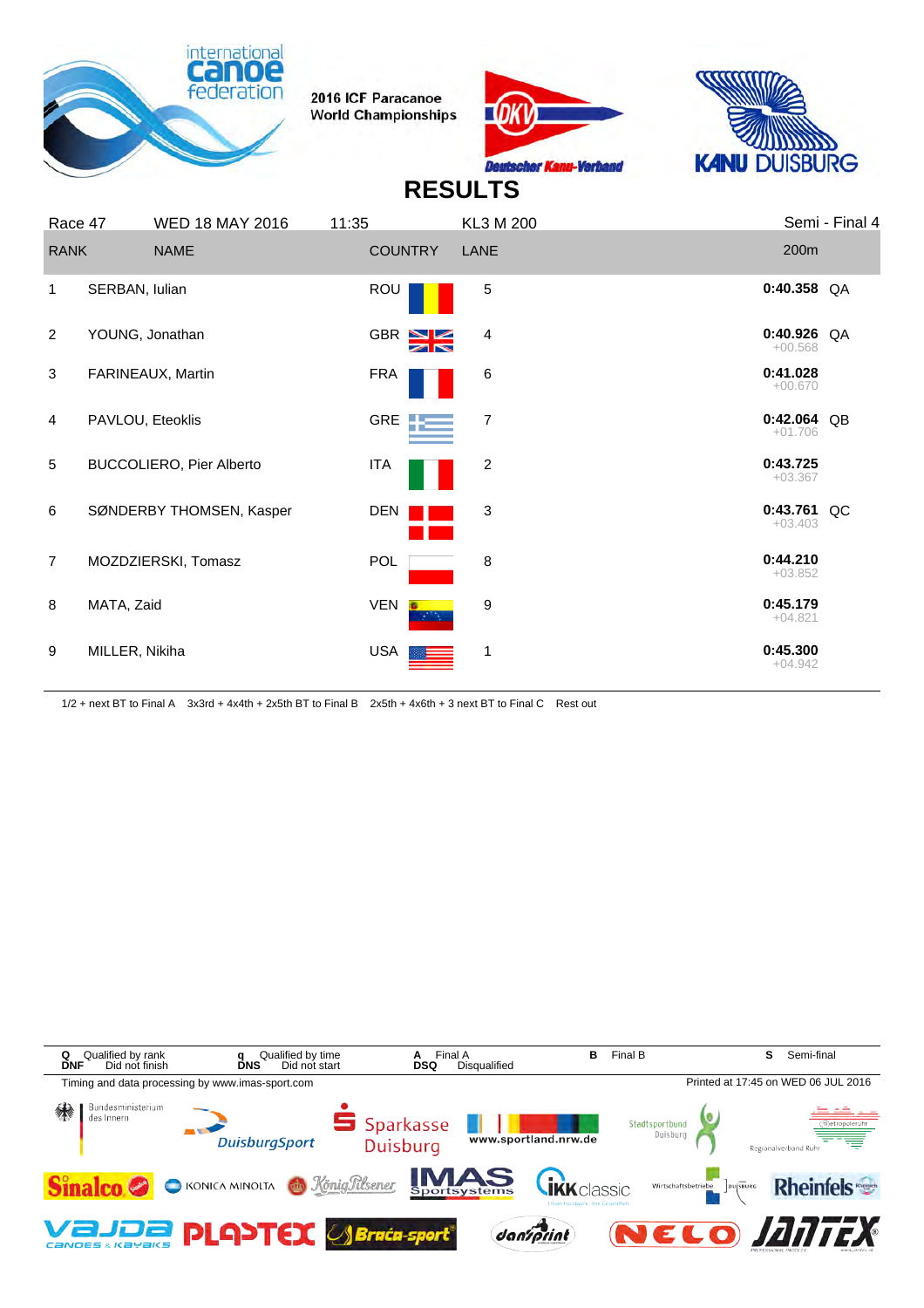2016 ICF Paracanoe World Championships

# RESULTS

| Race 47 | WED 18 MAY 2016 | 11:35 | KL3 M 200 | | Semi - Final 4 |
|---|---|---|---|---|---|
| **RANK** | **NAME** | **COUNTRY** | **LANE** | **200m** | |
| 1 | SERBAN, Iulian | ROU | 5 | **0:40.358** | QA |
| 2 | YOUNG, Jonathan | GBR | 4 | **0:40.926** +00.568 | QA |
| 3 | FARINEAUX, Martin | FRA | 6 | **0:41.028** +00.670 | |
| 4 | PAVLOU, Eteoklis | GRE | 7 | **0:42.064** +01.706 | QB |
| 5 | BUCCOLIERO, Pier Alberto | ITA | 2 | **0:43.725** +03.367 | |
| 6 | SØNDERBY THOMSEN, Kasper | DEN | 3 | **0:43.761** +03.403 | QC |
| 7 | MOZDZIERSKI, Tomasz | POL | 8 | **0:44.210** +03.852 | |
| 8 | MATA, Zaid | VEN | 9 | **0:45.179** +04.821 | |
| 9 | MILLER, Nikiha | USA | 1 | **0:45.300** +04.942 | |

1/2 + next BT to Final A  3x3rd + 4x4th + 2x5th BT to Final B  2x5th + 4x6th + 3 next BT to Final C  Rest out

| | | | | | | | | | |
|---|---|---|---|---|---|---|---|---|---|
| **Q** | Qualified by rank | **q** | Qualified by time | **A** | Final A | **B** | Final B | **S** | Semi-final |
| **DNF** | Did not finish | **DNS** | Did not start | **DSQ** | Disqualified | | | | |

Timing and data processing by www.imas-sport.com

Printed at 17:45 on WED 06 JUL 2016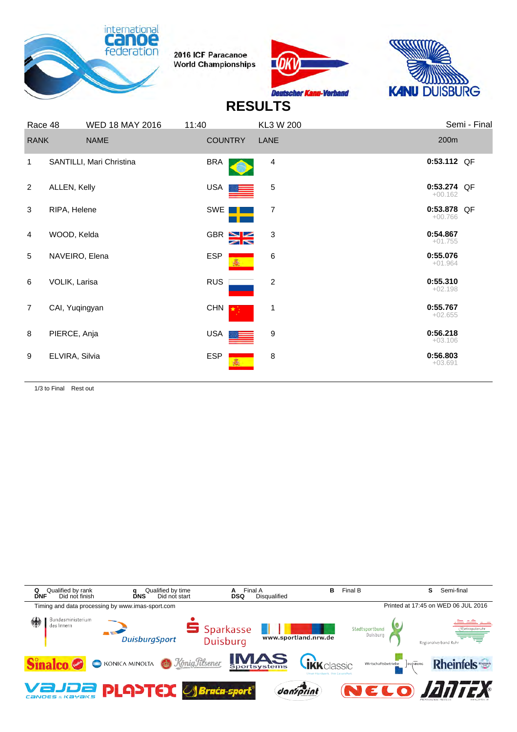2016 ICF Paracanoe World Championships

# RESULTS

| Race 48 | WED 18 MAY 2016 | 11:40 | KL3 W 200 | Semi - Final |
|---|---|---|---|---|

| RANK | NAME | COUNTRY | LANE | 200m | |
|---|---|---|---|---|---|
| 1 | SANTILLI, Mari Christina | BRA | 4 | **0:53.112** | QF |
| 2 | ALLEN, Kelly | USA | 5 | **0:53.274** +00.162 | QF |
| 3 | RIPA, Helene | SWE | 7 | **0:53.878** +00.766 | QF |
| 4 | WOOD, Kelda | GBR | 3 | **0:54.867** +01.755 | |
| 5 | NAVEIRO, Elena | ESP | 6 | **0:55.076** +01.964 | |
| 6 | VOLIK, Larisa | RUS | 2 | **0:55.310** +02.198 | |
| 7 | CAI, Yuqingyan | CHN | 1 | **0:55.767** +02.655 | |
| 8 | PIERCE, Anja | USA | 9 | **0:56.218** +03.106 | |
| 9 | ELVIRA, Silvia | ESP | 8 | **0:56.803** +03.691 | |

1/3 to Final  Rest out

**Q** Qualified by rank  **q** Qualified by time  **A** Final A  **B** Final B  **S** Semi-final
**DNF** Did not finish  **DNS** Did not start  **DSQ** Disqualified

Timing and data processing by www.imas-sport.com

Printed at 17:45 on WED 06 JUL 2016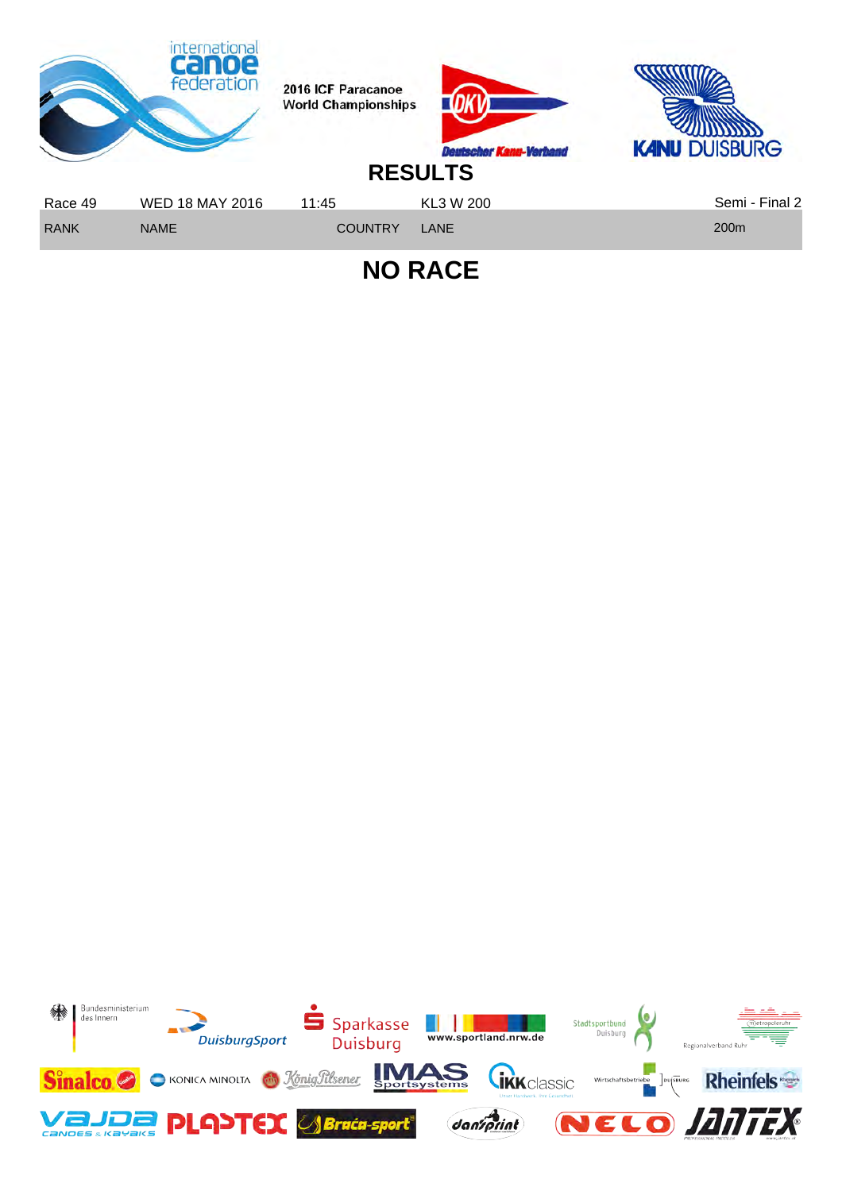2016 ICF Paracanoe World Championships

# RESULTS

| Race 49 | WED 18 MAY 2016 | 11:45 | KL3 W 200 | Semi - Final 2 |
|---|---|---|---|---|
| RANK | NAME | COUNTRY | LANE | 200m |

## NO RACE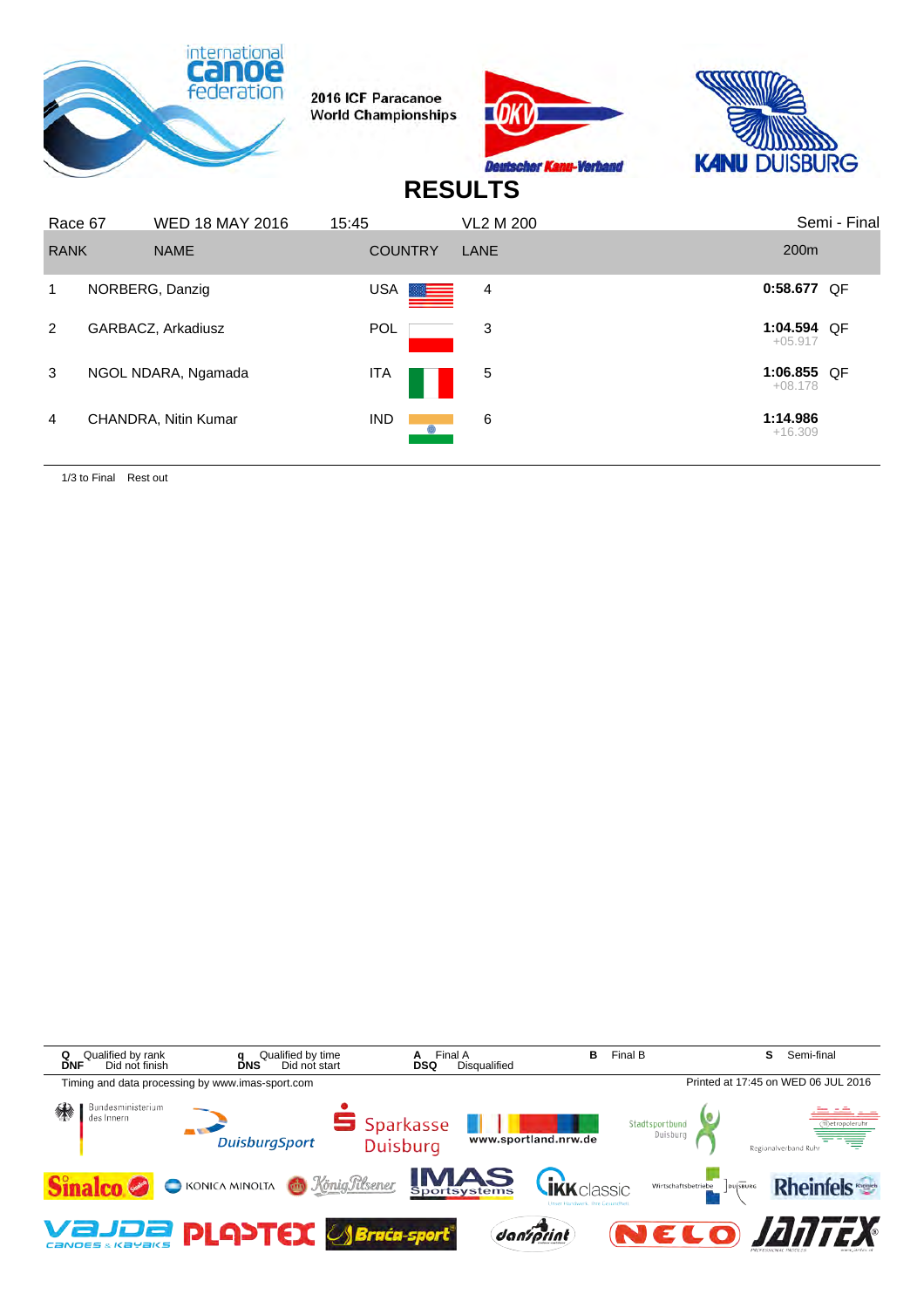2016 ICF Paracanoe World Championships

# RESULTS

| Race 67 | WED 18 MAY 2016 | 15:45 | VL2 M 200 | | Semi - Final |
|---|---|---|---|---|---|
| **RANK** | **NAME** | **COUNTRY** | **LANE** | **200m** | |
| 1 | NORBERG, Danzig | USA | 4 | **0:58.677** | QF |
| 2 | GARBACZ, Arkadiusz | POL | 3 | **1:04.594** +05.917 | QF |
| 3 | NGOL NDARA, Ngamada | ITA | 5 | **1:06.855** +08.178 | QF |
| 4 | CHANDRA, Nitin Kumar | IND | 6 | **1:14.986** +16.309 | |

1/3 to Final  Rest out

**Q** Qualified by rank  **q** Qualified by time  **A** Final A  **B** Final B  **S** Semi-final
**DNF** Did not finish  **DNS** Did not start  **DSQ** Disqualified

Timing and data processing by www.imas-sport.com

Printed at 17:45 on WED 06 JUL 2016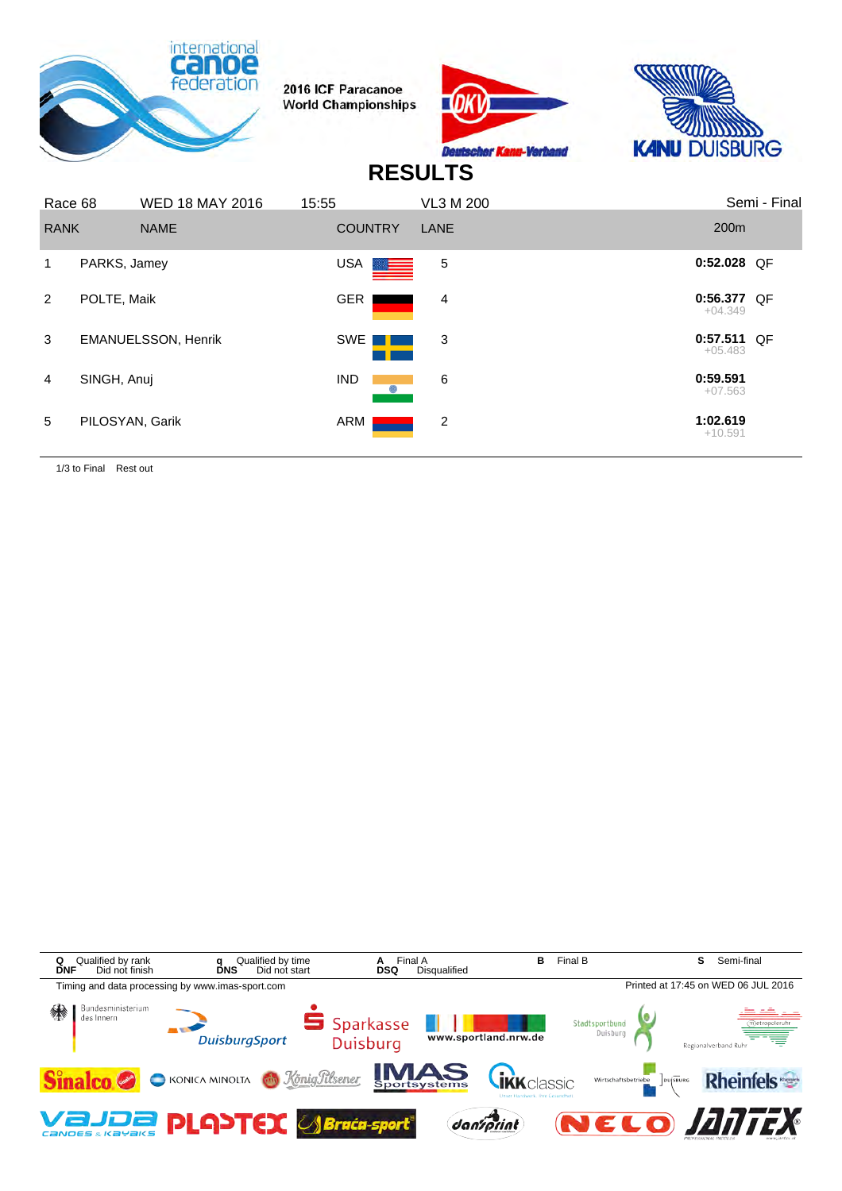2016 ICF Paracanoe World Championships

# RESULTS

| Race 68 | WED 18 MAY 2016 | 15:55 | VL3 M 200 | | Semi - Final |
|---|---|---|---|---|---|
| **RANK** | **NAME** | **COUNTRY** | **LANE** | **200m** | |
| 1 | PARKS, Jamey | USA | 5 | **0:52.028** | QF |
| 2 | POLTE, Maik | GER | 4 | **0:56.377** +04.349 | QF |
| 3 | EMANUELSSON, Henrik | SWE | 3 | **0:57.511** +05.483 | QF |
| 4 | SINGH, Anuj | IND | 6 | **0:59.591** +07.563 | |
| 5 | PILOSYAN, Garik | ARM | 2 | **1:02.619** +10.591 | |

1/3 to Final Rest out

| | | | | | | | | |
|---|---|---|---|---|---|---|---|---|
| **Q** | Qualified by rank | **q** | Qualified by time | **A** | Final A | **B** | Final B | **S** Semi-final |
| **DNF** | Did not finish | **DNS** | Did not start | **DSQ** | Disqualified | | | |

Timing and data processing by www.imas-sport.com

Printed at 17:45 on WED 06 JUL 2016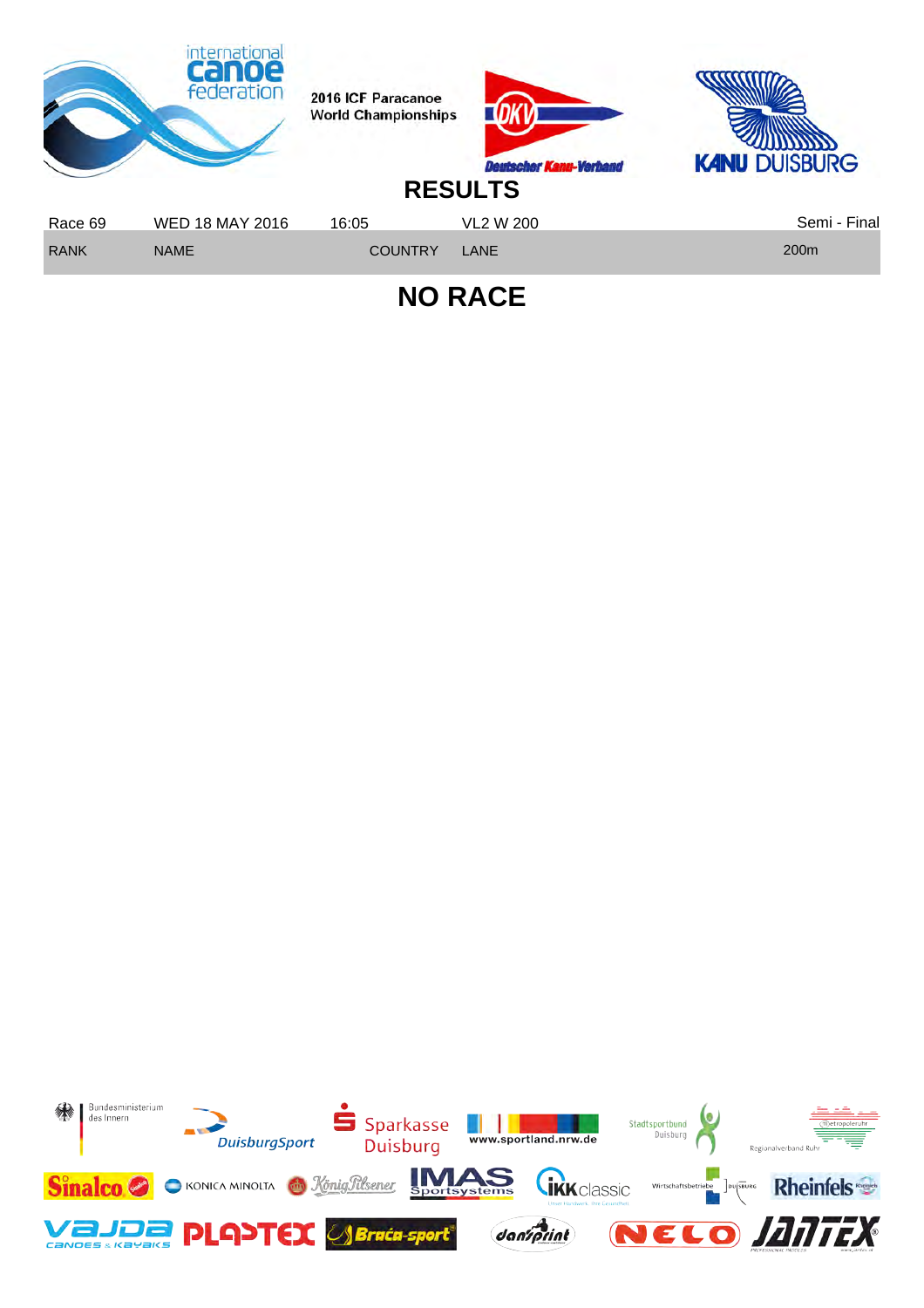2016 ICF Paracanoe World Championships

# RESULTS

| Race 69 | WED 18 MAY 2016 | 16:05 | VL2 W 200 | Semi - Final |
|---|---|---|---|---|
| RANK | NAME | COUNTRY | LANE | 200m |

## NO RACE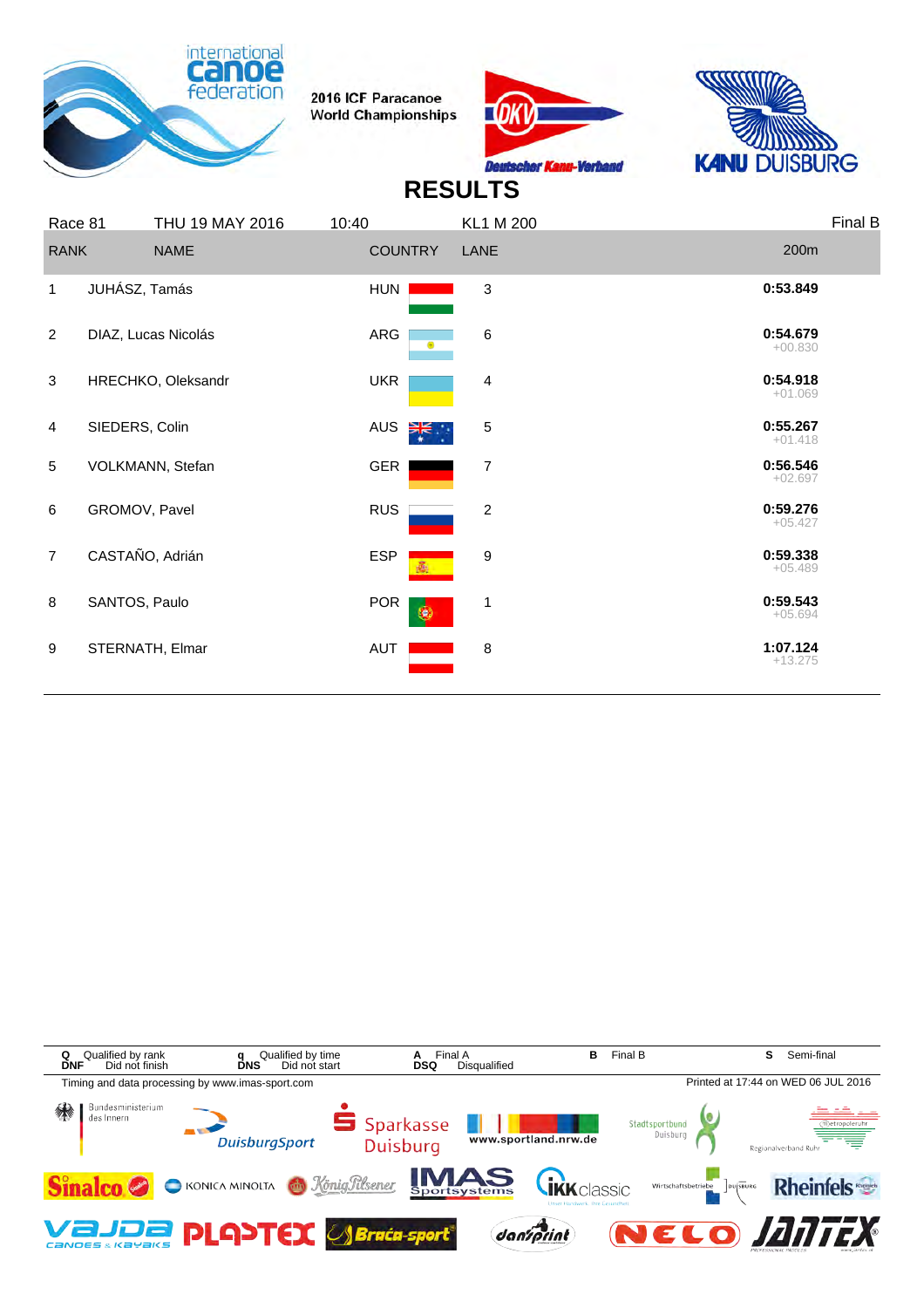2016 ICF Paracanoe World Championships

# RESULTS

| Race 81 | THU 19 MAY 2016 | 10:40 | KL1 M 200 | | Final B |
|---|---|---|---|---|---|
| **RANK** | **NAME** | **COUNTRY** | **LANE** | | **200m** |
| 1 | JUHÁSZ, Tamás | HUN | 3 | | **0:53.849** |
| 2 | DIAZ, Lucas Nicolás | ARG | 6 | | **0:54.679** +00.830 |
| 3 | HRECHKO, Oleksandr | UKR | 4 | | **0:54.918** +01.069 |
| 4 | SIEDERS, Colin | AUS | 5 | | **0:55.267** +01.418 |
| 5 | VOLKMANN, Stefan | GER | 7 | | **0:56.546** +02.697 |
| 6 | GROMOV, Pavel | RUS | 2 | | **0:59.276** +05.427 |
| 7 | CASTAÑO, Adrián | ESP | 9 | | **0:59.338** +05.489 |
| 8 | SANTOS, Paulo | POR | 1 | | **0:59.543** +05.694 |
| 9 | STERNATH, Elmar | AUT | 8 | | **1:07.124** +13.275 |

**Q** Qualified by rank **q** Qualified by time **A** Final A **B** Final B **S** Semi-final
**DNF** Did not finish **DNS** Did not start **DSQ** Disqualified

Timing and data processing by www.imas-sport.com

Printed at 17:44 on WED 06 JUL 2016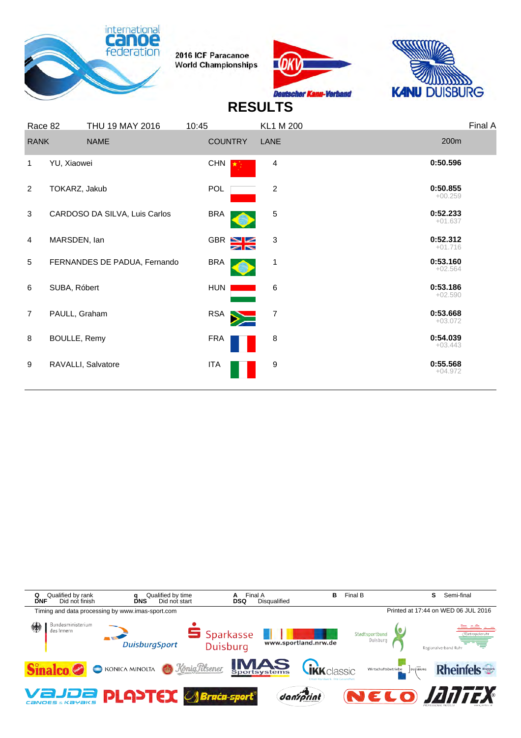2016 ICF Paracanoe World Championships

# RESULTS

| Race 82 | THU 19 MAY 2016 | 10:45 | KL1 M 200 | | Final A |
|---|---|---|---|---|---|
| **RANK** | **NAME** | **COUNTRY** | **LANE** | | **200m** |
| 1 | YU, Xiaowei | CHN | 4 | | **0:50.596** |
| 2 | TOKARZ, Jakub | POL | 2 | | **0:50.855** +00.259 |
| 3 | CARDOSO DA SILVA, Luis Carlos | BRA | 5 | | **0:52.233** +01.637 |
| 4 | MARSDEN, Ian | GBR | 3 | | **0:52.312** +01.716 |
| 5 | FERNANDES DE PADUA, Fernando | BRA | 1 | | **0:53.160** +02.564 |
| 6 | SUBA, Róbert | HUN | 6 | | **0:53.186** +02.590 |
| 7 | PAULL, Graham | RSA | 7 | | **0:53.668** +03.072 |
| 8 | BOULLE, Remy | FRA | 8 | | **0:54.039** +03.443 |
| 9 | RAVALLI, Salvatore | ITA | 9 | | **0:55.568** +04.972 |

**Q** Qualified by rank **q** Qualified by time **A** Final A **B** Final B **S** Semi-final
**DNF** Did not finish **DNS** Did not start **DSQ** Disqualified

Timing and data processing by www.imas-sport.com

Printed at 17:44 on WED 06 JUL 2016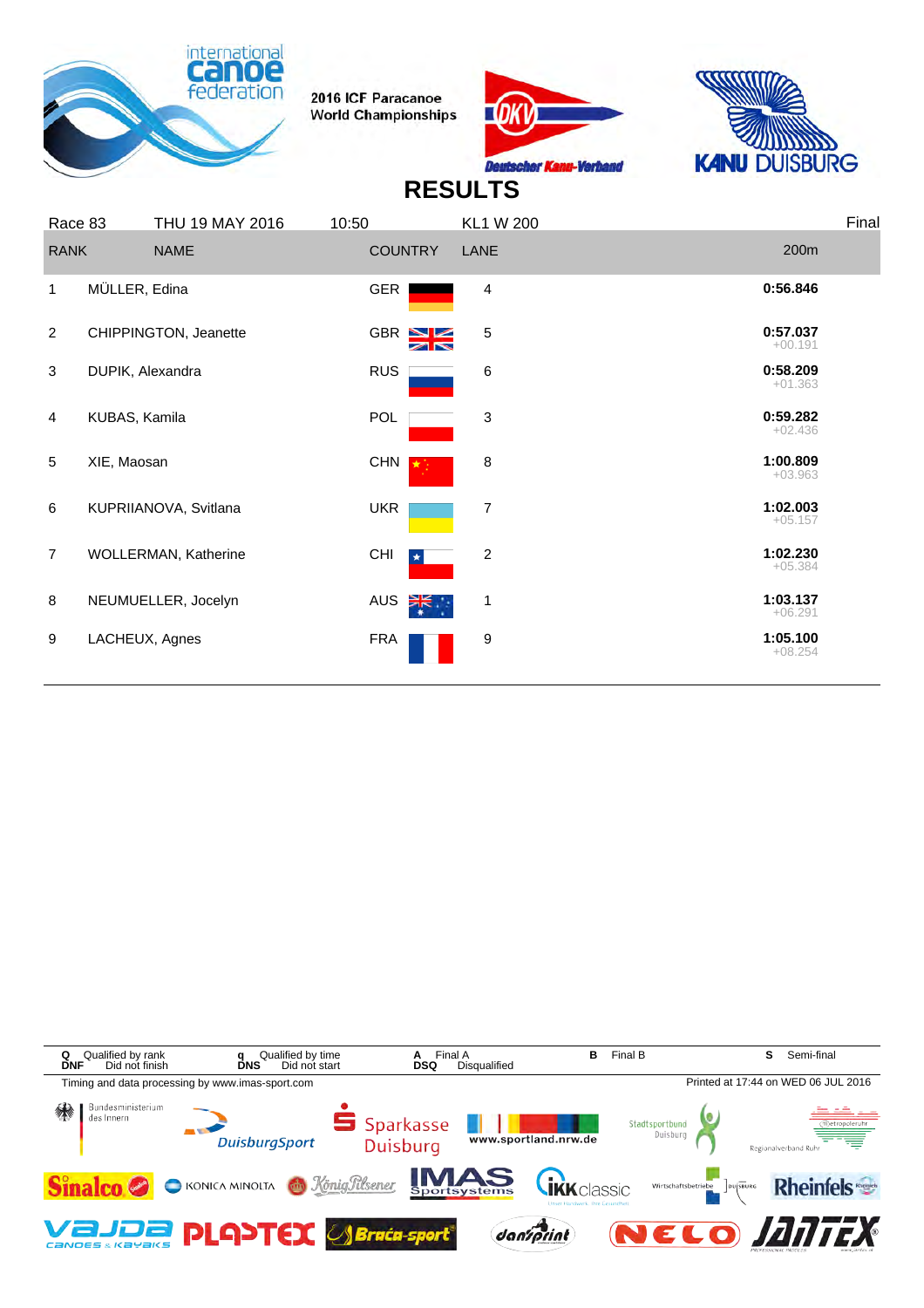2016 ICF Paracanoe World Championships

# RESULTS

| Race 83 | THU 19 MAY 2016 | 10:50 | KL1 W 200 | Final |
|---|---|---|---|---|
| **RANK** | **NAME** | **COUNTRY** | **LANE** | **200m** |
| 1 | MÜLLER, Edina | GER | 4 | **0:56.846** |
| 2 | CHIPPINGTON, Jeanette | GBR | 5 | **0:57.037** +00.191 |
| 3 | DUPIK, Alexandra | RUS | 6 | **0:58.209** +01.363 |
| 4 | KUBAS, Kamila | POL | 3 | **0:59.282** +02.436 |
| 5 | XIE, Maosan | CHN | 8 | **1:00.809** +03.963 |
| 6 | KUPRIIANOVA, Svitlana | UKR | 7 | **1:02.003** +05.157 |
| 7 | WOLLERMAN, Katherine | CHI | 2 | **1:02.230** +05.384 |
| 8 | NEUMUELLER, Jocelyn | AUS | 1 | **1:03.137** +06.291 |
| 9 | LACHEUX, Agnes | FRA | 9 | **1:05.100** +08.254 |

**Q** Qualified by rank **q** Qualified by time **A** Final A **B** Final B **S** Semi-final
**DNF** Did not finish **DNS** Did not start **DSQ** Disqualified

Timing and data processing by www.imas-sport.com

Printed at 17:44 on WED 06 JUL 2016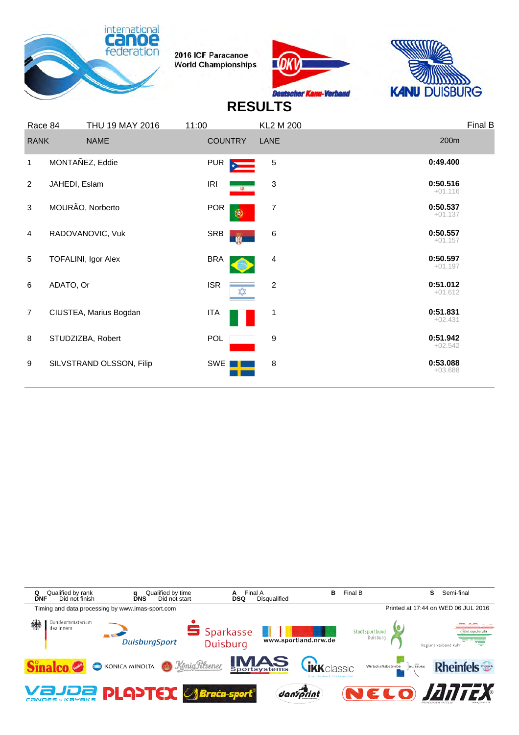2016 ICF Paracanoe World Championships

# RESULTS

| Race 84 | THU 19 MAY 2016 | 11:00 | KL2 M 200 | Final B |
|---|---|---|---|---|
| RANK | NAME | COUNTRY | LANE | 200m |
| 1 | MONTAÑEZ, Eddie | PUR | 5 | **0:49.400** |
| 2 | JAHEDI, Eslam | IRI | 3 | **0:50.516** +01.116 |
| 3 | MOURÃO, Norberto | POR | 7 | **0:50.537** +01.137 |
| 4 | RADOVANOVIC, Vuk | SRB | 6 | **0:50.557** +01.157 |
| 5 | TOFALINI, Igor Alex | BRA | 4 | **0:50.597** +01.197 |
| 6 | ADATO, Or | ISR | 2 | **0:51.012** +01.612 |
| 7 | CIUSTEA, Marius Bogdan | ITA | 1 | **0:51.831** +02.431 |
| 8 | STUDZIZBA, Robert | POL | 9 | **0:51.942** +02.542 |
| 9 | SILVSTRAND OLSSON, Filip | SWE | 8 | **0:53.088** +03.688 |

**Q** Qualified by rank **q** Qualified by time **A** Final A **B** Final B **S** Semi-final
**DNF** Did not finish **DNS** Did not start **DSQ** Disqualified

Timing and data processing by www.imas-sport.com

Printed at 17:44 on WED 06 JUL 2016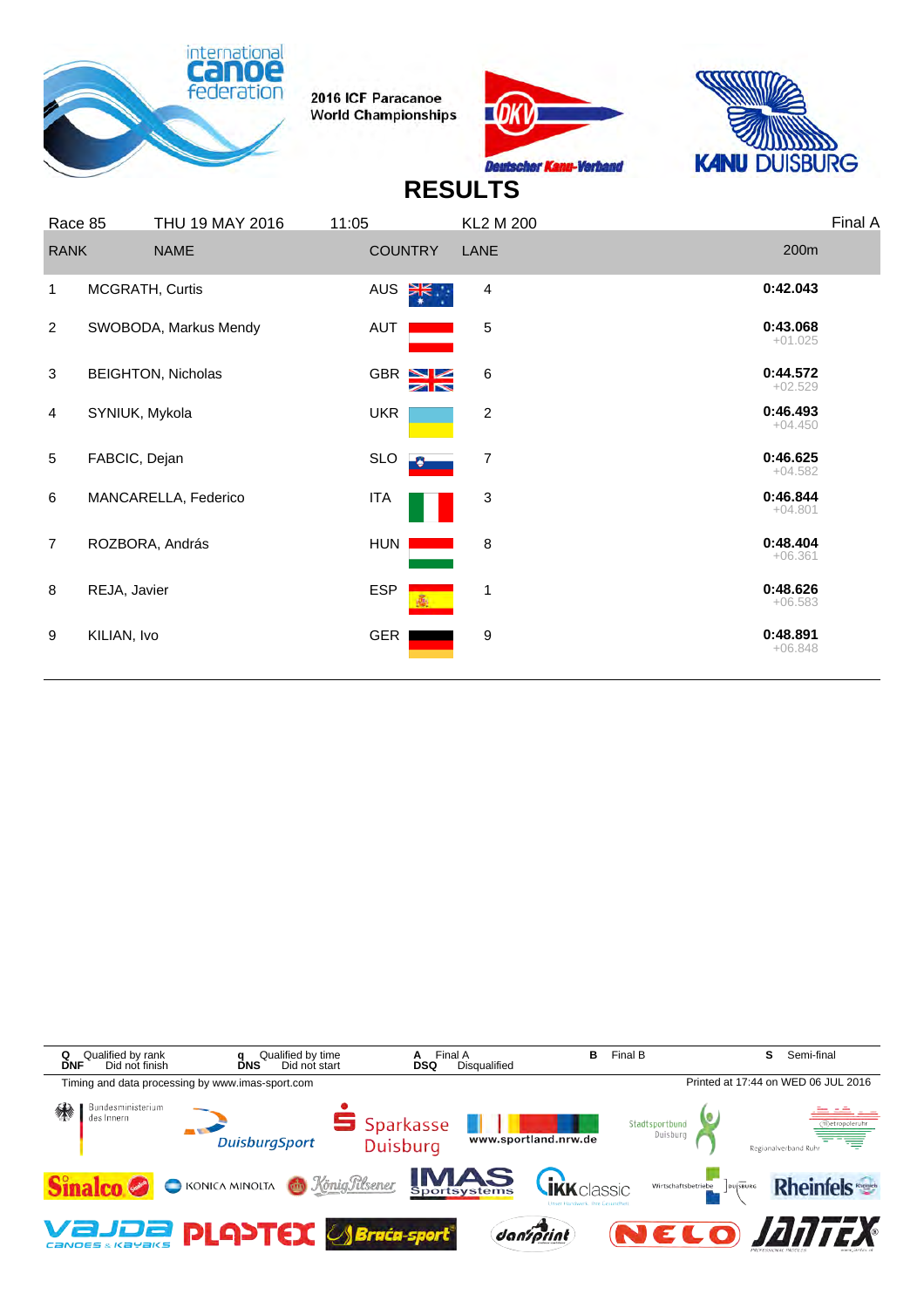2016 ICF Paracanoe World Championships

# RESULTS

| Race 85 | THU 19 MAY 2016 | 11:05 | KL2 M 200 | Final A |
|---|---|---|---|---|

| RANK | NAME | COUNTRY | LANE | 200m |
|---|---|---|---|---|
| 1 | MCGRATH, Curtis | AUS | 4 | 0:42.043 |
| 2 | SWOBODA, Markus Mendy | AUT | 5 | 0:43.068 +01.025 |
| 3 | BEIGHTON, Nicholas | GBR | 6 | 0:44.572 +02.529 |
| 4 | SYNIUK, Mykola | UKR | 2 | 0:46.493 +04.450 |
| 5 | FABCIC, Dejan | SLO | 7 | 0:46.625 +04.582 |
| 6 | MANCARELLA, Federico | ITA | 3 | 0:46.844 +04.801 |
| 7 | ROZBORA, András | HUN | 8 | 0:48.404 +06.361 |
| 8 | REJA, Javier | ESP | 1 | 0:48.626 +06.583 |
| 9 | KILIAN, Ivo | GER | 9 | 0:48.891 +06.848 |

Q Qualified by rank | q Qualified by time | A Final A | B Final B | S Semi-final
DNF Did not finish | DNS Did not start | DSQ Disqualified

Timing and data processing by www.imas-sport.com

Printed at 17:44 on WED 06 JUL 2016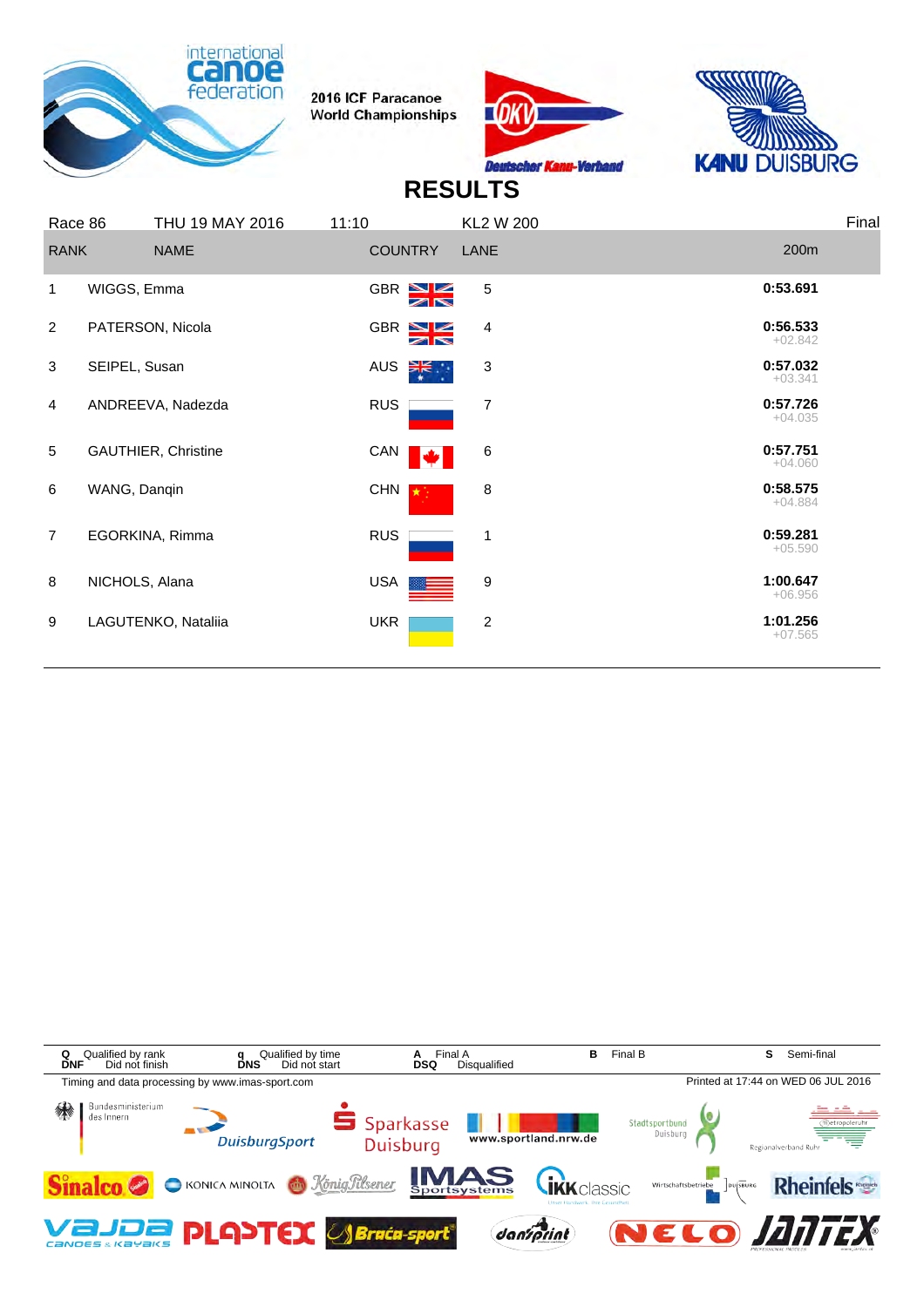2016 ICF Paracanoe World Championships

# RESULTS

| Race 86 | THU 19 MAY 2016 | 11:10 | KL2 W 200 | Final |
|---|---|---|---|---|
| **RANK** | **NAME** | **COUNTRY** | **LANE** | **200m** |
| 1 | WIGGS, Emma | GBR | 5 | **0:53.691** |
| 2 | PATERSON, Nicola | GBR | 4 | **0:56.533** +02.842 |
| 3 | SEIPEL, Susan | AUS | 3 | **0:57.032** +03.341 |
| 4 | ANDREEVA, Nadezda | RUS | 7 | **0:57.726** +04.035 |
| 5 | GAUTHIER, Christine | CAN | 6 | **0:57.751** +04.060 |
| 6 | WANG, Danqin | CHN | 8 | **0:58.575** +04.884 |
| 7 | EGORKINA, Rimma | RUS | 1 | **0:59.281** +05.590 |
| 8 | NICHOLS, Alana | USA | 9 | **1:00.647** +06.956 |
| 9 | LAGUTENKO, Nataliia | UKR | 2 | **1:01.256** +07.565 |

**Q** Qualified by rank **q** Qualified by time **A** Final A **B** Final B **S** Semi-final
**DNF** Did not finish **DNS** Did not start **DSQ** Disqualified

Timing and data processing by www.imas-sport.com

Printed at 17:44 on WED 06 JUL 2016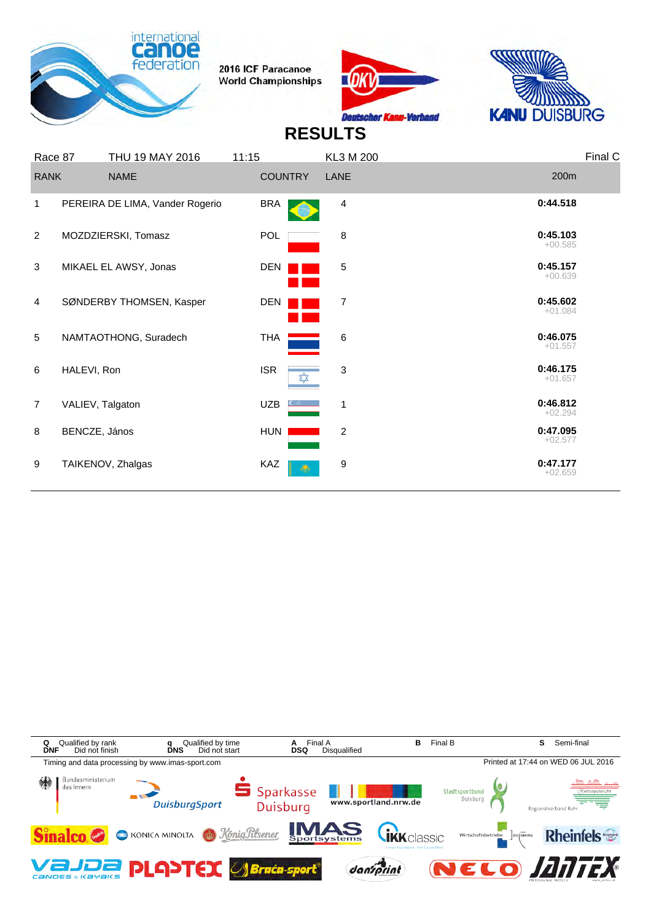2016 ICF Paracanoe World Championships

# RESULTS

| Race 87 | THU 19 MAY 2016 | 11:15 | KL3 M 200 | Final C |
|---|---|---|---|---|
| **RANK** | **NAME** | **COUNTRY** | **LANE** | **200m** |
| 1 | PEREIRA DE LIMA, Vander Rogerio | BRA | 4 | **0:44.518** |
| 2 | MOZDZIERSKI, Tomasz | POL | 8 | **0:45.103** +00.585 |
| 3 | MIKAEL EL AWSY, Jonas | DEN | 5 | **0:45.157** +00.639 |
| 4 | SØNDERBY THOMSEN, Kasper | DEN | 7 | **0:45.602** +01.084 |
| 5 | NAMTAOTHONG, Suradech | THA | 6 | **0:46.075** +01.557 |
| 6 | HALEVI, Ron | ISR | 3 | **0:46.175** +01.657 |
| 7 | VALIEV, Talgaton | UZB | 1 | **0:46.812** +02.294 |
| 8 | BENCZE, János | HUN | 2 | **0:47.095** +02.577 |
| 9 | TAIKENOV, Zhalgas | KAZ | 9 | **0:47.177** +02.659 |

**Q** Qualified by rank **q** Qualified by time **A** Final A **B** Final B **S** Semi-final
**DNF** Did not finish **DNS** Did not start **DSQ** Disqualified

Timing and data processing by www.imas-sport.com

Printed at 17:44 on WED 06 JUL 2016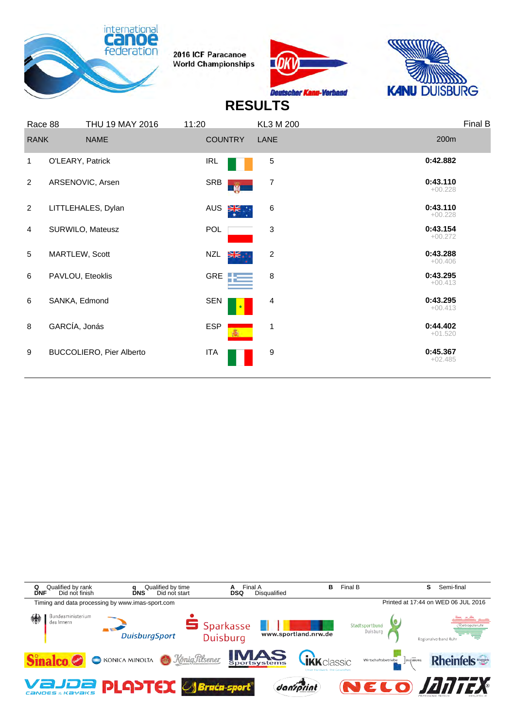2016 ICF Paracanoe World Championships

# RESULTS

| Race 88 | THU 19 MAY 2016 | 11:20 | KL3 M 200 | Final B |
|---|---|---|---|---|
| RANK | NAME | COUNTRY | LANE | 200m |
| 1 | O'LEARY, Patrick | IRL | 5 | 0:42.882 |
| 2 | ARSENOVIC, Arsen | SRB | 7 | 0:43.110 +00.228 |
| 2 | LITTLEHALES, Dylan | AUS | 6 | 0:43.110 +00.228 |
| 4 | SURWILO, Mateusz | POL | 3 | 0:43.154 +00.272 |
| 5 | MARTLEW, Scott | NZL | 2 | 0:43.288 +00.406 |
| 6 | PAVLOU, Eteoklis | GRE | 8 | 0:43.295 +00.413 |
| 6 | SANKA, Edmond | SEN | 4 | 0:43.295 +00.413 |
| 8 | GARCÍA, Jonás | ESP | 1 | 0:44.402 +01.520 |
| 9 | BUCCOLIERO, Pier Alberto | ITA | 9 | 0:45.367 +02.485 |

Q Qualified by rank, q Qualified by time, A Final A, B Final B, S Semi-final
DNF Did not finish, DNS Did not start, DSQ Disqualified

Timing and data processing by www.imas-sport.com

Printed at 17:44 on WED 06 JUL 2016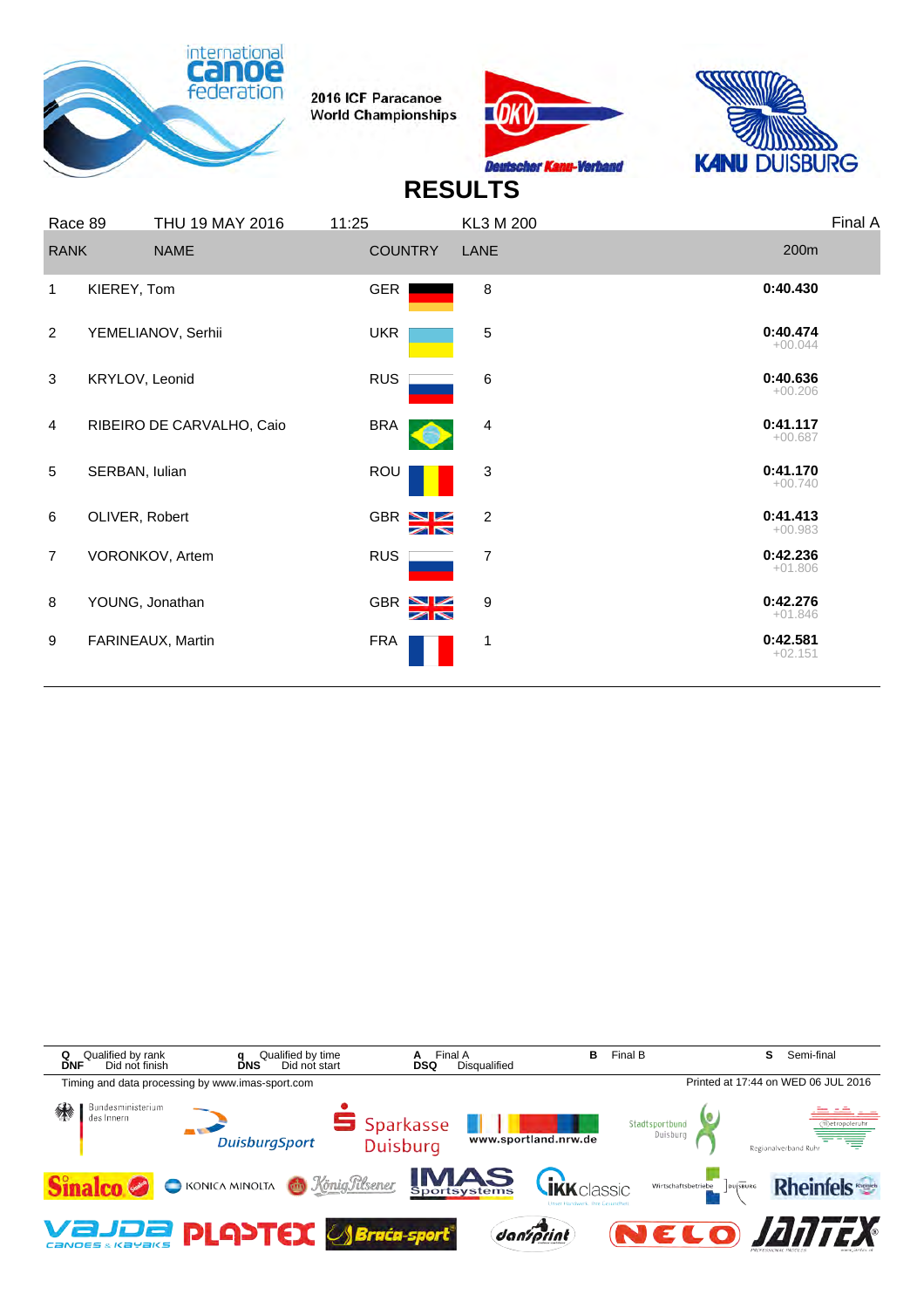2016 ICF Paracanoe World Championships

# RESULTS

| Race 89 | THU 19 MAY 2016 | 11:25 | KL3 M 200 | Final A |
|---|---|---|---|---|
| **RANK** | **NAME** | **COUNTRY** | **LANE** | **200m** |
| 1 | KIEREY, Tom | GER | 8 | **0:40.430** |
| 2 | YEMELIANOV, Serhii | UKR | 5 | **0:40.474** +00.044 |
| 3 | KRYLOV, Leonid | RUS | 6 | **0:40.636** +00.206 |
| 4 | RIBEIRO DE CARVALHO, Caio | BRA | 4 | **0:41.117** +00.687 |
| 5 | SERBAN, Iulian | ROU | 3 | **0:41.170** +00.740 |
| 6 | OLIVER, Robert | GBR | 2 | **0:41.413** +00.983 |
| 7 | VORONKOV, Artem | RUS | 7 | **0:42.236** +01.806 |
| 8 | YOUNG, Jonathan | GBR | 9 | **0:42.276** +01.846 |
| 9 | FARINEAUX, Martin | FRA | 1 | **0:42.581** +02.151 |

**Q** Qualified by rank **q** Qualified by time **A** Final A **B** Final B **S** Semi-final
**DNF** Did not finish **DNS** Did not start **DSQ** Disqualified

Timing and data processing by www.imas-sport.com

Printed at 17:44 on WED 06 JUL 2016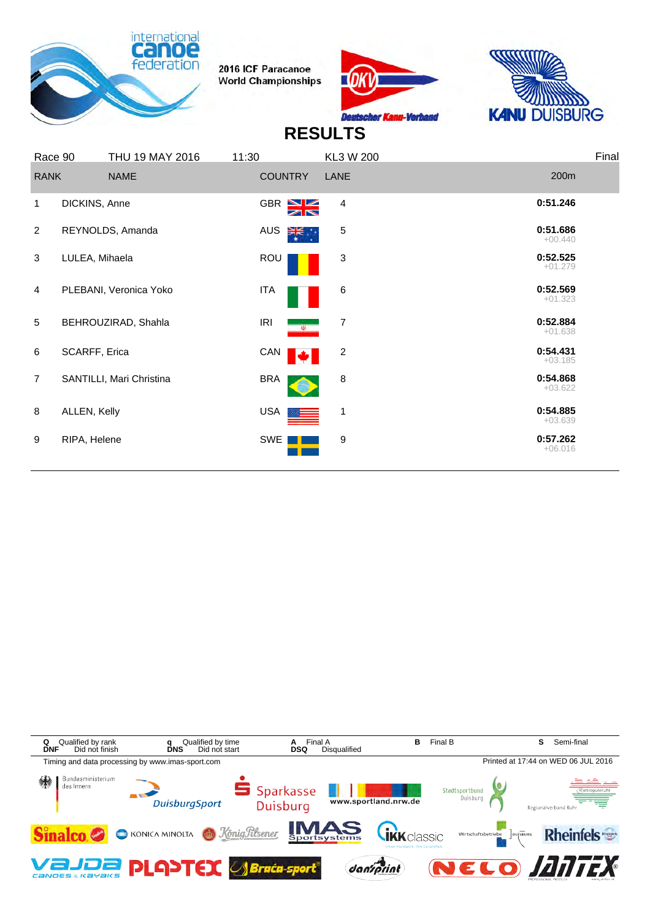2016 ICF Paracanoe World Championships

# RESULTS

| Race 90 | THU 19 MAY 2016 | 11:30 | KL3 W 200 | Final |
|---|---|---|---|---|
| **RANK** | **NAME** | **COUNTRY** | **LANE** | **200m** |
| 1 | DICKINS, Anne | GBR | 4 | **0:51.246** |
| 2 | REYNOLDS, Amanda | AUS | 5 | **0:51.686** +00.440 |
| 3 | LULEA, Mihaela | ROU | 3 | **0:52.525** +01.279 |
| 4 | PLEBANI, Veronica Yoko | ITA | 6 | **0:52.569** +01.323 |
| 5 | BEHROUZIRAD, Shahla | IRI | 7 | **0:52.884** +01.638 |
| 6 | SCARFF, Erica | CAN | 2 | **0:54.431** +03.185 |
| 7 | SANTILLI, Mari Christina | BRA | 8 | **0:54.868** +03.622 |
| 8 | ALLEN, Kelly | USA | 1 | **0:54.885** +03.639 |
| 9 | RIPA, Helene | SWE | 9 | **0:57.262** +06.016 |

**Q** Qualified by rank **q** Qualified by time **A** Final A **B** Final B **S** Semi-final
**DNF** Did not finish **DNS** Did not start **DSQ** Disqualified

Timing and data processing by www.imas-sport.com

Printed at 17:44 on WED 06 JUL 2016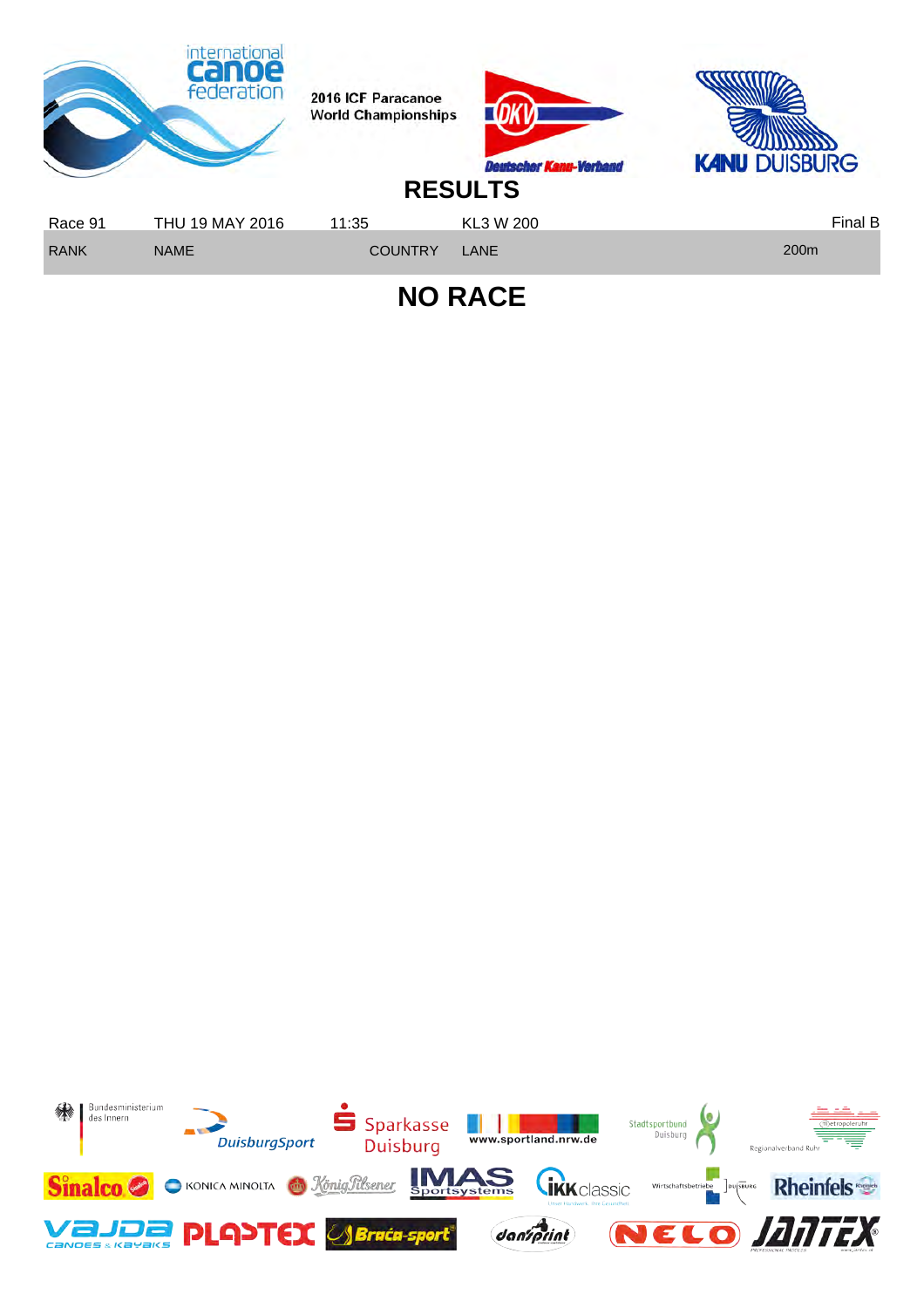2016 ICF Paracanoe World Championships

# RESULTS

| Race 91 | THU 19 MAY 2016 | 11:35 | KL3 W 200 | Final B |
|---|---|---|---|---|
| RANK | NAME | COUNTRY | LANE | 200m |

## NO RACE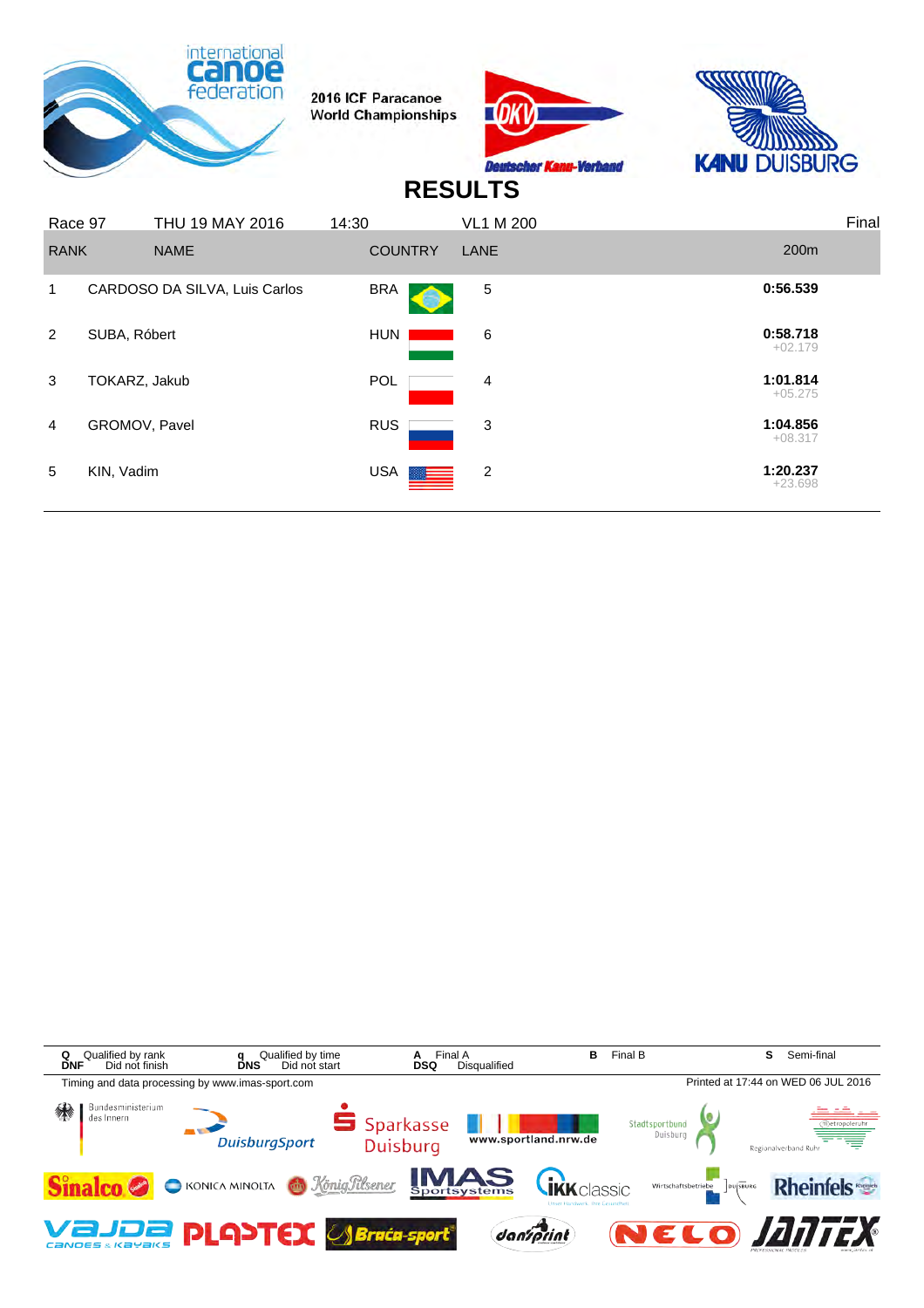2016 ICF Paracanoe World Championships

# RESULTS

| Race 97 | THU 19 MAY 2016 | 14:30 | VL1 M 200 | Final |
|---|---|---|---|---|
| **RANK** | **NAME** | **COUNTRY** | **LANE** | **200m** |
| 1 | CARDOSO DA SILVA, Luis Carlos | BRA | 5 | **0:56.539** |
| 2 | SUBA, Róbert | HUN | 6 | **0:58.718** +02.179 |
| 3 | TOKARZ, Jakub | POL | 4 | **1:01.814** +05.275 |
| 4 | GROMOV, Pavel | RUS | 3 | **1:04.856** +08.317 |
| 5 | KIN, Vadim | USA | 2 | **1:20.237** +23.698 |

**Q** Qualified by rank **q** Qualified by time **A** Final A **B** Final B **S** Semi-final
**DNF** Did not finish **DNS** Did not start **DSQ** Disqualified

Timing and data processing by www.imas-sport.com

Printed at 17:44 on WED 06 JUL 2016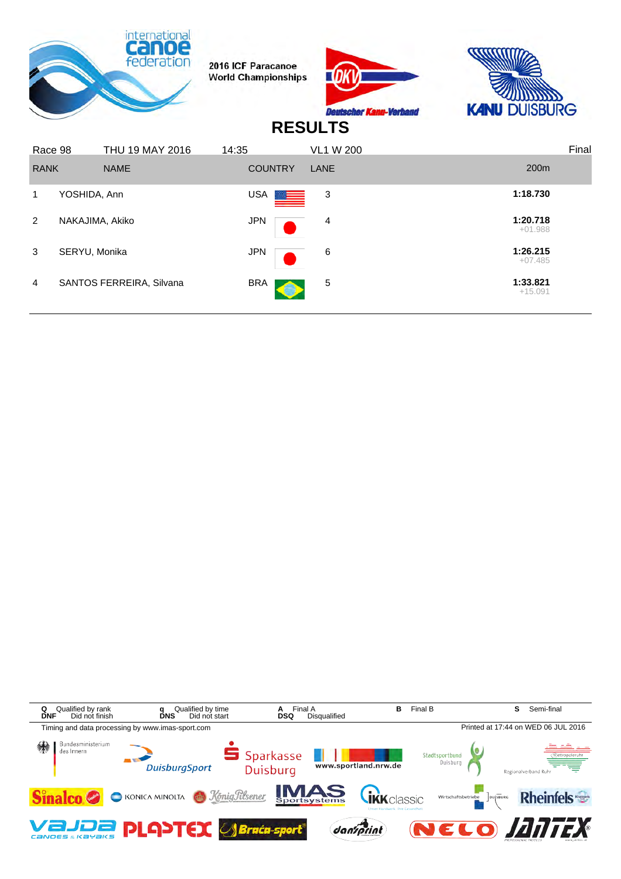2016 ICF Paracanoe World Championships

# RESULTS

| Race 98 | THU 19 MAY 2016 | 14:35 | VL1 W 200 | Final |
|---|---|---|---|---|
| **RANK** | **NAME** | **COUNTRY** | **LANE** | **200m** |
| 1 | YOSHIDA, Ann | USA | 3 | **1:18.730** |
| 2 | NAKAJIMA, Akiko | JPN | 4 | **1:20.718** +01.988 |
| 3 | SERYU, Monika | JPN | 6 | **1:26.215** +07.485 |
| 4 | SANTOS FERREIRA, Silvana | BRA | 5 | **1:33.821** +15.091 |

Q Qualified by rank — q Qualified by time — A Final A — B Final B — S Semi-final
DNF Did not finish — DNS Did not start — DSQ Disqualified

Timing and data processing by www.imas-sport.com

Printed at 17:44 on WED 06 JUL 2016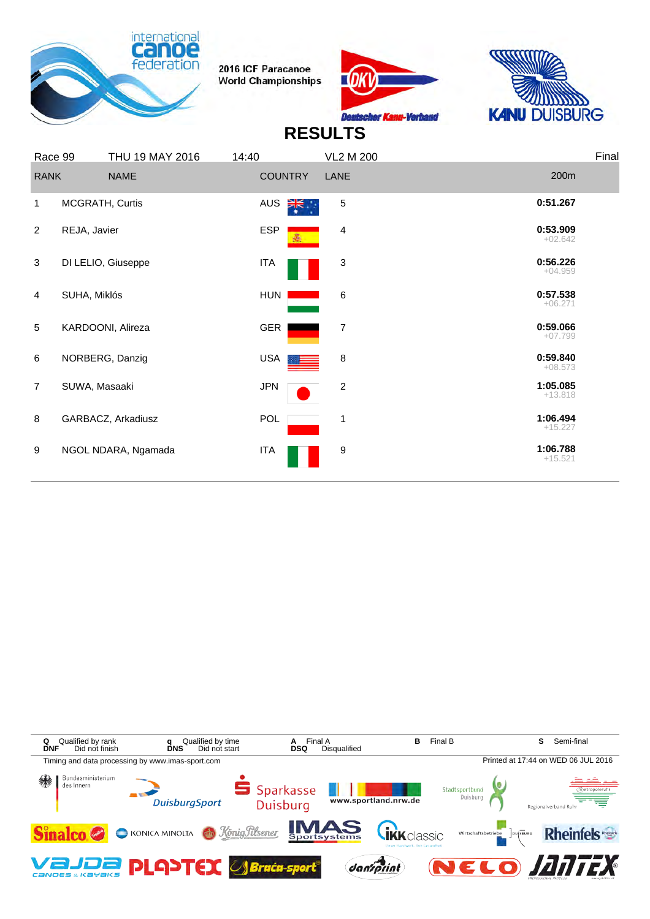2016 ICF Paracanoe World Championships

# RESULTS

| Race 99 | THU 19 MAY 2016 | 14:40 | VL2 M 200 | Final |
|---|---|---|---|---|
| **RANK** | **NAME** | **COUNTRY** | **LANE** | **200m** |
| 1 | MCGRATH, Curtis | AUS | 5 | 0:51.267 |
| 2 | REJA, Javier | ESP | 4 | 0:53.909 +02.642 |
| 3 | DI LELIO, Giuseppe | ITA | 3 | 0:56.226 +04.959 |
| 4 | SUHA, Miklós | HUN | 6 | 0:57.538 +06.271 |
| 5 | KARDOONI, Alireza | GER | 7 | 0:59.066 +07.799 |
| 6 | NORBERG, Danzig | USA | 8 | 0:59.840 +08.573 |
| 7 | SUWA, Masaaki | JPN | 2 | 1:05.085 +13.818 |
| 8 | GARBACZ, Arkadiusz | POL | 1 | 1:06.494 +15.227 |
| 9 | NGOL NDARA, Ngamada | ITA | 9 | 1:06.788 +15.521 |

Q Qualified by rank | q Qualified by time | A Final A | B Final B | S Semi-final
DNF Did not finish | DNS Did not start | DSQ Disqualified

Timing and data processing by www.imas-sport.com

Printed at 17:44 on WED 06 JUL 2016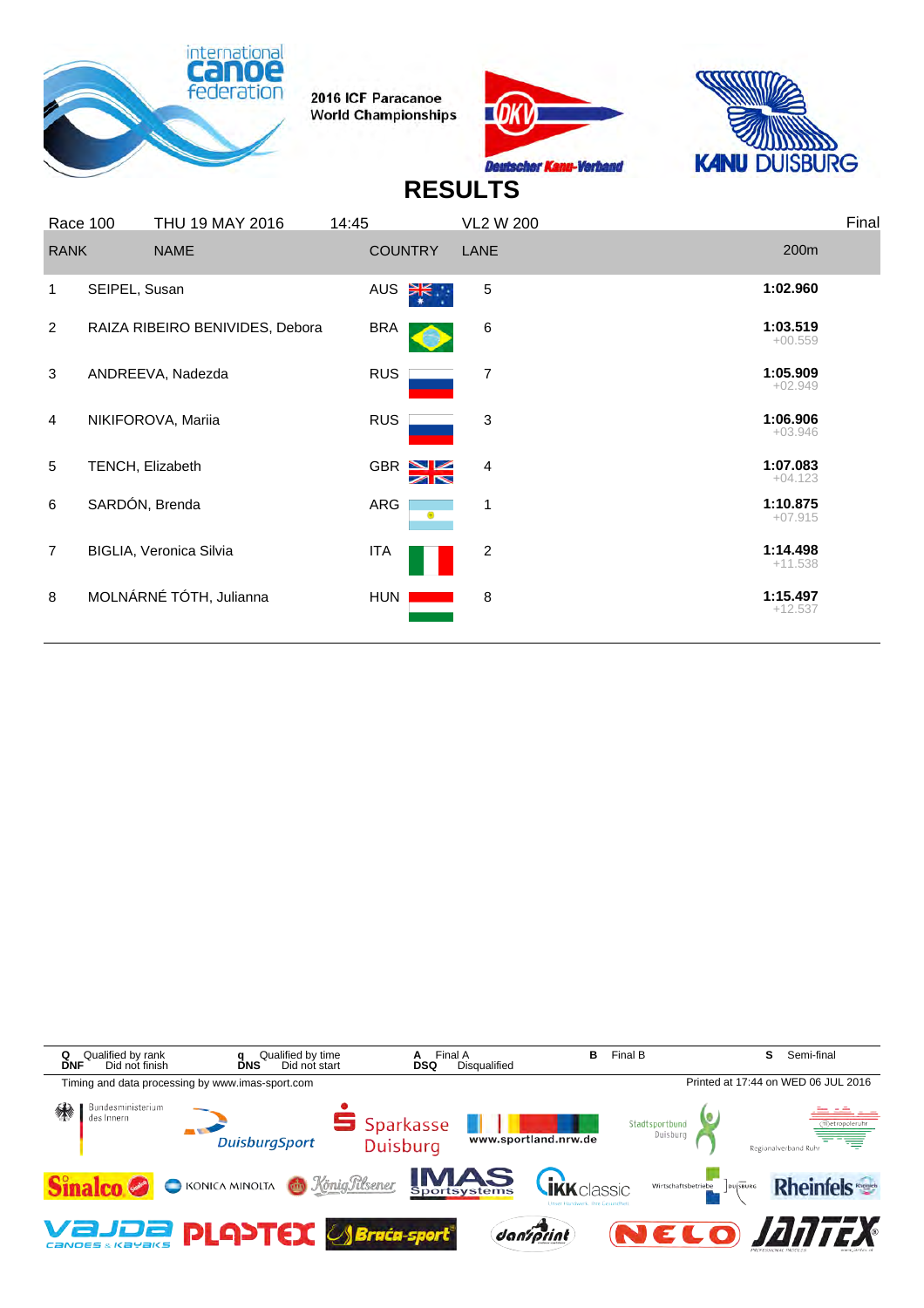2016 ICF Paracanoe World Championships

# RESULTS

| Race 100 | THU 19 MAY 2016 | 14:45 | VL2 W 200 | | Final |
|---|---|---|---|---|---|
| **RANK** | **NAME** | **COUNTRY** | **LANE** | | **200m** |
| 1 | SEIPEL, Susan | AUS | 5 | | **1:02.960** |
| 2 | RAIZA RIBEIRO BENIVIDES, Debora | BRA | 6 | | **1:03.519** +00.559 |
| 3 | ANDREEVA, Nadezda | RUS | 7 | | **1:05.909** +02.949 |
| 4 | NIKIFOROVA, Mariia | RUS | 3 | | **1:06.906** +03.946 |
| 5 | TENCH, Elizabeth | GBR | 4 | | **1:07.083** +04.123 |
| 6 | SARDÓN, Brenda | ARG | 1 | | **1:10.875** +07.915 |
| 7 | BIGLIA, Veronica Silvia | ITA | 2 | | **1:14.498** +11.538 |
| 8 | MOLNÁRNÉ TÓTH, Julianna | HUN | 8 | | **1:15.497** +12.537 |

**Q** Qualified by rank **q** Qualified by time **A** Final A **B** Final B **S** Semi-final
**DNF** Did not finish **DNS** Did not start **DSQ** Disqualified

Timing and data processing by www.imas-sport.com

Printed at 17:44 on WED 06 JUL 2016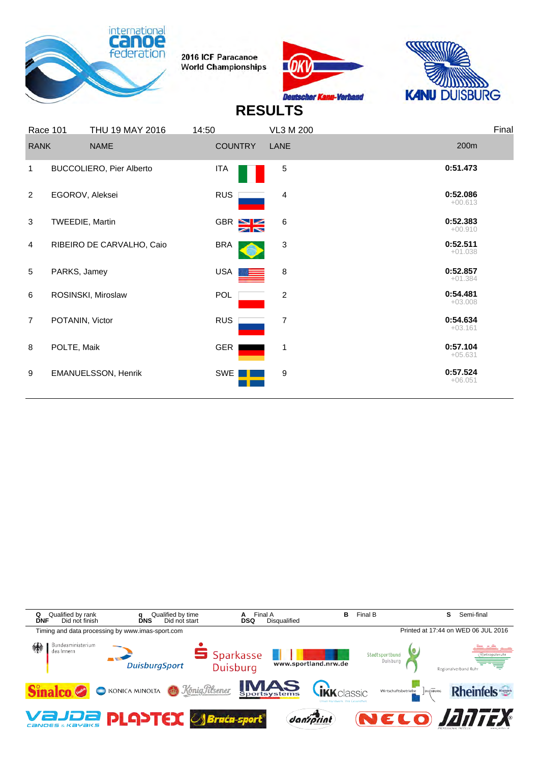2016 ICF Paracanoe World Championships

# RESULTS

| Race 101 | THU 19 MAY 2016 | 14:50 | VL3 M 200 | | Final |
|---|---|---|---|---|---|
| **RANK** | **NAME** | **COUNTRY** | **LANE** | | **200m** |
| 1 | BUCCOLIERO, Pier Alberto | ITA | 5 | | **0:51.473** |
| 2 | EGOROV, Aleksei | RUS | 4 | | **0:52.086** +00.613 |
| 3 | TWEEDIE, Martin | GBR | 6 | | **0:52.383** +00.910 |
| 4 | RIBEIRO DE CARVALHO, Caio | BRA | 3 | | **0:52.511** +01.038 |
| 5 | PARKS, Jamey | USA | 8 | | **0:52.857** +01.384 |
| 6 | ROSINSKI, Miroslaw | POL | 2 | | **0:54.481** +03.008 |
| 7 | POTANIN, Victor | RUS | 7 | | **0:54.634** +03.161 |
| 8 | POLTE, Maik | GER | 1 | | **0:57.104** +05.631 |
| 9 | EMANUELSSON, Henrik | SWE | 9 | | **0:57.524** +06.051 |

**Q** Qualified by rank **q** Qualified by time **A** Final A **B** Final B **S** Semi-final
**DNF** Did not finish **DNS** Did not start **DSQ** Disqualified

Timing and data processing by www.imas-sport.com

Printed at 17:44 on WED 06 JUL 2016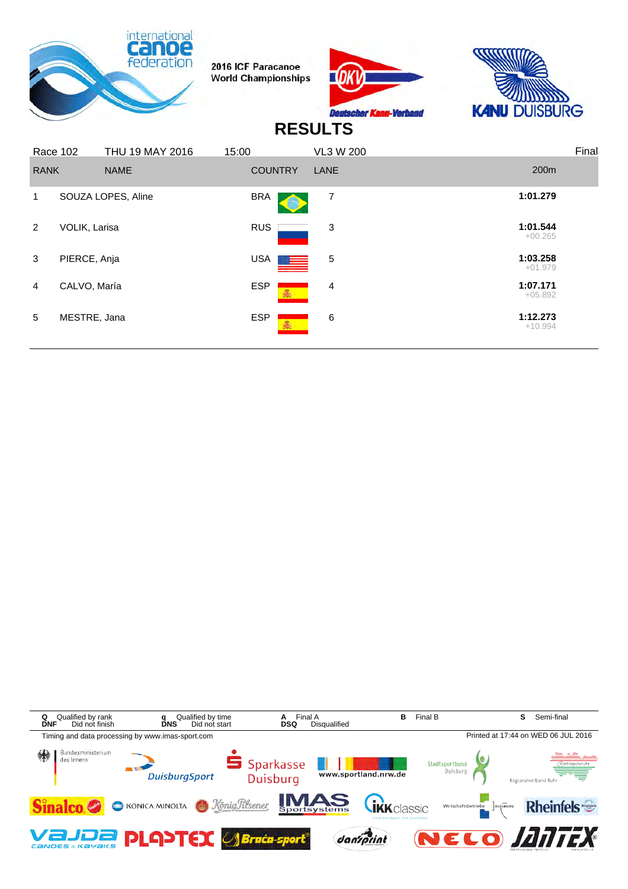2016 ICF Paracanoe World Championships

# RESULTS

Race 102 | THU 19 MAY 2016 | 15:00 | VL3 W 200 | Final

| RANK | NAME | COUNTRY | LANE | 200m |
|---|---|---|---|---|
| 1 | SOUZA LOPES, Aline | BRA | 7 | **1:01.279** |
| 2 | VOLIK, Larisa | RUS | 3 | **1:01.544** +00.265 |
| 3 | PIERCE, Anja | USA | 5 | **1:03.258** +01.979 |
| 4 | CALVO, María | ESP | 4 | **1:07.171** +05.892 |
| 5 | MESTRE, Jana | ESP | 6 | **1:12.273** +10.994 |

**Q** Qualified by rank **q** Qualified by time **A** Final A **B** Final B **S** Semi-final
**DNF** Did not finish **DNS** Did not start **DSQ** Disqualified

Timing and data processing by www.imas-sport.com

Printed at 17:44 on WED 06 JUL 2016